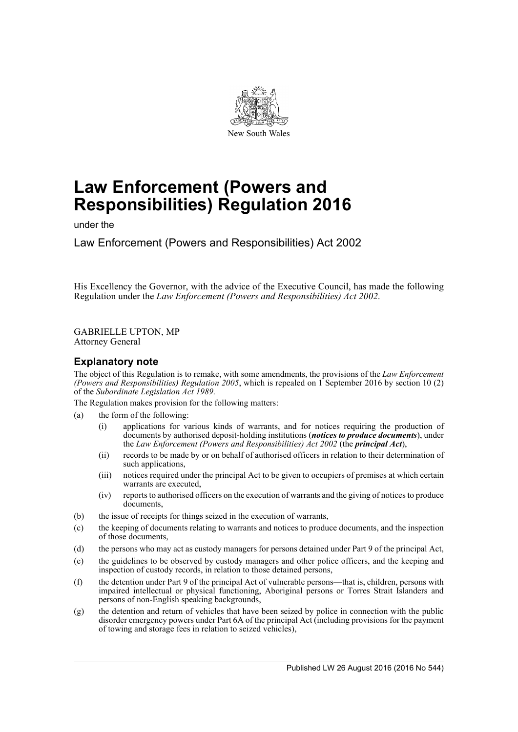New South Wales

# Law Enforcement (Powers and Responsibilities) Regulation 2016

under the

## Law Enforcement (Powers and Responsibilities) Act 2002

His Excellency the Governor, with the advice of the Executive Council, has made the following Regulation under the *Law Enforcement (Powers and Responsibilities) Act 2002*.

GABRIELLE UPTON, MP
Attorney General

## Explanatory note

The object of this Regulation is to remake, with some amendments, the provisions of the *Law Enforcement (Powers and Responsibilities) Regulation 2005*, which is repealed on 1 September 2016 by section 10 (2) of the *Subordinate Legislation Act 1989*.

The Regulation makes provision for the following matters:

(a) the form of the following:
  - (i) applications for various kinds of warrants, and for notices requiring the production of documents by authorised deposit-holding institutions (***notices to produce documents***), under the *Law Enforcement (Powers and Responsibilities) Act 2002* (the ***principal Act***),
  - (ii) records to be made by or on behalf of authorised officers in relation to their determination of such applications,
  - (iii) notices required under the principal Act to be given to occupiers of premises at which certain warrants are executed,
  - (iv) reports to authorised officers on the execution of warrants and the giving of notices to produce documents,

(b) the issue of receipts for things seized in the execution of warrants,

(c) the keeping of documents relating to warrants and notices to produce documents, and the inspection of those documents,

(d) the persons who may act as custody managers for persons detained under Part 9 of the principal Act,

(e) the guidelines to be observed by custody managers and other police officers, and the keeping and inspection of custody records, in relation to those detained persons,

(f) the detention under Part 9 of the principal Act of vulnerable persons—that is, children, persons with impaired intellectual or physical functioning, Aboriginal persons or Torres Strait Islanders and persons of non-English speaking backgrounds,

(g) the detention and return of vehicles that have been seized by police in connection with the public disorder emergency powers under Part 6A of the principal Act (including provisions for the payment of towing and storage fees in relation to seized vehicles),

Published LW 26 August 2016 (2016 No 544)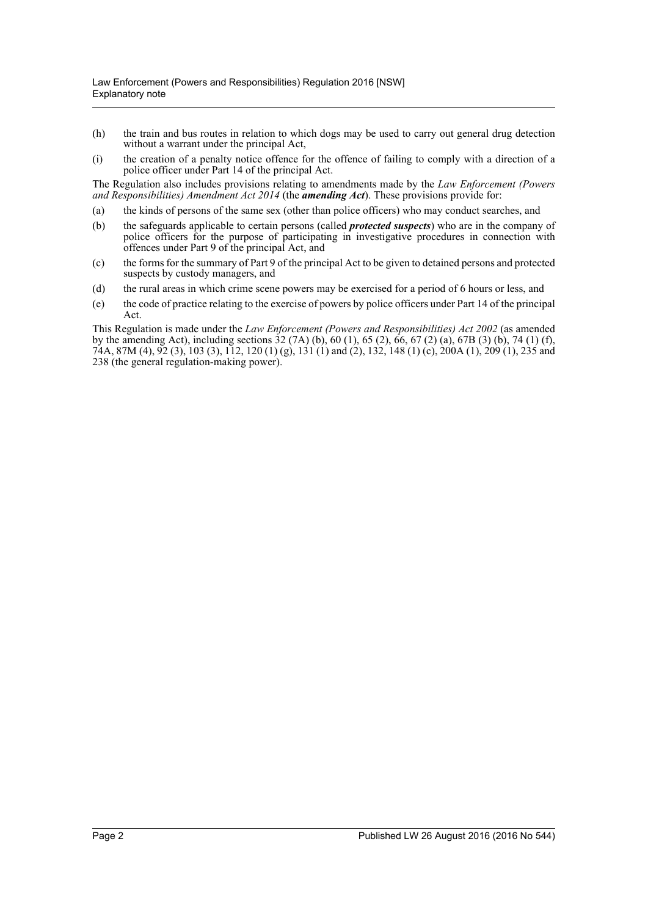(h) the train and bus routes in relation to which dogs may be used to carry out general drug detection without a warrant under the principal Act,

(i) the creation of a penalty notice offence for the offence of failing to comply with a direction of a police officer under Part 14 of the principal Act.

The Regulation also includes provisions relating to amendments made by the *Law Enforcement (Powers and Responsibilities) Amendment Act 2014* (the ***amending Act***). These provisions provide for:

(a) the kinds of persons of the same sex (other than police officers) who may conduct searches, and

(b) the safeguards applicable to certain persons (called ***protected suspects***) who are in the company of police officers for the purpose of participating in investigative procedures in connection with offences under Part 9 of the principal Act, and

(c) the forms for the summary of Part 9 of the principal Act to be given to detained persons and protected suspects by custody managers, and

(d) the rural areas in which crime scene powers may be exercised for a period of 6 hours or less, and

(e) the code of practice relating to the exercise of powers by police officers under Part 14 of the principal Act.

This Regulation is made under the *Law Enforcement (Powers and Responsibilities) Act 2002* (as amended by the amending Act), including sections 32 (7A) (b), 60 (1), 65 (2), 66, 67 (2) (a), 67B (3) (b), 74 (1) (f), 74A, 87M (4), 92 (3), 103 (3), 112, 120 (1) (g), 131 (1) and (2), 132, 148 (1) (c), 200A (1), 209 (1), 235 and 238 (the general regulation-making power).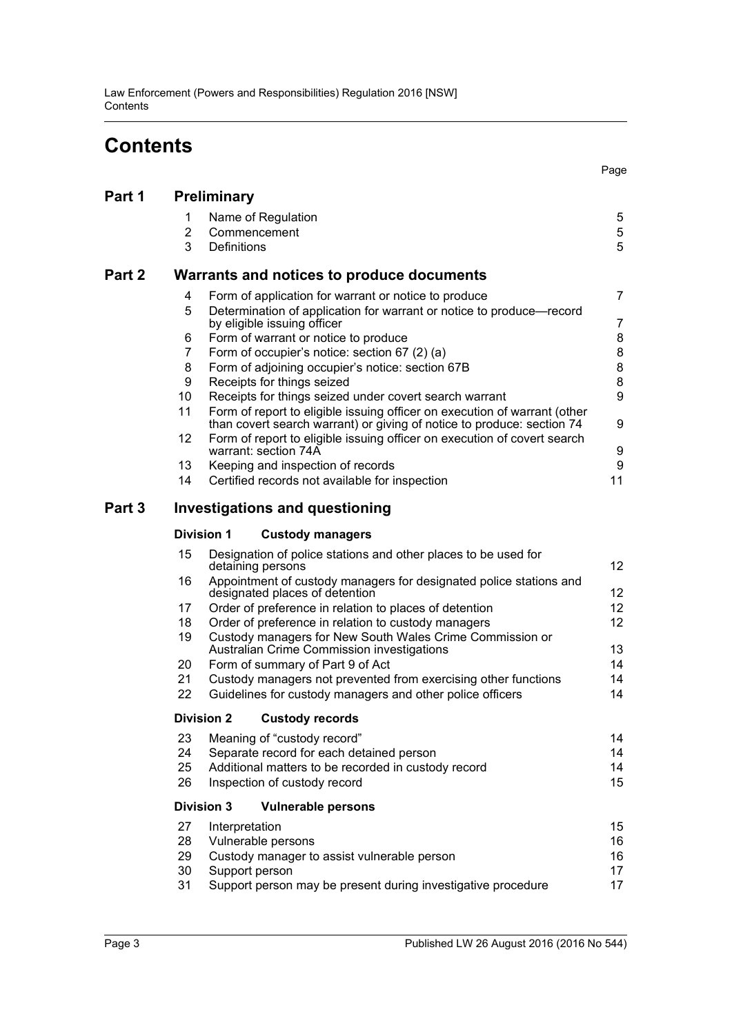# Contents

Page

## Part 1 Preliminary

| | | |
|---|---|---|
| 1 | Name of Regulation | 5 |
| 2 | Commencement | 5 |
| 3 | Definitions | 5 |

## Part 2 Warrants and notices to produce documents

| | | |
|---|---|---|
| 4 | Form of application for warrant or notice to produce | 7 |
| 5 | Determination of application for warrant or notice to produce—record by eligible issuing officer | 7 |
| 6 | Form of warrant or notice to produce | 8 |
| 7 | Form of occupier's notice: section 67 (2) (a) | 8 |
| 8 | Form of adjoining occupier's notice: section 67B | 8 |
| 9 | Receipts for things seized | 8 |
| 10 | Receipts for things seized under covert search warrant | 9 |
| 11 | Form of report to eligible issuing officer on execution of warrant (other than covert search warrant) or giving of notice to produce: section 74 | 9 |
| 12 | Form of report to eligible issuing officer on execution of covert search warrant: section 74A | 9 |
| 13 | Keeping and inspection of records | 9 |
| 14 | Certified records not available for inspection | 11 |

## Part 3 Investigations and questioning

### Division 1 Custody managers

| | | |
|---|---|---|
| 15 | Designation of police stations and other places to be used for detaining persons | 12 |
| 16 | Appointment of custody managers for designated police stations and designated places of detention | 12 |
| 17 | Order of preference in relation to places of detention | 12 |
| 18 | Order of preference in relation to custody managers | 12 |
| 19 | Custody managers for New South Wales Crime Commission or Australian Crime Commission investigations | 13 |
| 20 | Form of summary of Part 9 of Act | 14 |
| 21 | Custody managers not prevented from exercising other functions | 14 |
| 22 | Guidelines for custody managers and other police officers | 14 |

### Division 2 Custody records

| | | |
|---|---|---|
| 23 | Meaning of "custody record" | 14 |
| 24 | Separate record for each detained person | 14 |
| 25 | Additional matters to be recorded in custody record | 14 |
| 26 | Inspection of custody record | 15 |

### Division 3 Vulnerable persons

| | | |
|---|---|---|
| 27 | Interpretation | 15 |
| 28 | Vulnerable persons | 16 |
| 29 | Custody manager to assist vulnerable person | 16 |
| 30 | Support person | 17 |
| 31 | Support person may be present during investigative procedure | 17 |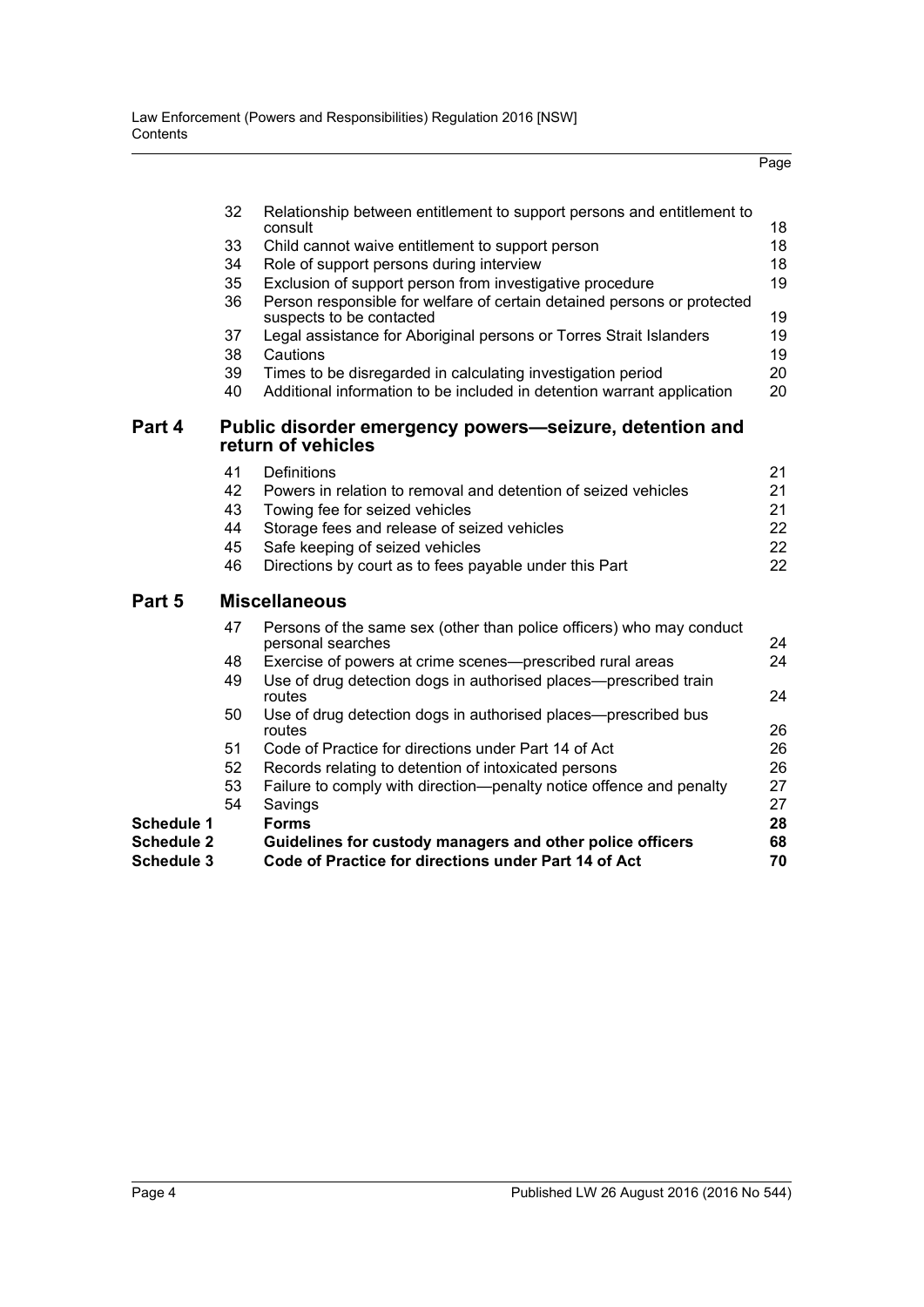| | | | Page |
|---|---|---|---|
| | 32 | Relationship between entitlement to support persons and entitlement to consult | 18 |
| | 33 | Child cannot waive entitlement to support person | 18 |
| | 34 | Role of support persons during interview | 18 |
| | 35 | Exclusion of support person from investigative procedure | 19 |
| | 36 | Person responsible for welfare of certain detained persons or protected suspects to be contacted | 19 |
| | 37 | Legal assistance for Aboriginal persons or Torres Strait Islanders | 19 |
| | 38 | Cautions | 19 |
| | 39 | Times to be disregarded in calculating investigation period | 20 |
| | 40 | Additional information to be included in detention warrant application | 20 |
| **Part 4** | | **Public disorder emergency powers—seizure, detention and return of vehicles** | |
| | 41 | Definitions | 21 |
| | 42 | Powers in relation to removal and detention of seized vehicles | 21 |
| | 43 | Towing fee for seized vehicles | 21 |
| | 44 | Storage fees and release of seized vehicles | 22 |
| | 45 | Safe keeping of seized vehicles | 22 |
| | 46 | Directions by court as to fees payable under this Part | 22 |
| **Part 5** | | **Miscellaneous** | |
| | 47 | Persons of the same sex (other than police officers) who may conduct personal searches | 24 |
| | 48 | Exercise of powers at crime scenes—prescribed rural areas | 24 |
| | 49 | Use of drug detection dogs in authorised places—prescribed train routes | 24 |
| | 50 | Use of drug detection dogs in authorised places—prescribed bus routes | 26 |
| | 51 | Code of Practice for directions under Part 14 of Act | 26 |
| | 52 | Records relating to detention of intoxicated persons | 26 |
| | 53 | Failure to comply with direction—penalty notice offence and penalty | 27 |
| | 54 | Savings | 27 |
| **Schedule 1** | | **Forms** | **28** |
| **Schedule 2** | | **Guidelines for custody managers and other police officers** | **68** |
| **Schedule 3** | | **Code of Practice for directions under Part 14 of Act** | **70** |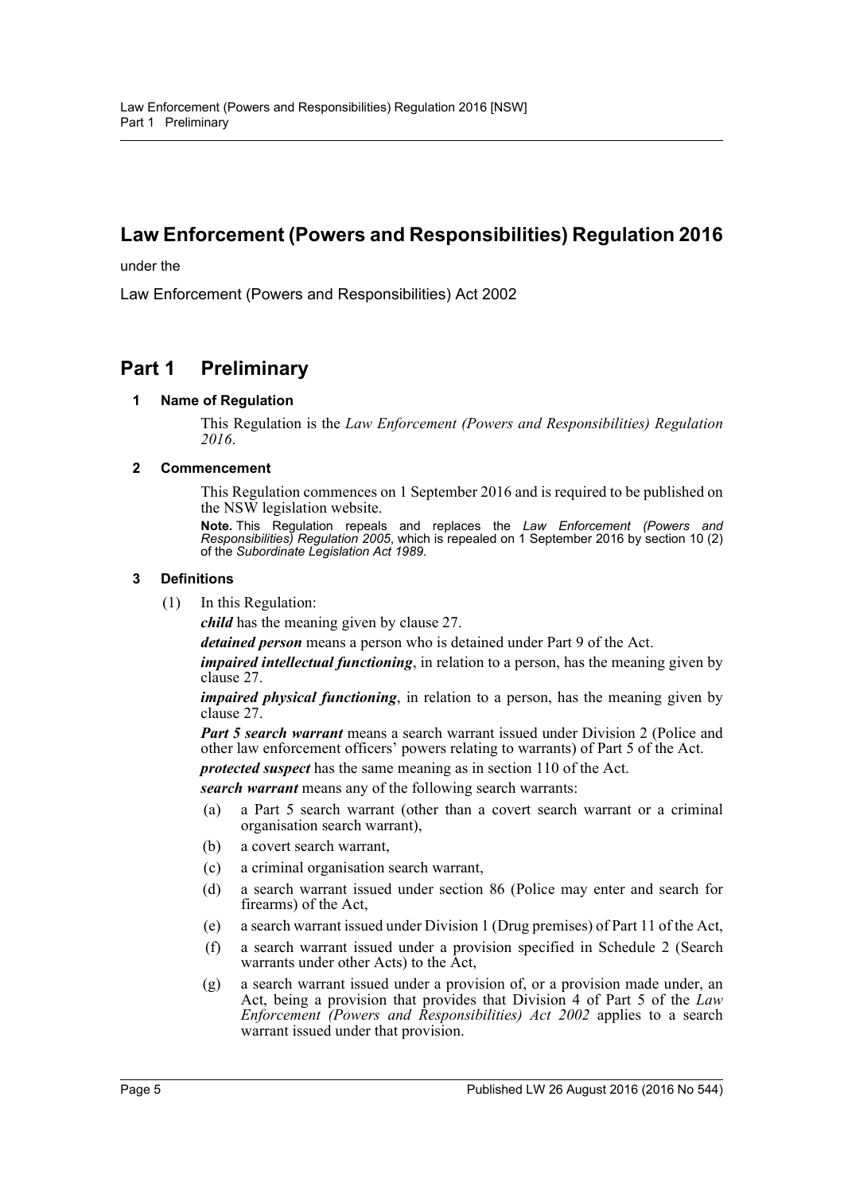# Law Enforcement (Powers and Responsibilities) Regulation 2016

under the

Law Enforcement (Powers and Responsibilities) Act 2002

## Part 1 Preliminary

### 1 Name of Regulation

This Regulation is the *Law Enforcement (Powers and Responsibilities) Regulation 2016*.

### 2 Commencement

This Regulation commences on 1 September 2016 and is required to be published on the NSW legislation website.

**Note.** This Regulation repeals and replaces the *Law Enforcement (Powers and Responsibilities) Regulation 2005*, which is repealed on 1 September 2016 by section 10 (2) of the *Subordinate Legislation Act 1989*.

### 3 Definitions

(1) In this Regulation:

***child*** has the meaning given by clause 27.

***detained person*** means a person who is detained under Part 9 of the Act.

***impaired intellectual functioning***, in relation to a person, has the meaning given by clause 27.

***impaired physical functioning***, in relation to a person, has the meaning given by clause 27.

***Part 5 search warrant*** means a search warrant issued under Division 2 (Police and other law enforcement officers' powers relating to warrants) of Part 5 of the Act.

***protected suspect*** has the same meaning as in section 110 of the Act.

***search warrant*** means any of the following search warrants:

(a) a Part 5 search warrant (other than a covert search warrant or a criminal organisation search warrant),

(b) a covert search warrant,

(c) a criminal organisation search warrant,

(d) a search warrant issued under section 86 (Police may enter and search for firearms) of the Act,

(e) a search warrant issued under Division 1 (Drug premises) of Part 11 of the Act,

(f) a search warrant issued under a provision specified in Schedule 2 (Search warrants under other Acts) to the Act,

(g) a search warrant issued under a provision of, or a provision made under, an Act, being a provision that provides that Division 4 of Part 5 of the *Law Enforcement (Powers and Responsibilities) Act 2002* applies to a search warrant issued under that provision.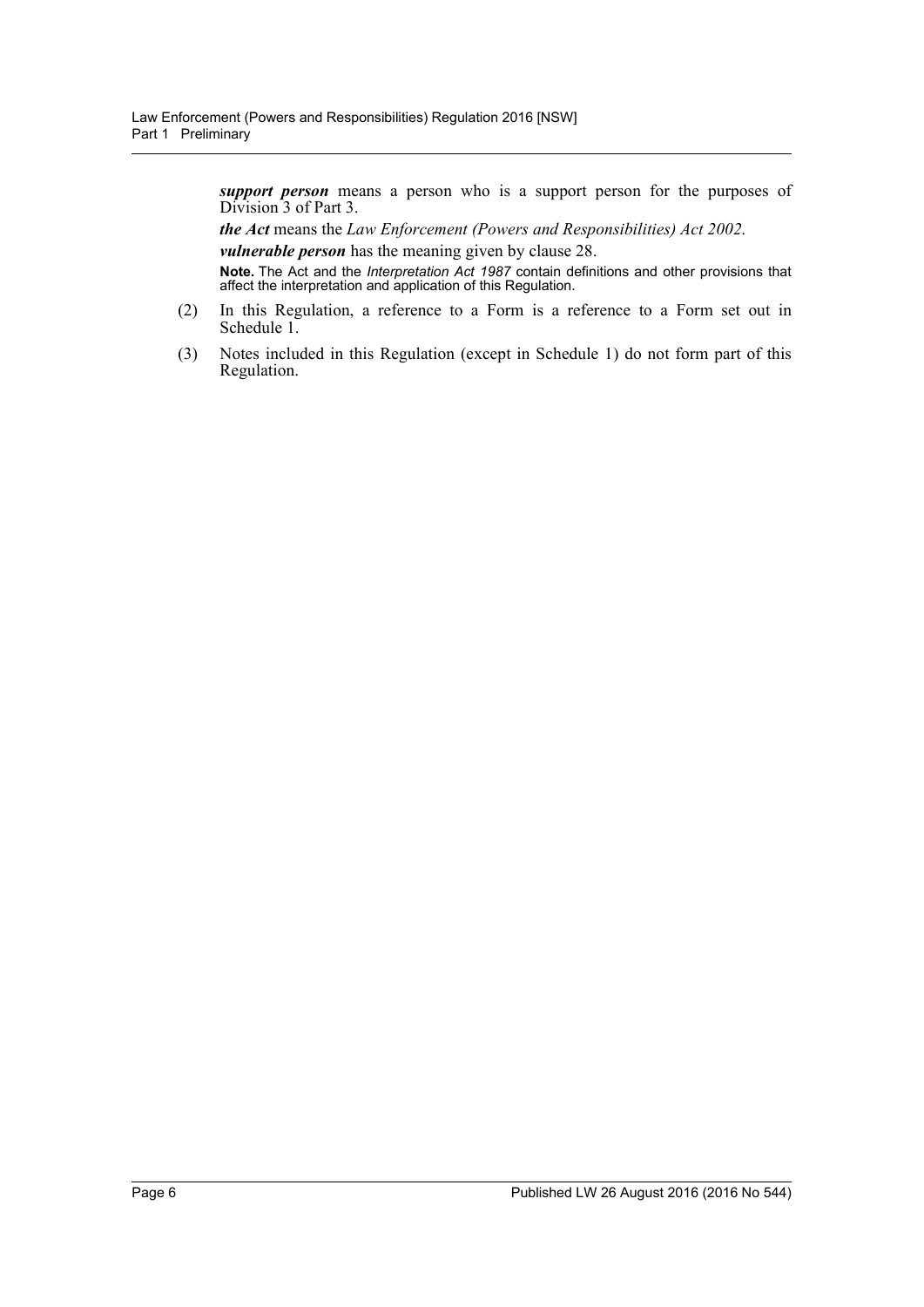***support person*** means a person who is a support person for the purposes of Division 3 of Part 3.

***the Act*** means the *Law Enforcement (Powers and Responsibilities) Act 2002*.

***vulnerable person*** has the meaning given by clause 28.

**Note.** The Act and the *Interpretation Act 1987* contain definitions and other provisions that affect the interpretation and application of this Regulation.

(2) In this Regulation, a reference to a Form is a reference to a Form set out in Schedule 1.

(3) Notes included in this Regulation (except in Schedule 1) do not form part of this Regulation.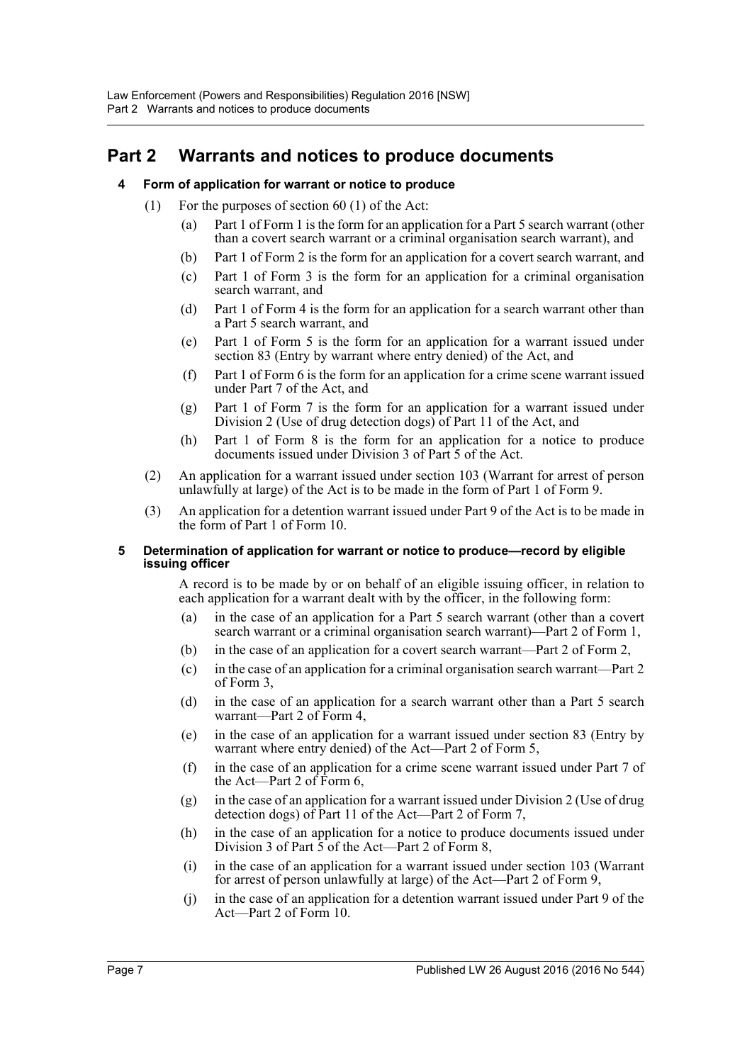# Part 2 Warrants and notices to produce documents

## 4 Form of application for warrant or notice to produce

(1) For the purposes of section 60 (1) of the Act:

(a) Part 1 of Form 1 is the form for an application for a Part 5 search warrant (other than a covert search warrant or a criminal organisation search warrant), and

(b) Part 1 of Form 2 is the form for an application for a covert search warrant, and

(c) Part 1 of Form 3 is the form for an application for a criminal organisation search warrant, and

(d) Part 1 of Form 4 is the form for an application for a search warrant other than a Part 5 search warrant, and

(e) Part 1 of Form 5 is the form for an application for a warrant issued under section 83 (Entry by warrant where entry denied) of the Act, and

(f) Part 1 of Form 6 is the form for an application for a crime scene warrant issued under Part 7 of the Act, and

(g) Part 1 of Form 7 is the form for an application for a warrant issued under Division 2 (Use of drug detection dogs) of Part 11 of the Act, and

(h) Part 1 of Form 8 is the form for an application for a notice to produce documents issued under Division 3 of Part 5 of the Act.

(2) An application for a warrant issued under section 103 (Warrant for arrest of person unlawfully at large) of the Act is to be made in the form of Part 1 of Form 9.

(3) An application for a detention warrant issued under Part 9 of the Act is to be made in the form of Part 1 of Form 10.

## 5 Determination of application for warrant or notice to produce—record by eligible issuing officer

A record is to be made by or on behalf of an eligible issuing officer, in relation to each application for a warrant dealt with by the officer, in the following form:

(a) in the case of an application for a Part 5 search warrant (other than a covert search warrant or a criminal organisation search warrant)—Part 2 of Form 1,

(b) in the case of an application for a covert search warrant—Part 2 of Form 2,

(c) in the case of an application for a criminal organisation search warrant—Part 2 of Form 3,

(d) in the case of an application for a search warrant other than a Part 5 search warrant—Part 2 of Form 4,

(e) in the case of an application for a warrant issued under section 83 (Entry by warrant where entry denied) of the Act—Part 2 of Form 5,

(f) in the case of an application for a crime scene warrant issued under Part 7 of the Act—Part 2 of Form 6,

(g) in the case of an application for a warrant issued under Division 2 (Use of drug detection dogs) of Part 11 of the Act—Part 2 of Form 7,

(h) in the case of an application for a notice to produce documents issued under Division 3 of Part 5 of the Act—Part 2 of Form 8,

(i) in the case of an application for a warrant issued under section 103 (Warrant for arrest of person unlawfully at large) of the Act—Part 2 of Form 9,

(j) in the case of an application for a detention warrant issued under Part 9 of the Act—Part 2 of Form 10.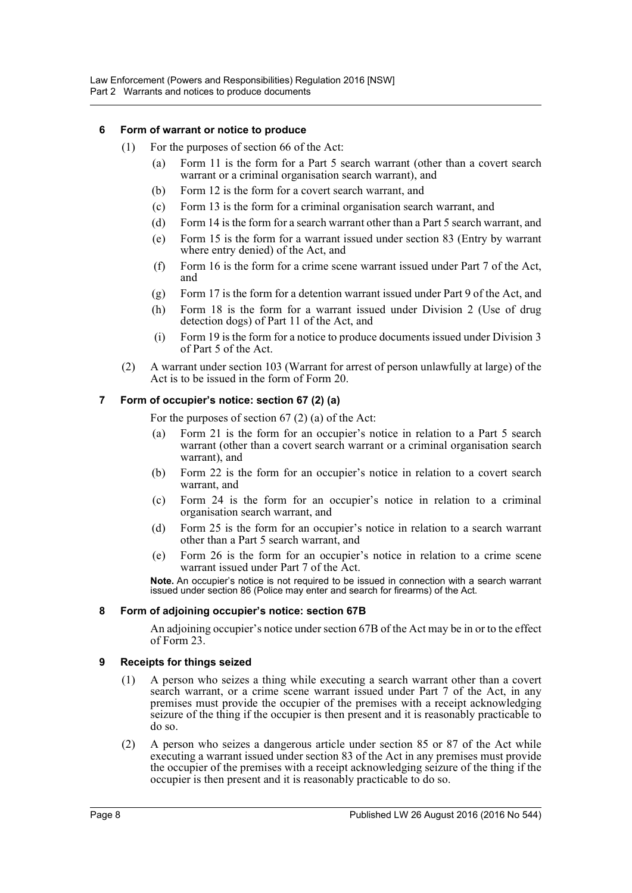### 6 Form of warrant or notice to produce

(1) For the purposes of section 66 of the Act:

- (a) Form 11 is the form for a Part 5 search warrant (other than a covert search warrant or a criminal organisation search warrant), and
- (b) Form 12 is the form for a covert search warrant, and
- (c) Form 13 is the form for a criminal organisation search warrant, and
- (d) Form 14 is the form for a search warrant other than a Part 5 search warrant, and
- (e) Form 15 is the form for a warrant issued under section 83 (Entry by warrant where entry denied) of the Act, and
- (f) Form 16 is the form for a crime scene warrant issued under Part 7 of the Act, and
- (g) Form 17 is the form for a detention warrant issued under Part 9 of the Act, and
- (h) Form 18 is the form for a warrant issued under Division 2 (Use of drug detection dogs) of Part 11 of the Act, and
- (i) Form 19 is the form for a notice to produce documents issued under Division 3 of Part 5 of the Act.

(2) A warrant under section 103 (Warrant for arrest of person unlawfully at large) of the Act is to be issued in the form of Form 20.

### 7 Form of occupier's notice: section 67 (2) (a)

For the purposes of section 67 (2) (a) of the Act:

- (a) Form 21 is the form for an occupier's notice in relation to a Part 5 search warrant (other than a covert search warrant or a criminal organisation search warrant), and
- (b) Form 22 is the form for an occupier's notice in relation to a covert search warrant, and
- (c) Form 24 is the form for an occupier's notice in relation to a criminal organisation search warrant, and
- (d) Form 25 is the form for an occupier's notice in relation to a search warrant other than a Part 5 search warrant, and
- (e) Form 26 is the form for an occupier's notice in relation to a crime scene warrant issued under Part 7 of the Act.

**Note.** An occupier's notice is not required to be issued in connection with a search warrant issued under section 86 (Police may enter and search for firearms) of the Act.

### 8 Form of adjoining occupier's notice: section 67B

An adjoining occupier's notice under section 67B of the Act may be in or to the effect of Form 23.

### 9 Receipts for things seized

(1) A person who seizes a thing while executing a search warrant other than a covert search warrant, or a crime scene warrant issued under Part 7 of the Act, in any premises must provide the occupier of the premises with a receipt acknowledging seizure of the thing if the occupier is then present and it is reasonably practicable to do so.

(2) A person who seizes a dangerous article under section 85 or 87 of the Act while executing a warrant issued under section 83 of the Act in any premises must provide the occupier of the premises with a receipt acknowledging seizure of the thing if the occupier is then present and it is reasonably practicable to do so.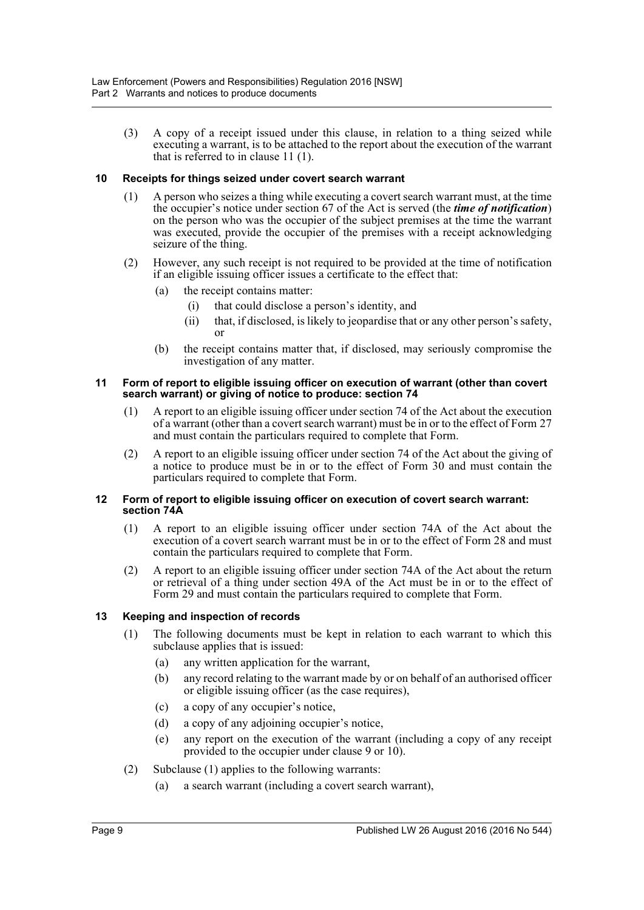(3) A copy of a receipt issued under this clause, in relation to a thing seized while executing a warrant, is to be attached to the report about the execution of the warrant that is referred to in clause 11 (1).

### 10 Receipts for things seized under covert search warrant

(1) A person who seizes a thing while executing a covert search warrant must, at the time the occupier's notice under section 67 of the Act is served (the ***time of notification***) on the person who was the occupier of the subject premises at the time the warrant was executed, provide the occupier of the premises with a receipt acknowledging seizure of the thing.

(2) However, any such receipt is not required to be provided at the time of notification if an eligible issuing officer issues a certificate to the effect that:

- (a) the receipt contains matter:
  - (i) that could disclose a person's identity, and
  - (ii) that, if disclosed, is likely to jeopardise that or any other person's safety, or
- (b) the receipt contains matter that, if disclosed, may seriously compromise the investigation of any matter.

### 11 Form of report to eligible issuing officer on execution of warrant (other than covert search warrant) or giving of notice to produce: section 74

(1) A report to an eligible issuing officer under section 74 of the Act about the execution of a warrant (other than a covert search warrant) must be in or to the effect of Form 27 and must contain the particulars required to complete that Form.

(2) A report to an eligible issuing officer under section 74 of the Act about the giving of a notice to produce must be in or to the effect of Form 30 and must contain the particulars required to complete that Form.

### 12 Form of report to eligible issuing officer on execution of covert search warrant: section 74A

(1) A report to an eligible issuing officer under section 74A of the Act about the execution of a covert search warrant must be in or to the effect of Form 28 and must contain the particulars required to complete that Form.

(2) A report to an eligible issuing officer under section 74A of the Act about the return or retrieval of a thing under section 49A of the Act must be in or to the effect of Form 29 and must contain the particulars required to complete that Form.

### 13 Keeping and inspection of records

(1) The following documents must be kept in relation to each warrant to which this subclause applies that is issued:

- (a) any written application for the warrant,
- (b) any record relating to the warrant made by or on behalf of an authorised officer or eligible issuing officer (as the case requires),
- (c) a copy of any occupier's notice,
- (d) a copy of any adjoining occupier's notice,
- (e) any report on the execution of the warrant (including a copy of any receipt provided to the occupier under clause 9 or 10).

(2) Subclause (1) applies to the following warrants:

- (a) a search warrant (including a covert search warrant),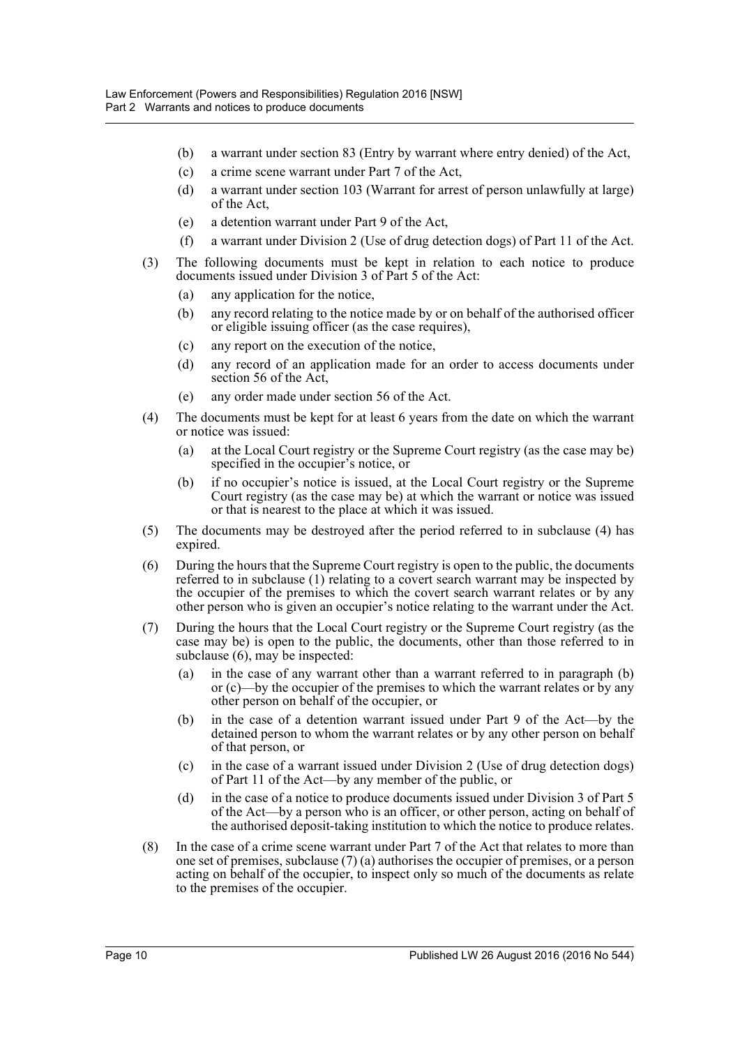- (b) a warrant under section 83 (Entry by warrant where entry denied) of the Act,
- (c) a crime scene warrant under Part 7 of the Act,
- (d) a warrant under section 103 (Warrant for arrest of person unlawfully at large) of the Act,
- (e) a detention warrant under Part 9 of the Act,
- (f) a warrant under Division 2 (Use of drug detection dogs) of Part 11 of the Act.

(3) The following documents must be kept in relation to each notice to produce documents issued under Division 3 of Part 5 of the Act:

- (a) any application for the notice,
- (b) any record relating to the notice made by or on behalf of the authorised officer or eligible issuing officer (as the case requires),
- (c) any report on the execution of the notice,
- (d) any record of an application made for an order to access documents under section 56 of the Act,
- (e) any order made under section 56 of the Act.

(4) The documents must be kept for at least 6 years from the date on which the warrant or notice was issued:

- (a) at the Local Court registry or the Supreme Court registry (as the case may be) specified in the occupier's notice, or
- (b) if no occupier's notice is issued, at the Local Court registry or the Supreme Court registry (as the case may be) at which the warrant or notice was issued or that is nearest to the place at which it was issued.

(5) The documents may be destroyed after the period referred to in subclause (4) has expired.

(6) During the hours that the Supreme Court registry is open to the public, the documents referred to in subclause (1) relating to a covert search warrant may be inspected by the occupier of the premises to which the covert search warrant relates or by any other person who is given an occupier's notice relating to the warrant under the Act.

(7) During the hours that the Local Court registry or the Supreme Court registry (as the case may be) is open to the public, the documents, other than those referred to in subclause (6), may be inspected:

- (a) in the case of any warrant other than a warrant referred to in paragraph (b) or (c)—by the occupier of the premises to which the warrant relates or by any other person on behalf of the occupier, or
- (b) in the case of a detention warrant issued under Part 9 of the Act—by the detained person to whom the warrant relates or by any other person on behalf of that person, or
- (c) in the case of a warrant issued under Division 2 (Use of drug detection dogs) of Part 11 of the Act—by any member of the public, or
- (d) in the case of a notice to produce documents issued under Division 3 of Part 5 of the Act—by a person who is an officer, or other person, acting on behalf of the authorised deposit-taking institution to which the notice to produce relates.

(8) In the case of a crime scene warrant under Part 7 of the Act that relates to more than one set of premises, subclause (7) (a) authorises the occupier of premises, or a person acting on behalf of the occupier, to inspect only so much of the documents as relate to the premises of the occupier.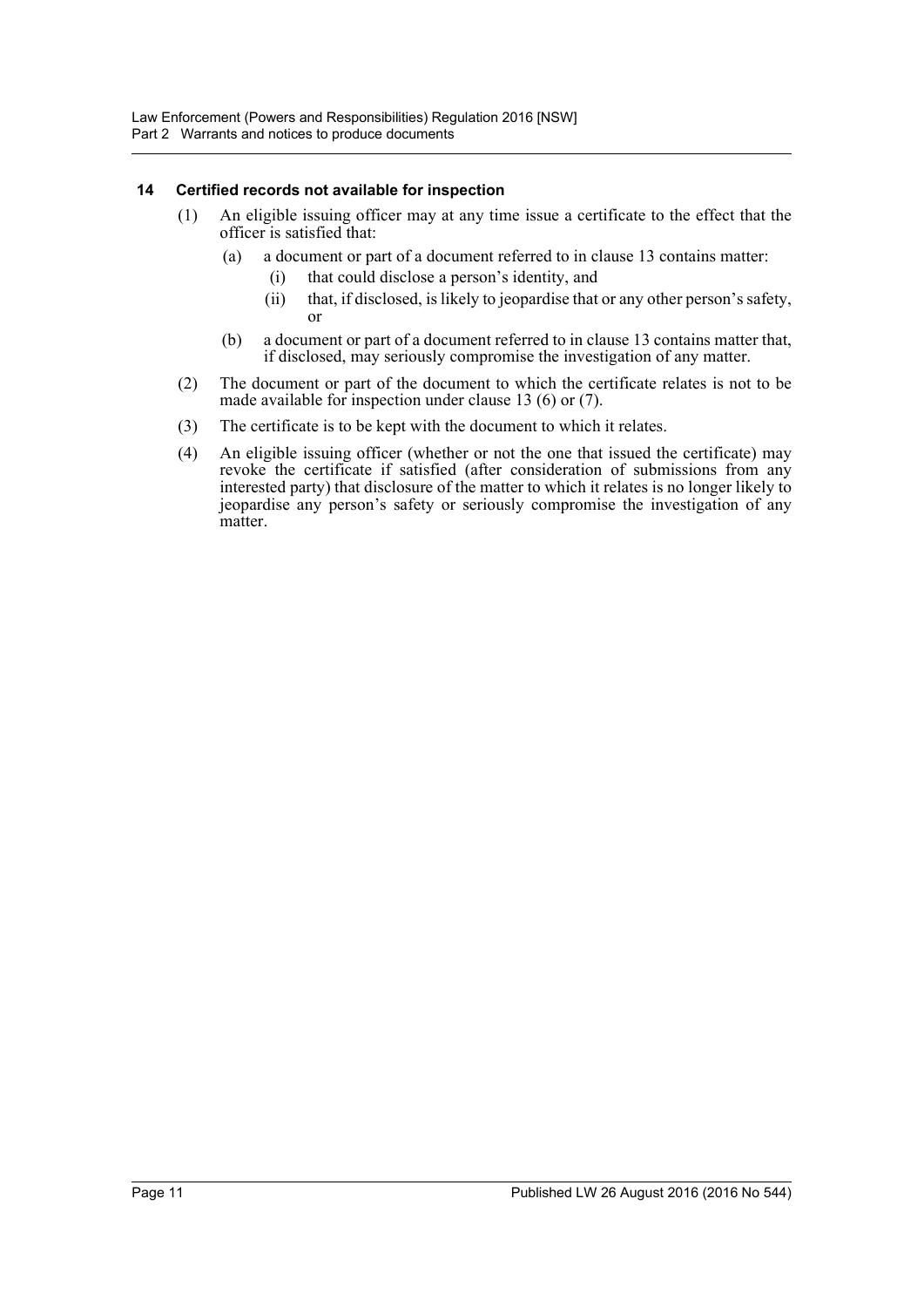### 14 Certified records not available for inspection

(1) An eligible issuing officer may at any time issue a certificate to the effect that the officer is satisfied that:

- (a) a document or part of a document referred to in clause 13 contains matter:
  - (i) that could disclose a person's identity, and
  - (ii) that, if disclosed, is likely to jeopardise that or any other person's safety, or
- (b) a document or part of a document referred to in clause 13 contains matter that, if disclosed, may seriously compromise the investigation of any matter.

(2) The document or part of the document to which the certificate relates is not to be made available for inspection under clause 13 (6) or (7).

(3) The certificate is to be kept with the document to which it relates.

(4) An eligible issuing officer (whether or not the one that issued the certificate) may revoke the certificate if satisfied (after consideration of submissions from any interested party) that disclosure of the matter to which it relates is no longer likely to jeopardise any person's safety or seriously compromise the investigation of any matter.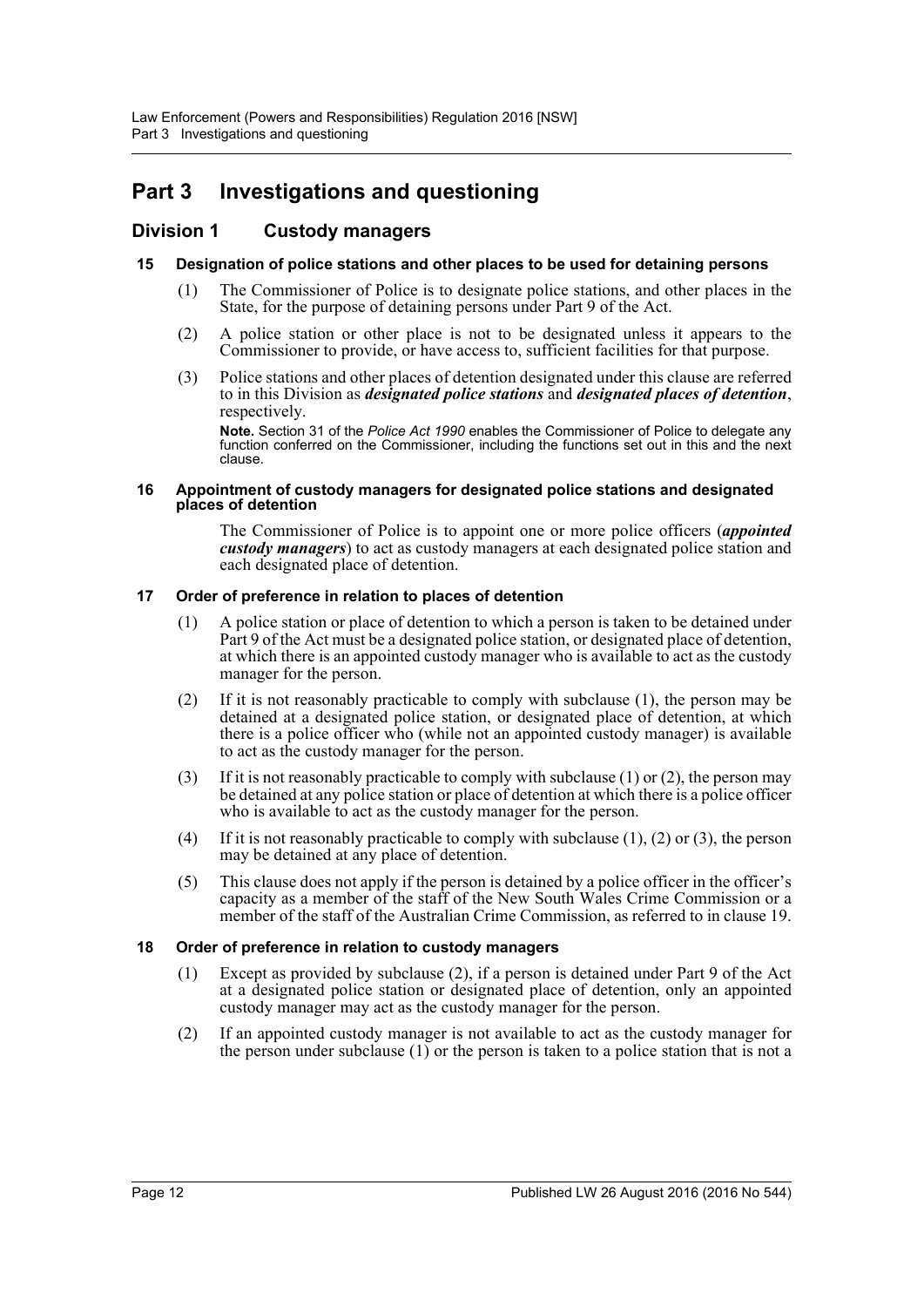# Part 3 Investigations and questioning

## Division 1 Custody managers

### 15 Designation of police stations and other places to be used for detaining persons

(1) The Commissioner of Police is to designate police stations, and other places in the State, for the purpose of detaining persons under Part 9 of the Act.

(2) A police station or other place is not to be designated unless it appears to the Commissioner to provide, or have access to, sufficient facilities for that purpose.

(3) Police stations and other places of detention designated under this clause are referred to in this Division as ***designated police stations*** and ***designated places of detention***, respectively.

**Note.** Section 31 of the *Police Act 1990* enables the Commissioner of Police to delegate any function conferred on the Commissioner, including the functions set out in this and the next clause.

### 16 Appointment of custody managers for designated police stations and designated places of detention

The Commissioner of Police is to appoint one or more police officers (***appointed custody managers***) to act as custody managers at each designated police station and each designated place of detention.

### 17 Order of preference in relation to places of detention

(1) A police station or place of detention to which a person is taken to be detained under Part 9 of the Act must be a designated police station, or designated place of detention, at which there is an appointed custody manager who is available to act as the custody manager for the person.

(2) If it is not reasonably practicable to comply with subclause (1), the person may be detained at a designated police station, or designated place of detention, at which there is a police officer who (while not an appointed custody manager) is available to act as the custody manager for the person.

(3) If it is not reasonably practicable to comply with subclause (1) or (2), the person may be detained at any police station or place of detention at which there is a police officer who is available to act as the custody manager for the person.

(4) If it is not reasonably practicable to comply with subclause (1), (2) or (3), the person may be detained at any place of detention.

(5) This clause does not apply if the person is detained by a police officer in the officer's capacity as a member of the staff of the New South Wales Crime Commission or a member of the staff of the Australian Crime Commission, as referred to in clause 19.

### 18 Order of preference in relation to custody managers

(1) Except as provided by subclause (2), if a person is detained under Part 9 of the Act at a designated police station or designated place of detention, only an appointed custody manager may act as the custody manager for the person.

(2) If an appointed custody manager is not available to act as the custody manager for the person under subclause (1) or the person is taken to a police station that is not a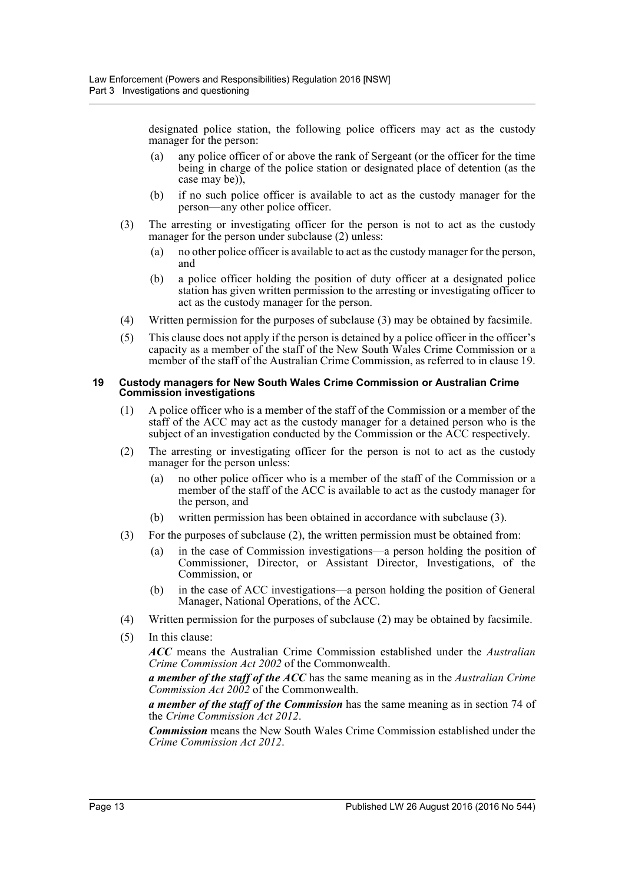designated police station, the following police officers may act as the custody manager for the person:

(a) any police officer of or above the rank of Sergeant (or the officer for the time being in charge of the police station or designated place of detention (as the case may be)),

(b) if no such police officer is available to act as the custody manager for the person—any other police officer.

(3) The arresting or investigating officer for the person is not to act as the custody manager for the person under subclause (2) unless:

(a) no other police officer is available to act as the custody manager for the person, and

(b) a police officer holding the position of duty officer at a designated police station has given written permission to the arresting or investigating officer to act as the custody manager for the person.

(4) Written permission for the purposes of subclause (3) may be obtained by facsimile.

(5) This clause does not apply if the person is detained by a police officer in the officer's capacity as a member of the staff of the New South Wales Crime Commission or a member of the staff of the Australian Crime Commission, as referred to in clause 19.

### 19 Custody managers for New South Wales Crime Commission or Australian Crime Commission investigations

(1) A police officer who is a member of the staff of the Commission or a member of the staff of the ACC may act as the custody manager for a detained person who is the subject of an investigation conducted by the Commission or the ACC respectively.

(2) The arresting or investigating officer for the person is not to act as the custody manager for the person unless:

(a) no other police officer who is a member of the staff of the Commission or a member of the staff of the ACC is available to act as the custody manager for the person, and

(b) written permission has been obtained in accordance with subclause (3).

(3) For the purposes of subclause (2), the written permission must be obtained from:

(a) in the case of Commission investigations—a person holding the position of Commissioner, Director, or Assistant Director, Investigations, of the Commission, or

(b) in the case of ACC investigations—a person holding the position of General Manager, National Operations, of the ACC.

(4) Written permission for the purposes of subclause (2) may be obtained by facsimile.

(5) In this clause:

***ACC*** means the Australian Crime Commission established under the *Australian Crime Commission Act 2002* of the Commonwealth.

***a member of the staff of the ACC*** has the same meaning as in the *Australian Crime Commission Act 2002* of the Commonwealth.

***a member of the staff of the Commission*** has the same meaning as in section 74 of the *Crime Commission Act 2012*.

***Commission*** means the New South Wales Crime Commission established under the *Crime Commission Act 2012*.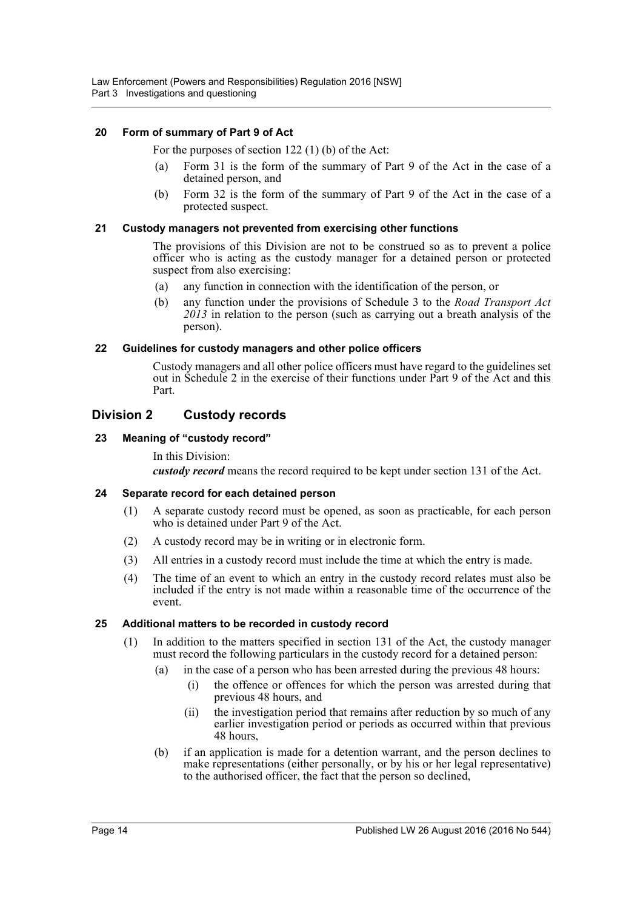#### 20 Form of summary of Part 9 of Act

For the purposes of section 122 (1) (b) of the Act:

(a) Form 31 is the form of the summary of Part 9 of the Act in the case of a detained person, and

(b) Form 32 is the form of the summary of Part 9 of the Act in the case of a protected suspect.

#### 21 Custody managers not prevented from exercising other functions

The provisions of this Division are not to be construed so as to prevent a police officer who is acting as the custody manager for a detained person or protected suspect from also exercising:

(a) any function in connection with the identification of the person, or

(b) any function under the provisions of Schedule 3 to the *Road Transport Act 2013* in relation to the person (such as carrying out a breath analysis of the person).

#### 22 Guidelines for custody managers and other police officers

Custody managers and all other police officers must have regard to the guidelines set out in Schedule 2 in the exercise of their functions under Part 9 of the Act and this Part.

## Division 2 Custody records

#### 23 Meaning of "custody record"

In this Division:

***custody record*** means the record required to be kept under section 131 of the Act.

#### 24 Separate record for each detained person

(1) A separate custody record must be opened, as soon as practicable, for each person who is detained under Part 9 of the Act.

(2) A custody record may be in writing or in electronic form.

(3) All entries in a custody record must include the time at which the entry is made.

(4) The time of an event to which an entry in the custody record relates must also be included if the entry is not made within a reasonable time of the occurrence of the event.

#### 25 Additional matters to be recorded in custody record

(1) In addition to the matters specified in section 131 of the Act, the custody manager must record the following particulars in the custody record for a detained person:

(a) in the case of a person who has been arrested during the previous 48 hours:

(i) the offence or offences for which the person was arrested during that previous 48 hours, and

(ii) the investigation period that remains after reduction by so much of any earlier investigation period or periods as occurred within that previous 48 hours,

(b) if an application is made for a detention warrant, and the person declines to make representations (either personally, or by his or her legal representative) to the authorised officer, the fact that the person so declined,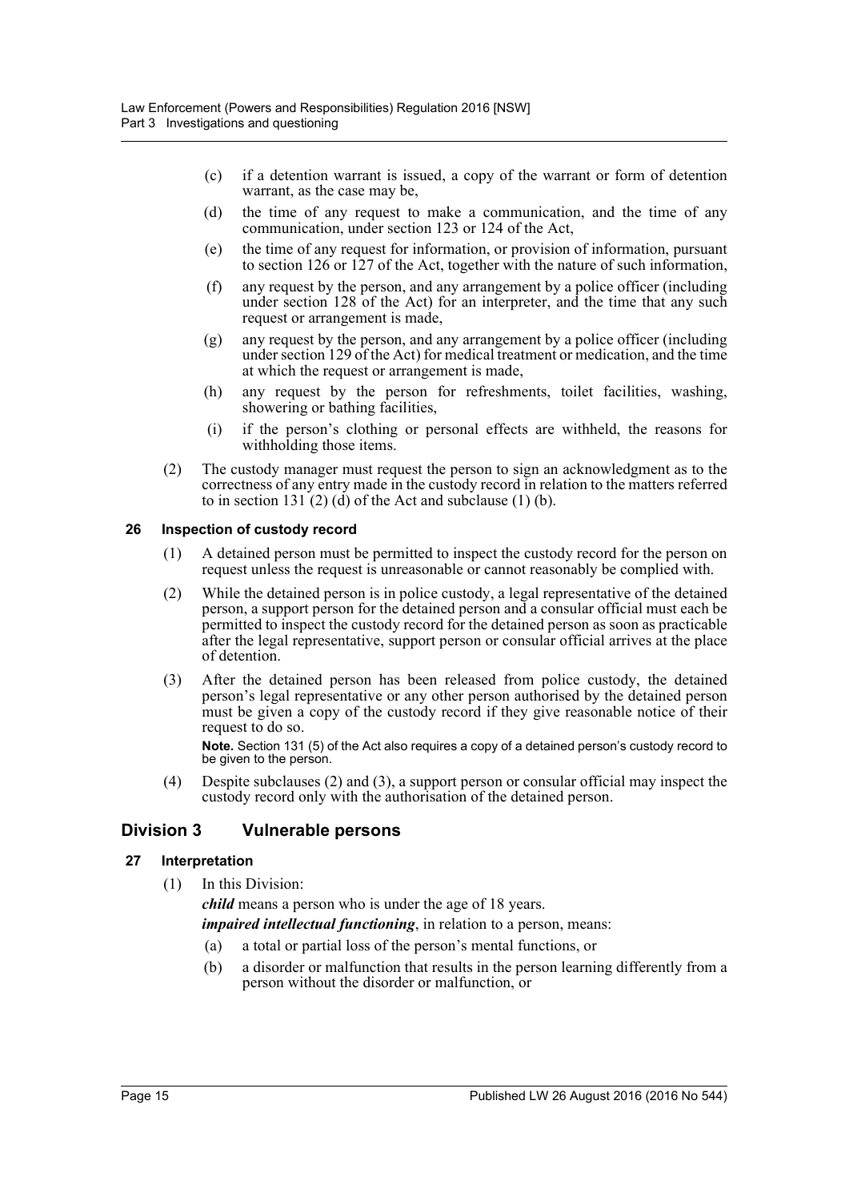(c) if a detention warrant is issued, a copy of the warrant or form of detention warrant, as the case may be,

(d) the time of any request to make a communication, and the time of any communication, under section 123 or 124 of the Act,

(e) the time of any request for information, or provision of information, pursuant to section 126 or 127 of the Act, together with the nature of such information,

(f) any request by the person, and any arrangement by a police officer (including under section 128 of the Act) for an interpreter, and the time that any such request or arrangement is made,

(g) any request by the person, and any arrangement by a police officer (including under section 129 of the Act) for medical treatment or medication, and the time at which the request or arrangement is made,

(h) any request by the person for refreshments, toilet facilities, washing, showering or bathing facilities,

(i) if the person's clothing or personal effects are withheld, the reasons for withholding those items.

(2) The custody manager must request the person to sign an acknowledgment as to the correctness of any entry made in the custody record in relation to the matters referred to in section 131 (2) (d) of the Act and subclause (1) (b).

### 26 Inspection of custody record

(1) A detained person must be permitted to inspect the custody record for the person on request unless the request is unreasonable or cannot reasonably be complied with.

(2) While the detained person is in police custody, a legal representative of the detained person, a support person for the detained person and a consular official must each be permitted to inspect the custody record for the detained person as soon as practicable after the legal representative, support person or consular official arrives at the place of detention.

(3) After the detained person has been released from police custody, the detained person's legal representative or any other person authorised by the detained person must be given a copy of the custody record if they give reasonable notice of their request to do so.

**Note.** Section 131 (5) of the Act also requires a copy of a detained person's custody record to be given to the person.

(4) Despite subclauses (2) and (3), a support person or consular official may inspect the custody record only with the authorisation of the detained person.

## Division 3 Vulnerable persons

### 27 Interpretation

(1) In this Division:

***child*** means a person who is under the age of 18 years.

***impaired intellectual functioning***, in relation to a person, means:

(a) a total or partial loss of the person's mental functions, or

(b) a disorder or malfunction that results in the person learning differently from a person without the disorder or malfunction, or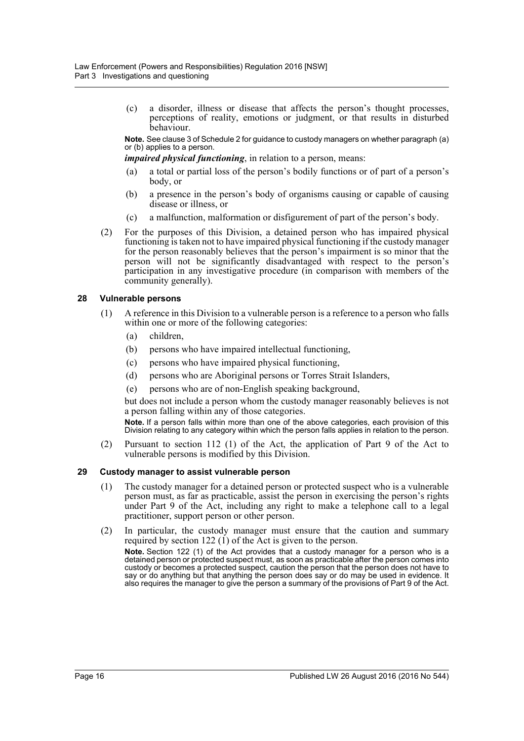(c) a disorder, illness or disease that affects the person's thought processes, perceptions of reality, emotions or judgment, or that results in disturbed behaviour.

**Note.** See clause 3 of Schedule 2 for guidance to custody managers on whether paragraph (a) or (b) applies to a person.

***impaired physical functioning***, in relation to a person, means:

(a) a total or partial loss of the person's bodily functions or of part of a person's body, or

(b) a presence in the person's body of organisms causing or capable of causing disease or illness, or

(c) a malfunction, malformation or disfigurement of part of the person's body.

(2) For the purposes of this Division, a detained person who has impaired physical functioning is taken not to have impaired physical functioning if the custody manager for the person reasonably believes that the person's impairment is so minor that the person will not be significantly disadvantaged with respect to the person's participation in any investigative procedure (in comparison with members of the community generally).

### 28 Vulnerable persons

(1) A reference in this Division to a vulnerable person is a reference to a person who falls within one or more of the following categories:

(a) children,

(b) persons who have impaired intellectual functioning,

(c) persons who have impaired physical functioning,

(d) persons who are Aboriginal persons or Torres Strait Islanders,

(e) persons who are of non-English speaking background,

but does not include a person whom the custody manager reasonably believes is not a person falling within any of those categories.

**Note.** If a person falls within more than one of the above categories, each provision of this Division relating to any category within which the person falls applies in relation to the person.

(2) Pursuant to section 112 (1) of the Act, the application of Part 9 of the Act to vulnerable persons is modified by this Division.

### 29 Custody manager to assist vulnerable person

(1) The custody manager for a detained person or protected suspect who is a vulnerable person must, as far as practicable, assist the person in exercising the person's rights under Part 9 of the Act, including any right to make a telephone call to a legal practitioner, support person or other person.

(2) In particular, the custody manager must ensure that the caution and summary required by section 122 (1) of the Act is given to the person.

**Note.** Section 122 (1) of the Act provides that a custody manager for a person who is a detained person or protected suspect must, as soon as practicable after the person comes into custody or becomes a protected suspect, caution the person that the person does not have to say or do anything but that anything the person does say or do may be used in evidence. It also requires the manager to give the person a summary of the provisions of Part 9 of the Act.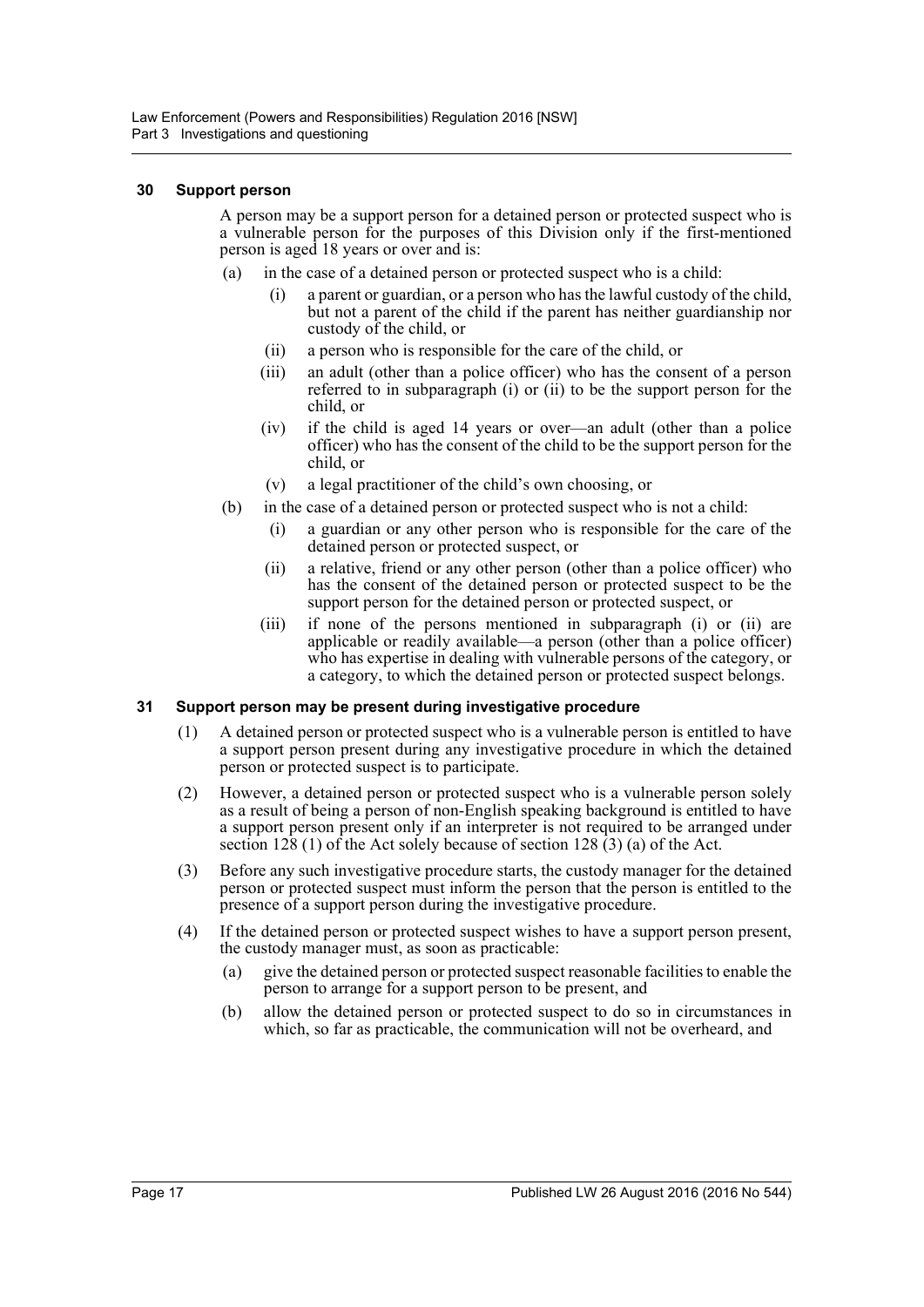### 30 Support person

A person may be a support person for a detained person or protected suspect who is a vulnerable person for the purposes of this Division only if the first-mentioned person is aged 18 years or over and is:

(a) in the case of a detained person or protected suspect who is a child:

(i) a parent or guardian, or a person who has the lawful custody of the child, but not a parent of the child if the parent has neither guardianship nor custody of the child, or

(ii) a person who is responsible for the care of the child, or

(iii) an adult (other than a police officer) who has the consent of a person referred to in subparagraph (i) or (ii) to be the support person for the child, or

(iv) if the child is aged 14 years or over—an adult (other than a police officer) who has the consent of the child to be the support person for the child, or

(v) a legal practitioner of the child's own choosing, or

(b) in the case of a detained person or protected suspect who is not a child:

(i) a guardian or any other person who is responsible for the care of the detained person or protected suspect, or

(ii) a relative, friend or any other person (other than a police officer) who has the consent of the detained person or protected suspect to be the support person for the detained person or protected suspect, or

(iii) if none of the persons mentioned in subparagraph (i) or (ii) are applicable or readily available—a person (other than a police officer) who has expertise in dealing with vulnerable persons of the category, or a category, to which the detained person or protected suspect belongs.

### 31 Support person may be present during investigative procedure

(1) A detained person or protected suspect who is a vulnerable person is entitled to have a support person present during any investigative procedure in which the detained person or protected suspect is to participate.

(2) However, a detained person or protected suspect who is a vulnerable person solely as a result of being a person of non-English speaking background is entitled to have a support person present only if an interpreter is not required to be arranged under section 128 (1) of the Act solely because of section 128 (3) (a) of the Act.

(3) Before any such investigative procedure starts, the custody manager for the detained person or protected suspect must inform the person that the person is entitled to the presence of a support person during the investigative procedure.

(4) If the detained person or protected suspect wishes to have a support person present, the custody manager must, as soon as practicable:

(a) give the detained person or protected suspect reasonable facilities to enable the person to arrange for a support person to be present, and

(b) allow the detained person or protected suspect to do so in circumstances in which, so far as practicable, the communication will not be overheard, and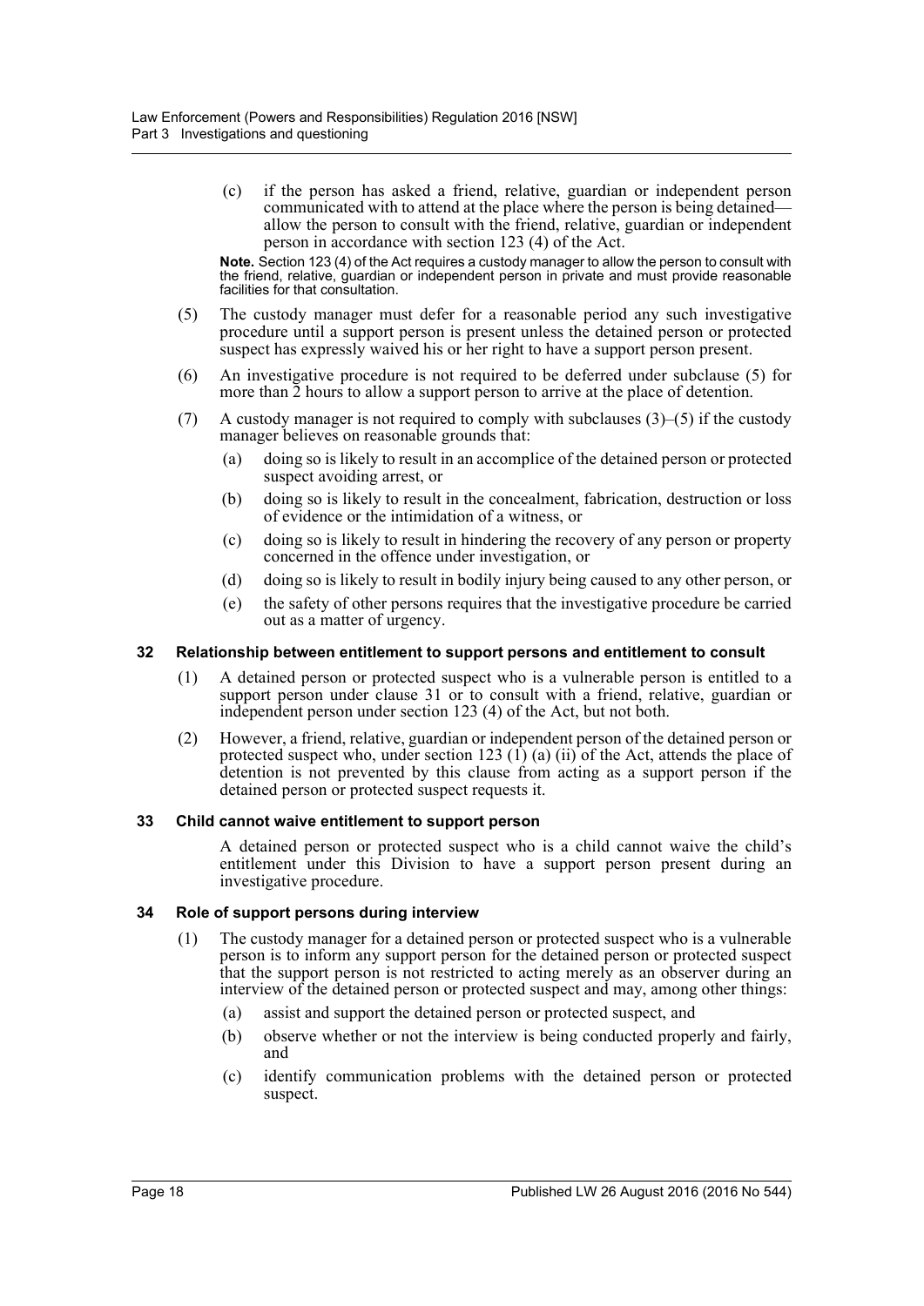(c) if the person has asked a friend, relative, guardian or independent person communicated with to attend at the place where the person is being detained—allow the person to consult with the friend, relative, guardian or independent person in accordance with section 123 (4) of the Act.

**Note.** Section 123 (4) of the Act requires a custody manager to allow the person to consult with the friend, relative, guardian or independent person in private and must provide reasonable facilities for that consultation.

(5) The custody manager must defer for a reasonable period any such investigative procedure until a support person is present unless the detained person or protected suspect has expressly waived his or her right to have a support person present.

(6) An investigative procedure is not required to be deferred under subclause (5) for more than 2 hours to allow a support person to arrive at the place of detention.

(7) A custody manager is not required to comply with subclauses (3)–(5) if the custody manager believes on reasonable grounds that:

(a) doing so is likely to result in an accomplice of the detained person or protected suspect avoiding arrest, or

(b) doing so is likely to result in the concealment, fabrication, destruction or loss of evidence or the intimidation of a witness, or

(c) doing so is likely to result in hindering the recovery of any person or property concerned in the offence under investigation, or

(d) doing so is likely to result in bodily injury being caused to any other person, or

(e) the safety of other persons requires that the investigative procedure be carried out as a matter of urgency.

### 32 Relationship between entitlement to support persons and entitlement to consult

(1) A detained person or protected suspect who is a vulnerable person is entitled to a support person under clause 31 or to consult with a friend, relative, guardian or independent person under section 123 (4) of the Act, but not both.

(2) However, a friend, relative, guardian or independent person of the detained person or protected suspect who, under section 123 (1) (a) (ii) of the Act, attends the place of detention is not prevented by this clause from acting as a support person if the detained person or protected suspect requests it.

### 33 Child cannot waive entitlement to support person

A detained person or protected suspect who is a child cannot waive the child's entitlement under this Division to have a support person present during an investigative procedure.

### 34 Role of support persons during interview

(1) The custody manager for a detained person or protected suspect who is a vulnerable person is to inform any support person for the detained person or protected suspect that the support person is not restricted to acting merely as an observer during an interview of the detained person or protected suspect and may, among other things:

(a) assist and support the detained person or protected suspect, and

(b) observe whether or not the interview is being conducted properly and fairly, and

(c) identify communication problems with the detained person or protected suspect.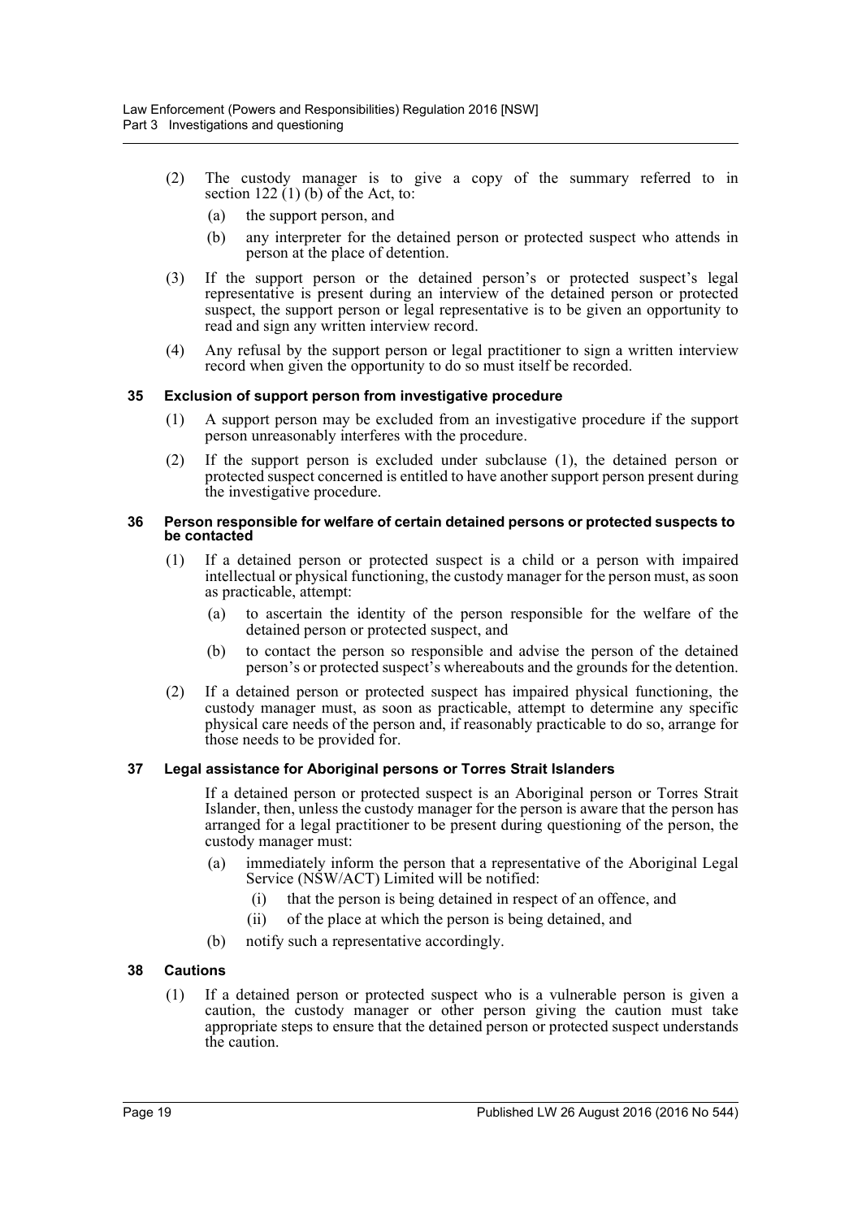(2) The custody manager is to give a copy of the summary referred to in section 122 (1) (b) of the Act, to:

- (a) the support person, and
- (b) any interpreter for the detained person or protected suspect who attends in person at the place of detention.

(3) If the support person or the detained person's or protected suspect's legal representative is present during an interview of the detained person or protected suspect, the support person or legal representative is to be given an opportunity to read and sign any written interview record.

(4) Any refusal by the support person or legal practitioner to sign a written interview record when given the opportunity to do so must itself be recorded.

### 35 Exclusion of support person from investigative procedure

(1) A support person may be excluded from an investigative procedure if the support person unreasonably interferes with the procedure.

(2) If the support person is excluded under subclause (1), the detained person or protected suspect concerned is entitled to have another support person present during the investigative procedure.

### 36 Person responsible for welfare of certain detained persons or protected suspects to be contacted

(1) If a detained person or protected suspect is a child or a person with impaired intellectual or physical functioning, the custody manager for the person must, as soon as practicable, attempt:

- (a) to ascertain the identity of the person responsible for the welfare of the detained person or protected suspect, and
- (b) to contact the person so responsible and advise the person of the detained person's or protected suspect's whereabouts and the grounds for the detention.

(2) If a detained person or protected suspect has impaired physical functioning, the custody manager must, as soon as practicable, attempt to determine any specific physical care needs of the person and, if reasonably practicable to do so, arrange for those needs to be provided for.

### 37 Legal assistance for Aboriginal persons or Torres Strait Islanders

If a detained person or protected suspect is an Aboriginal person or Torres Strait Islander, then, unless the custody manager for the person is aware that the person has arranged for a legal practitioner to be present during questioning of the person, the custody manager must:

- (a) immediately inform the person that a representative of the Aboriginal Legal Service (NSW/ACT) Limited will be notified:
  - (i) that the person is being detained in respect of an offence, and
  - (ii) of the place at which the person is being detained, and
- (b) notify such a representative accordingly.

### 38 Cautions

(1) If a detained person or protected suspect who is a vulnerable person is given a caution, the custody manager or other person giving the caution must take appropriate steps to ensure that the detained person or protected suspect understands the caution.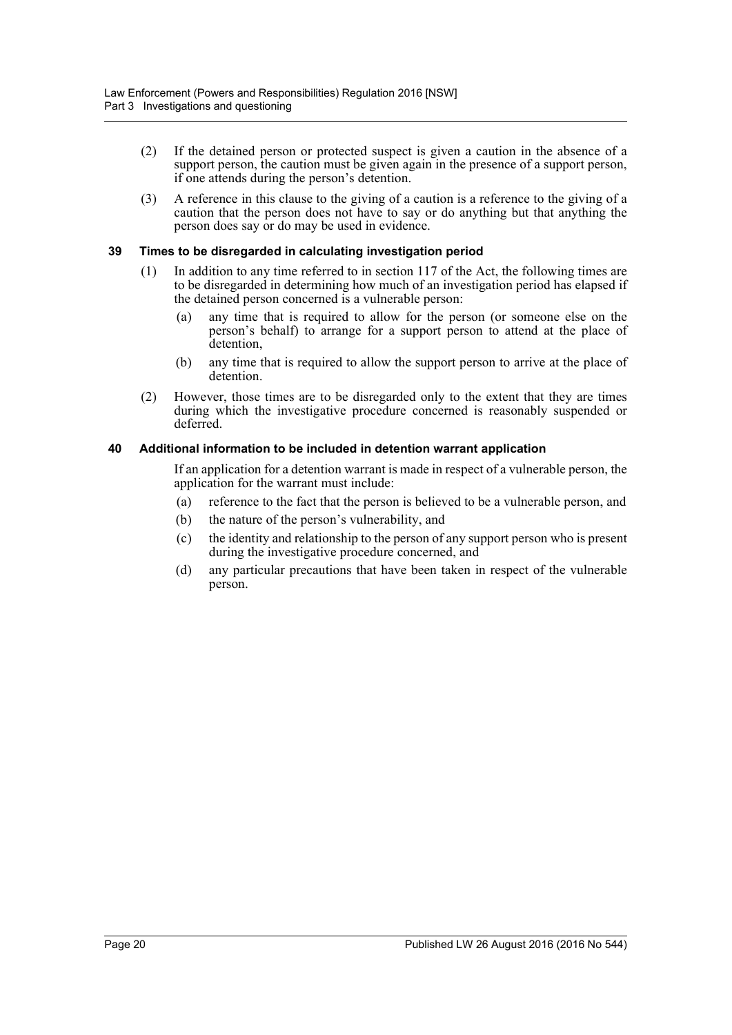(2) If the detained person or protected suspect is given a caution in the absence of a support person, the caution must be given again in the presence of a support person, if one attends during the person's detention.

(3) A reference in this clause to the giving of a caution is a reference to the giving of a caution that the person does not have to say or do anything but that anything the person does say or do may be used in evidence.

### 39 Times to be disregarded in calculating investigation period

(1) In addition to any time referred to in section 117 of the Act, the following times are to be disregarded in determining how much of an investigation period has elapsed if the detained person concerned is a vulnerable person:

   (a) any time that is required to allow for the person (or someone else on the person's behalf) to arrange for a support person to attend at the place of detention,

   (b) any time that is required to allow the support person to arrive at the place of detention.

(2) However, those times are to be disregarded only to the extent that they are times during which the investigative procedure concerned is reasonably suspended or deferred.

### 40 Additional information to be included in detention warrant application

If an application for a detention warrant is made in respect of a vulnerable person, the application for the warrant must include:

(a) reference to the fact that the person is believed to be a vulnerable person, and

(b) the nature of the person's vulnerability, and

(c) the identity and relationship to the person of any support person who is present during the investigative procedure concerned, and

(d) any particular precautions that have been taken in respect of the vulnerable person.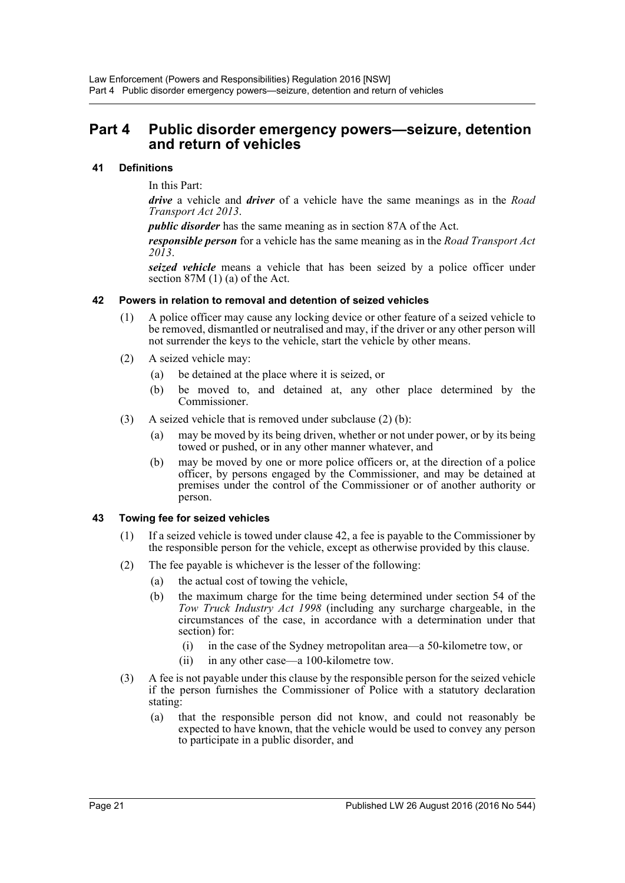# Part 4 Public disorder emergency powers—seizure, detention and return of vehicles

### 41 Definitions

In this Part:

***drive*** a vehicle and ***driver*** of a vehicle have the same meanings as in the *Road Transport Act 2013*.

***public disorder*** has the same meaning as in section 87A of the Act.

***responsible person*** for a vehicle has the same meaning as in the *Road Transport Act 2013*.

***seized vehicle*** means a vehicle that has been seized by a police officer under section 87M (1) (a) of the Act.

### 42 Powers in relation to removal and detention of seized vehicles

(1) A police officer may cause any locking device or other feature of a seized vehicle to be removed, dismantled or neutralised and may, if the driver or any other person will not surrender the keys to the vehicle, start the vehicle by other means.

(2) A seized vehicle may:

- (a) be detained at the place where it is seized, or
- (b) be moved to, and detained at, any other place determined by the Commissioner.

(3) A seized vehicle that is removed under subclause (2) (b):

- (a) may be moved by its being driven, whether or not under power, or by its being towed or pushed, or in any other manner whatever, and
- (b) may be moved by one or more police officers or, at the direction of a police officer, by persons engaged by the Commissioner, and may be detained at premises under the control of the Commissioner or of another authority or person.

### 43 Towing fee for seized vehicles

(1) If a seized vehicle is towed under clause 42, a fee is payable to the Commissioner by the responsible person for the vehicle, except as otherwise provided by this clause.

(2) The fee payable is whichever is the lesser of the following:

- (a) the actual cost of towing the vehicle,
- (b) the maximum charge for the time being determined under section 54 of the *Tow Truck Industry Act 1998* (including any surcharge chargeable, in the circumstances of the case, in accordance with a determination under that section) for:
  - (i) in the case of the Sydney metropolitan area—a 50-kilometre tow, or
  - (ii) in any other case—a 100-kilometre tow.

(3) A fee is not payable under this clause by the responsible person for the seized vehicle if the person furnishes the Commissioner of Police with a statutory declaration stating:

- (a) that the responsible person did not know, and could not reasonably be expected to have known, that the vehicle would be used to convey any person to participate in a public disorder, and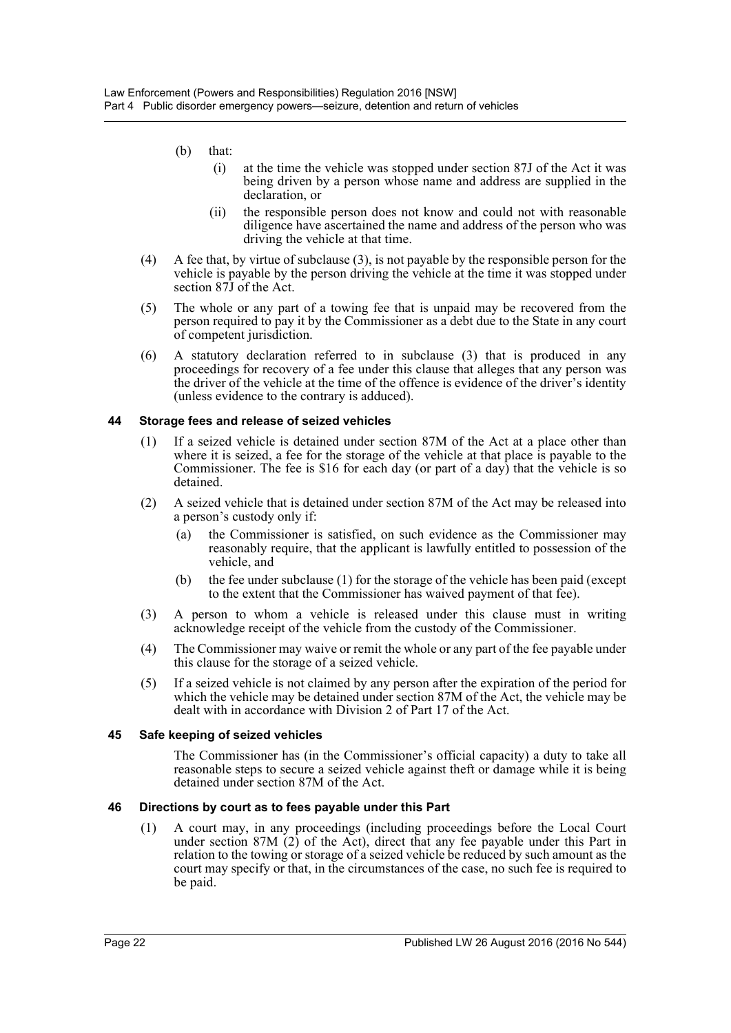(b) that:

(i) at the time the vehicle was stopped under section 87J of the Act it was being driven by a person whose name and address are supplied in the declaration, or

(ii) the responsible person does not know and could not with reasonable diligence have ascertained the name and address of the person who was driving the vehicle at that time.

(4) A fee that, by virtue of subclause (3), is not payable by the responsible person for the vehicle is payable by the person driving the vehicle at the time it was stopped under section 87J of the Act.

(5) The whole or any part of a towing fee that is unpaid may be recovered from the person required to pay it by the Commissioner as a debt due to the State in any court of competent jurisdiction.

(6) A statutory declaration referred to in subclause (3) that is produced in any proceedings for recovery of a fee under this clause that alleges that any person was the driver of the vehicle at the time of the offence is evidence of the driver's identity (unless evidence to the contrary is adduced).

### 44 Storage fees and release of seized vehicles

(1) If a seized vehicle is detained under section 87M of the Act at a place other than where it is seized, a fee for the storage of the vehicle at that place is payable to the Commissioner. The fee is $16 for each day (or part of a day) that the vehicle is so detained.

(2) A seized vehicle that is detained under section 87M of the Act may be released into a person's custody only if:

(a) the Commissioner is satisfied, on such evidence as the Commissioner may reasonably require, that the applicant is lawfully entitled to possession of the vehicle, and

(b) the fee under subclause (1) for the storage of the vehicle has been paid (except to the extent that the Commissioner has waived payment of that fee).

(3) A person to whom a vehicle is released under this clause must in writing acknowledge receipt of the vehicle from the custody of the Commissioner.

(4) The Commissioner may waive or remit the whole or any part of the fee payable under this clause for the storage of a seized vehicle.

(5) If a seized vehicle is not claimed by any person after the expiration of the period for which the vehicle may be detained under section 87M of the Act, the vehicle may be dealt with in accordance with Division 2 of Part 17 of the Act.

### 45 Safe keeping of seized vehicles

The Commissioner has (in the Commissioner's official capacity) a duty to take all reasonable steps to secure a seized vehicle against theft or damage while it is being detained under section 87M of the Act.

### 46 Directions by court as to fees payable under this Part

(1) A court may, in any proceedings (including proceedings before the Local Court under section 87M (2) of the Act), direct that any fee payable under this Part in relation to the towing or storage of a seized vehicle be reduced by such amount as the court may specify or that, in the circumstances of the case, no such fee is required to be paid.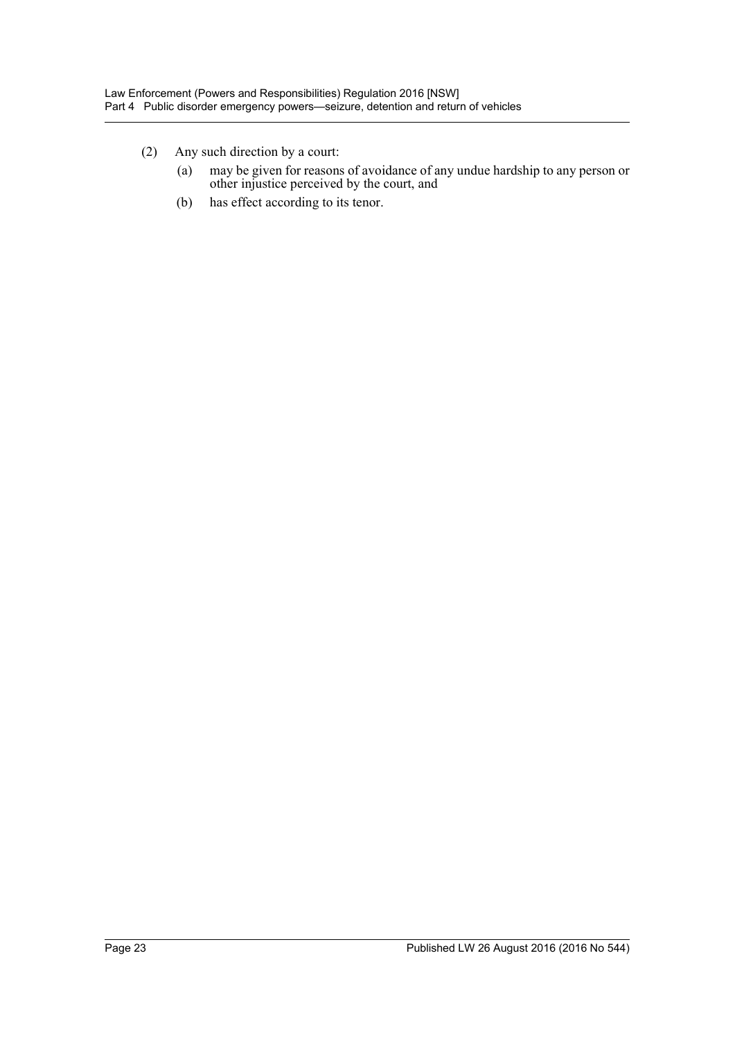(2) Any such direction by a court:

(a) may be given for reasons of avoidance of any undue hardship to any person or other injustice perceived by the court, and

(b) has effect according to its tenor.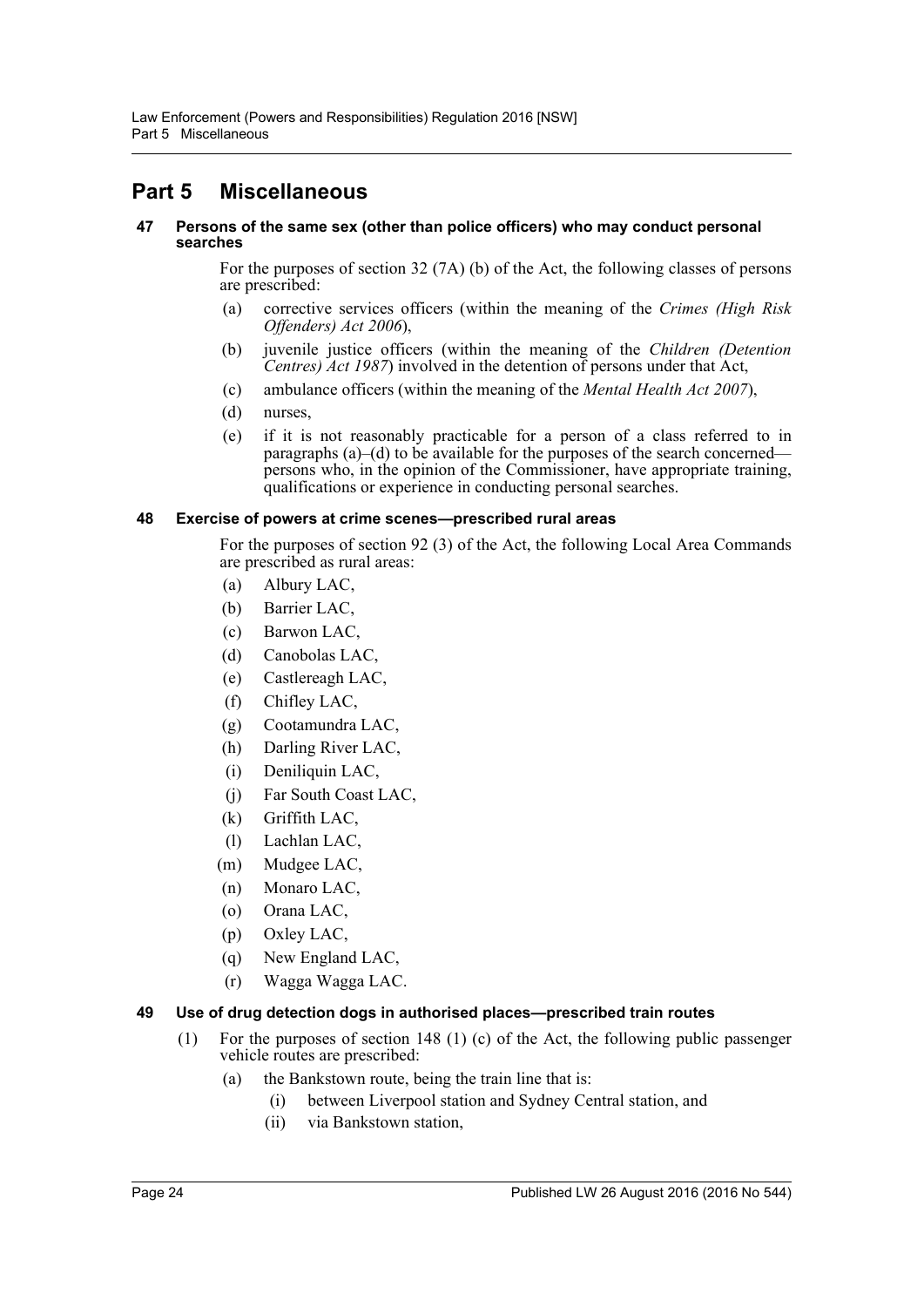# Part 5 Miscellaneous

#### 47 Persons of the same sex (other than police officers) who may conduct personal searches

For the purposes of section 32 (7A) (b) of the Act, the following classes of persons are prescribed:

- (a) corrective services officers (within the meaning of the *Crimes (High Risk Offenders) Act 2006*),
- (b) juvenile justice officers (within the meaning of the *Children (Detention Centres) Act 1987*) involved in the detention of persons under that Act,
- (c) ambulance officers (within the meaning of the *Mental Health Act 2007*),
- (d) nurses,
- (e) if it is not reasonably practicable for a person of a class referred to in paragraphs (a)–(d) to be available for the purposes of the search concerned—persons who, in the opinion of the Commissioner, have appropriate training, qualifications or experience in conducting personal searches.

#### 48 Exercise of powers at crime scenes—prescribed rural areas

For the purposes of section 92 (3) of the Act, the following Local Area Commands are prescribed as rural areas:

- (a) Albury LAC,
- (b) Barrier LAC,
- (c) Barwon LAC,
- (d) Canobolas LAC,
- (e) Castlereagh LAC,
- (f) Chifley LAC,
- (g) Cootamundra LAC,
- (h) Darling River LAC,
- (i) Deniliquin LAC,
- (j) Far South Coast LAC,
- (k) Griffith LAC,
- (l) Lachlan LAC,
- (m) Mudgee LAC,
- (n) Monaro LAC,
- (o) Orana LAC,
- (p) Oxley LAC,
- (q) New England LAC,
- (r) Wagga Wagga LAC.

#### 49 Use of drug detection dogs in authorised places—prescribed train routes

(1) For the purposes of section 148 (1) (c) of the Act, the following public passenger vehicle routes are prescribed:

- (a) the Bankstown route, being the train line that is:
  - (i) between Liverpool station and Sydney Central station, and
  - (ii) via Bankstown station,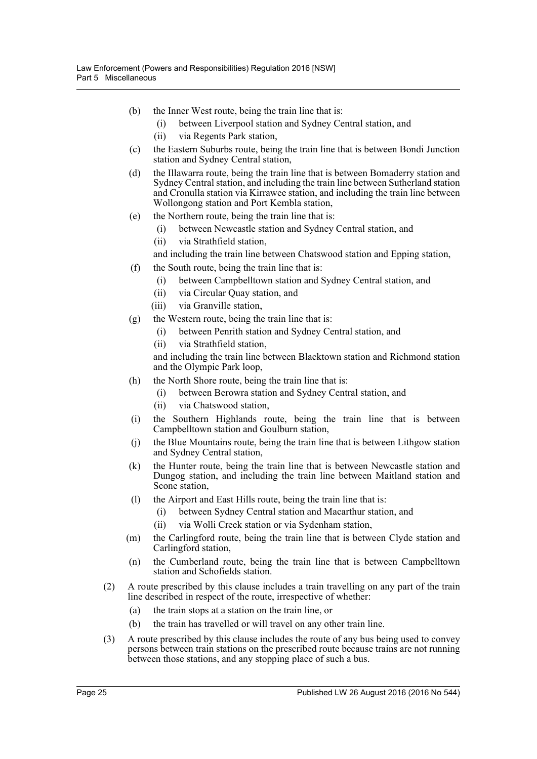(b) the Inner West route, being the train line that is:

  (i) between Liverpool station and Sydney Central station, and

  (ii) via Regents Park station,

(c) the Eastern Suburbs route, being the train line that is between Bondi Junction station and Sydney Central station,

(d) the Illawarra route, being the train line that is between Bomaderry station and Sydney Central station, and including the train line between Sutherland station and Cronulla station via Kirrawee station, and including the train line between Wollongong station and Port Kembla station,

(e) the Northern route, being the train line that is:

  (i) between Newcastle station and Sydney Central station, and

  (ii) via Strathfield station,

  and including the train line between Chatswood station and Epping station,

(f) the South route, being the train line that is:

  (i) between Campbelltown station and Sydney Central station, and

  (ii) via Circular Quay station, and

  (iii) via Granville station,

(g) the Western route, being the train line that is:

  (i) between Penrith station and Sydney Central station, and

  (ii) via Strathfield station,

  and including the train line between Blacktown station and Richmond station and the Olympic Park loop,

(h) the North Shore route, being the train line that is:

  (i) between Berowra station and Sydney Central station, and

  (ii) via Chatswood station,

(i) the Southern Highlands route, being the train line that is between Campbelltown station and Goulburn station,

(j) the Blue Mountains route, being the train line that is between Lithgow station and Sydney Central station,

(k) the Hunter route, being the train line that is between Newcastle station and Dungog station, and including the train line between Maitland station and Scone station,

(l) the Airport and East Hills route, being the train line that is:

  (i) between Sydney Central station and Macarthur station, and

  (ii) via Wolli Creek station or via Sydenham station,

(m) the Carlingford route, being the train line that is between Clyde station and Carlingford station,

(n) the Cumberland route, being the train line that is between Campbelltown station and Schofields station.

(2) A route prescribed by this clause includes a train travelling on any part of the train line described in respect of the route, irrespective of whether:

  (a) the train stops at a station on the train line, or

  (b) the train has travelled or will travel on any other train line.

(3) A route prescribed by this clause includes the route of any bus being used to convey persons between train stations on the prescribed route because trains are not running between those stations, and any stopping place of such a bus.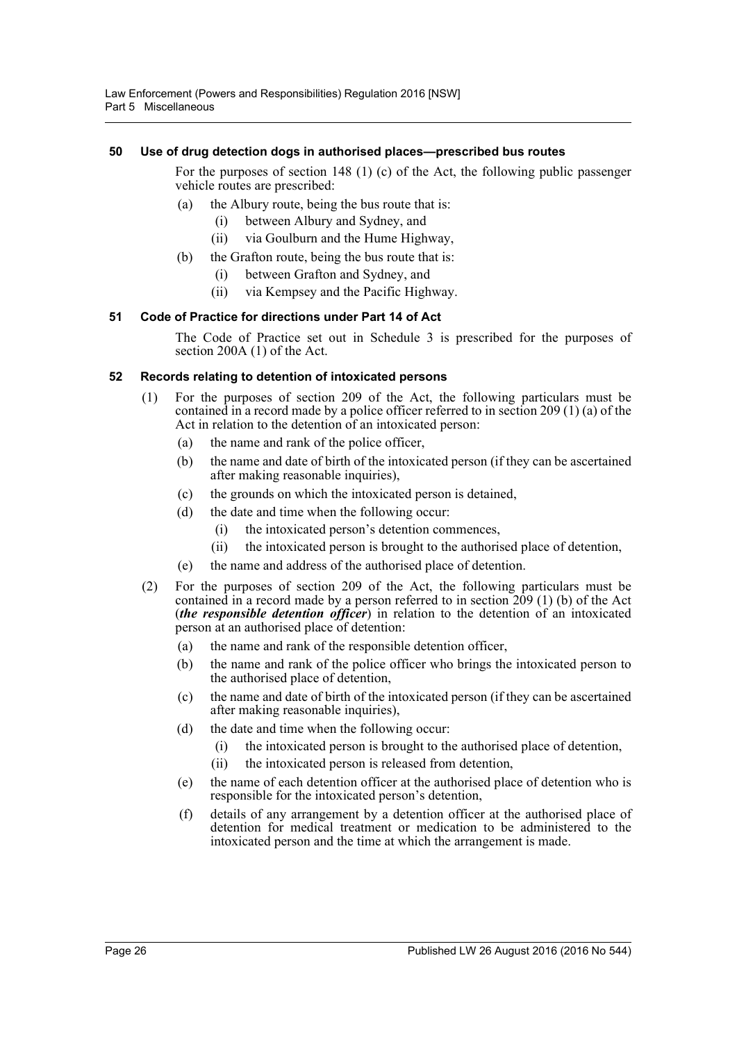### 50 Use of drug detection dogs in authorised places—prescribed bus routes

For the purposes of section 148 (1) (c) of the Act, the following public passenger vehicle routes are prescribed:

- (a) the Albury route, being the bus route that is:
  - (i) between Albury and Sydney, and
  - (ii) via Goulburn and the Hume Highway,
- (b) the Grafton route, being the bus route that is:
  - (i) between Grafton and Sydney, and
  - (ii) via Kempsey and the Pacific Highway.

### 51 Code of Practice for directions under Part 14 of Act

The Code of Practice set out in Schedule 3 is prescribed for the purposes of section 200A (1) of the Act.

### 52 Records relating to detention of intoxicated persons

(1) For the purposes of section 209 of the Act, the following particulars must be contained in a record made by a police officer referred to in section 209 (1) (a) of the Act in relation to the detention of an intoxicated person:

- (a) the name and rank of the police officer,
- (b) the name and date of birth of the intoxicated person (if they can be ascertained after making reasonable inquiries),
- (c) the grounds on which the intoxicated person is detained,
- (d) the date and time when the following occur:
  - (i) the intoxicated person's detention commences,
  - (ii) the intoxicated person is brought to the authorised place of detention,
- (e) the name and address of the authorised place of detention.

(2) For the purposes of section 209 of the Act, the following particulars must be contained in a record made by a person referred to in section 209 (1) (b) of the Act (***the responsible detention officer***) in relation to the detention of an intoxicated person at an authorised place of detention:

- (a) the name and rank of the responsible detention officer,
- (b) the name and rank of the police officer who brings the intoxicated person to the authorised place of detention,
- (c) the name and date of birth of the intoxicated person (if they can be ascertained after making reasonable inquiries),
- (d) the date and time when the following occur:
  - (i) the intoxicated person is brought to the authorised place of detention,
  - (ii) the intoxicated person is released from detention,
- (e) the name of each detention officer at the authorised place of detention who is responsible for the intoxicated person's detention,
- (f) details of any arrangement by a detention officer at the authorised place of detention for medical treatment or medication to be administered to the intoxicated person and the time at which the arrangement is made.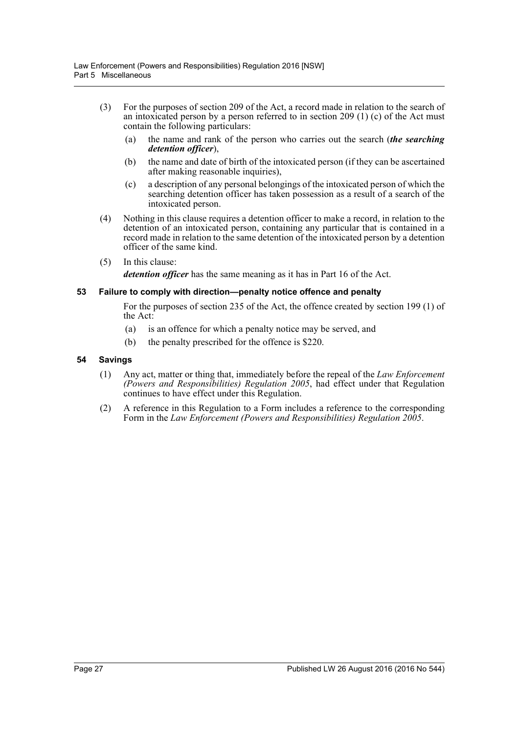(3) For the purposes of section 209 of the Act, a record made in relation to the search of an intoxicated person by a person referred to in section 209 (1) (c) of the Act must contain the following particulars:

  (a) the name and rank of the person who carries out the search (***the searching detention officer***),

  (b) the name and date of birth of the intoxicated person (if they can be ascertained after making reasonable inquiries),

  (c) a description of any personal belongings of the intoxicated person of which the searching detention officer has taken possession as a result of a search of the intoxicated person.

(4) Nothing in this clause requires a detention officer to make a record, in relation to the detention of an intoxicated person, containing any particular that is contained in a record made in relation to the same detention of the intoxicated person by a detention officer of the same kind.

(5) In this clause:

***detention officer*** has the same meaning as it has in Part 16 of the Act.

### 53 Failure to comply with direction—penalty notice offence and penalty

For the purposes of section 235 of the Act, the offence created by section 199 (1) of the Act:

  (a) is an offence for which a penalty notice may be served, and

  (b) the penalty prescribed for the offence is $220.

### 54 Savings

(1) Any act, matter or thing that, immediately before the repeal of the *Law Enforcement (Powers and Responsibilities) Regulation 2005*, had effect under that Regulation continues to have effect under this Regulation.

(2) A reference in this Regulation to a Form includes a reference to the corresponding Form in the *Law Enforcement (Powers and Responsibilities) Regulation 2005*.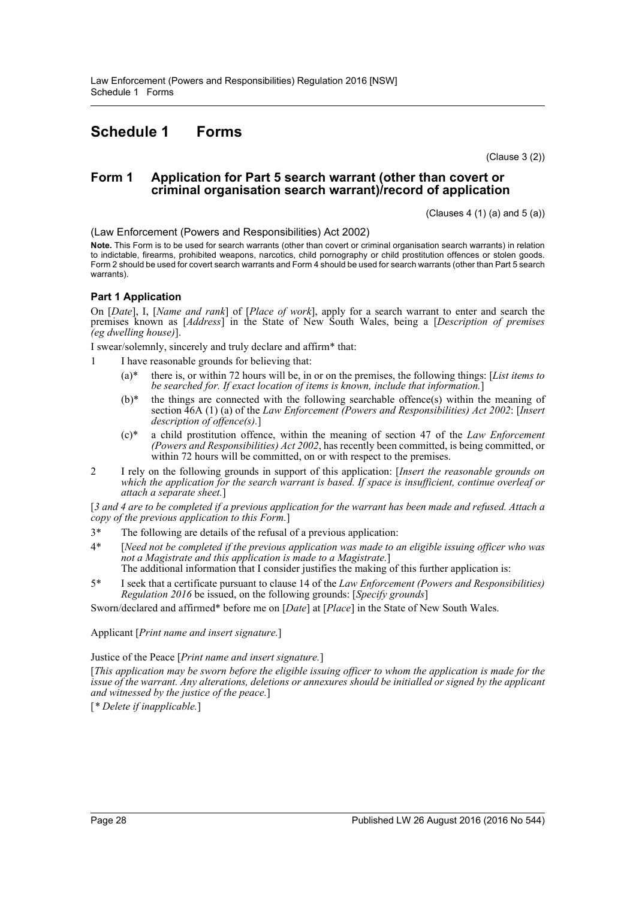# Schedule 1 Forms

(Clause 3 (2))

## Form 1 Application for Part 5 search warrant (other than covert or criminal organisation search warrant)/record of application

(Clauses 4 (1) (a) and 5 (a))

(Law Enforcement (Powers and Responsibilities) Act 2002)

**Note.** This Form is to be used for search warrants (other than covert or criminal organisation search warrants) in relation to indictable, firearms, prohibited weapons, narcotics, child pornography or child prostitution offences or stolen goods. Form 2 should be used for covert search warrants and Form 4 should be used for search warrants (other than Part 5 search warrants).

### Part 1 Application

On [*Date*], I, [*Name and rank*] of [*Place of work*], apply for a search warrant to enter and search the premises known as [*Address*] in the State of New South Wales, being a [*Description of premises (eg dwelling house)*].

I swear/solemnly, sincerely and truly declare and affirm* that:

1 I have reasonable grounds for believing that:

 (a)* there is, or within 72 hours will be, in or on the premises, the following things: [*List items to be searched for. If exact location of items is known, include that information.*]

 (b)* the things are connected with the following searchable offence(s) within the meaning of section 46A (1) (a) of the *Law Enforcement (Powers and Responsibilities) Act 2002*: [*Insert description of offence(s).*]

 (c)* a child prostitution offence, within the meaning of section 47 of the *Law Enforcement (Powers and Responsibilities) Act 2002*, has recently been committed, is being committed, or within 72 hours will be committed, on or with respect to the premises.

2 I rely on the following grounds in support of this application: [*Insert the reasonable grounds on which the application for the search warrant is based. If space is insufficient, continue overleaf or attach a separate sheet.*]

[*3 and 4 are to be completed if a previous application for the warrant has been made and refused. Attach a copy of the previous application to this Form.*]

3* The following are details of the refusal of a previous application:

4* [*Need not be completed if the previous application was made to an eligible issuing officer who was not a Magistrate and this application is made to a Magistrate.*]
 The additional information that I consider justifies the making of this further application is:

5* I seek that a certificate pursuant to clause 14 of the *Law Enforcement (Powers and Responsibilities) Regulation 2016* be issued, on the following grounds: [*Specify grounds*]

Sworn/declared and affirmed* before me on [*Date*] at [*Place*] in the State of New South Wales.

Applicant [*Print name and insert signature.*]

Justice of the Peace [*Print name and insert signature.*]

[*This application may be sworn before the eligible issuing officer to whom the application is made for the issue of the warrant. Any alterations, deletions or annexures should be initialled or signed by the applicant and witnessed by the justice of the peace.*]

[* *Delete if inapplicable.*]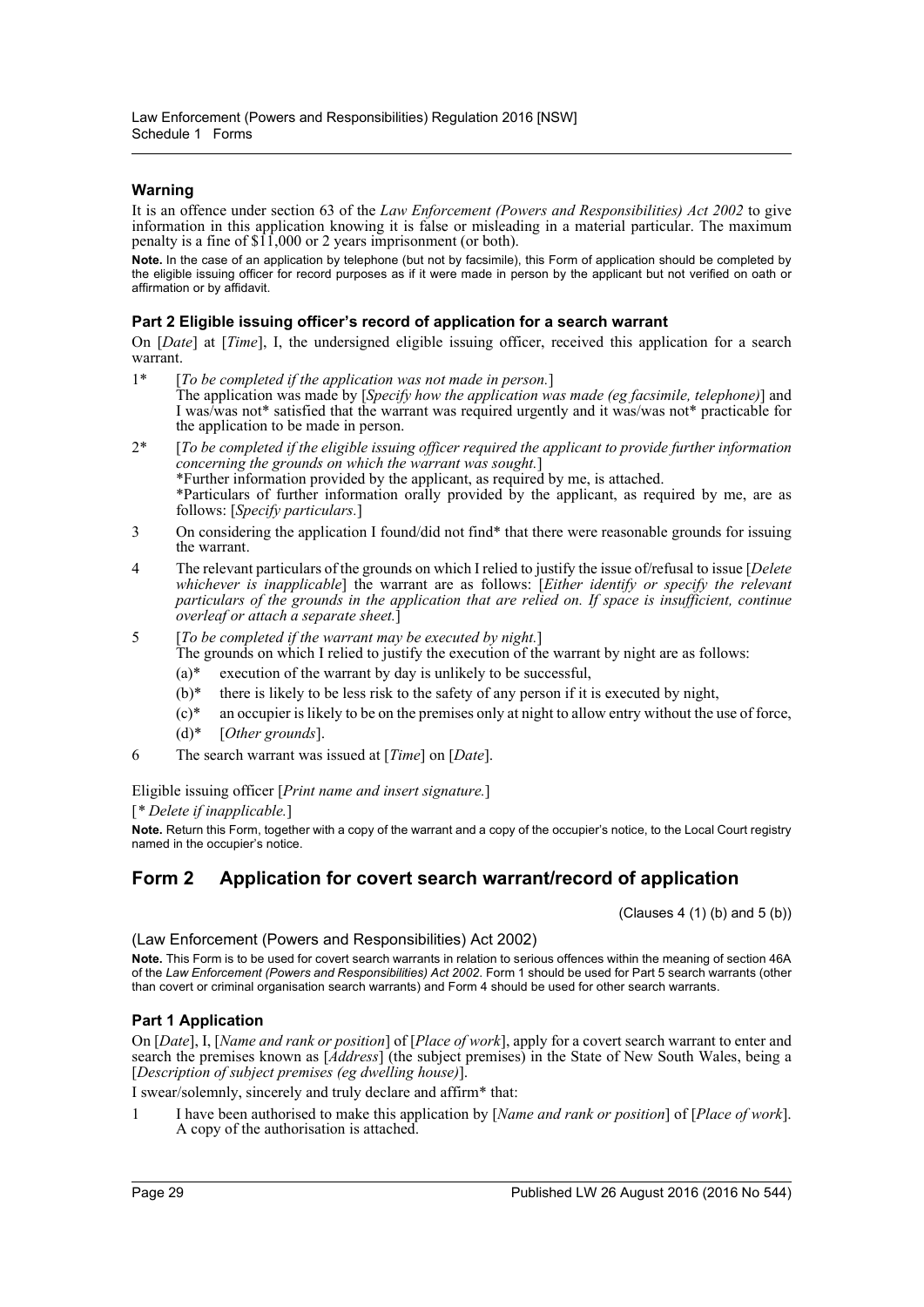### Warning

It is an offence under section 63 of the *Law Enforcement (Powers and Responsibilities) Act 2002* to give information in this application knowing it is false or misleading in a material particular. The maximum penalty is a fine of $11,000 or 2 years imprisonment (or both).

**Note.** In the case of an application by telephone (but not by facsimile), this Form of application should be completed by the eligible issuing officer for record purposes as if it were made in person by the applicant but not verified on oath or affirmation or by affidavit.

### Part 2 Eligible issuing officer's record of application for a search warrant

On [*Date*] at [*Time*], I, the undersigned eligible issuing officer, received this application for a search warrant.

1* [*To be completed if the application was not made in person.*]
The application was made by [*Specify how the application was made (eg facsimile, telephone)*] and I was/was not* satisfied that the warrant was required urgently and it was/was not* practicable for the application to be made in person.

2* [*To be completed if the eligible issuing officer required the applicant to provide further information concerning the grounds on which the warrant was sought.*]
*Further information provided by the applicant, as required by me, is attached.
*Particulars of further information orally provided by the applicant, as required by me, are as follows: [*Specify particulars.*]

3 On considering the application I found/did not find* that there were reasonable grounds for issuing the warrant.

4 The relevant particulars of the grounds on which I relied to justify the issue of/refusal to issue [*Delete whichever is inapplicable*] the warrant are as follows: [*Either identify or specify the relevant particulars of the grounds in the application that are relied on. If space is insufficient, continue overleaf or attach a separate sheet.*]

5 [*To be completed if the warrant may be executed by night.*]
The grounds on which I relied to justify the execution of the warrant by night are as follows:
   (a)* execution of the warrant by day is unlikely to be successful,
   (b)* there is likely to be less risk to the safety of any person if it is executed by night,
   (c)* an occupier is likely to be on the premises only at night to allow entry without the use of force,
   (d)* [*Other grounds*].

6 The search warrant was issued at [*Time*] on [*Date*].

Eligible issuing officer [*Print name and insert signature.*]

[* *Delete if inapplicable.*]

**Note.** Return this Form, together with a copy of the warrant and a copy of the occupier's notice, to the Local Court registry named in the occupier's notice.

## Form 2 Application for covert search warrant/record of application

(Clauses 4 (1) (b) and 5 (b))

(Law Enforcement (Powers and Responsibilities) Act 2002)

**Note.** This Form is to be used for covert search warrants in relation to serious offences within the meaning of section 46A of the *Law Enforcement (Powers and Responsibilities) Act 2002*. Form 1 should be used for Part 5 search warrants (other than covert or criminal organisation search warrants) and Form 4 should be used for other search warrants.

### Part 1 Application

On [*Date*], I, [*Name and rank or position*] of [*Place of work*], apply for a covert search warrant to enter and search the premises known as [*Address*] (the subject premises) in the State of New South Wales, being a [*Description of subject premises (eg dwelling house)*].

I swear/solemnly, sincerely and truly declare and affirm* that:

1 I have been authorised to make this application by [*Name and rank or position*] of [*Place of work*]. A copy of the authorisation is attached.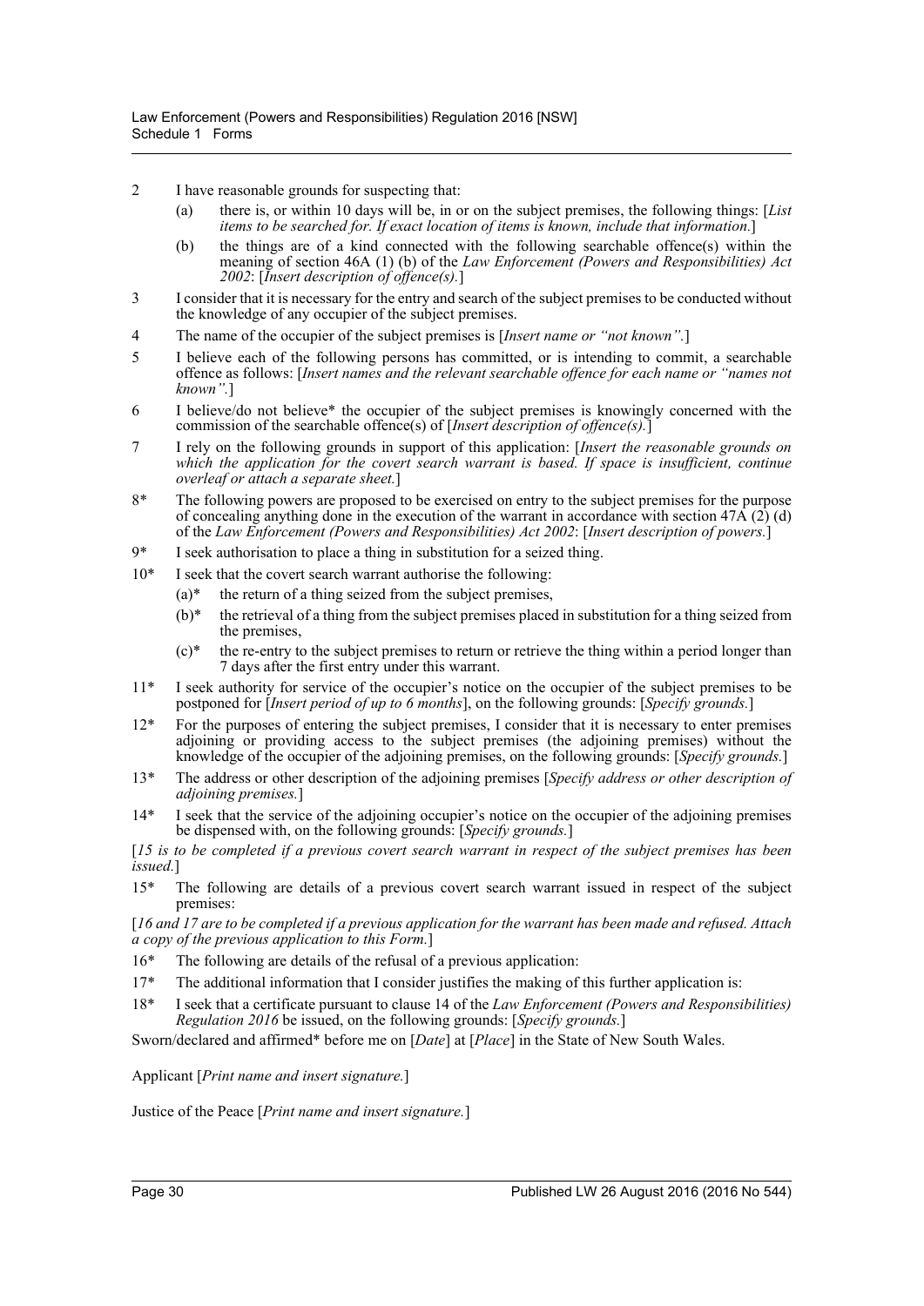2 I have reasonable grounds for suspecting that:

(a) there is, or within 10 days will be, in or on the subject premises, the following things: [*List items to be searched for. If exact location of items is known, include that information.*]

(b) the things are of a kind connected with the following searchable offence(s) within the meaning of section 46A (1) (b) of the *Law Enforcement (Powers and Responsibilities) Act 2002*: [*Insert description of offence(s).*]

3 I consider that it is necessary for the entry and search of the subject premises to be conducted without the knowledge of any occupier of the subject premises.

4 The name of the occupier of the subject premises is [*Insert name or "not known".*]

5 I believe each of the following persons has committed, or is intending to commit, a searchable offence as follows: [*Insert names and the relevant searchable offence for each name or "names not known".*]

6 I believe/do not believe* the occupier of the subject premises is knowingly concerned with the commission of the searchable offence(s) of [*Insert description of offence(s).*]

7 I rely on the following grounds in support of this application: [*Insert the reasonable grounds on which the application for the covert search warrant is based. If space is insufficient, continue overleaf or attach a separate sheet.*]

8* The following powers are proposed to be exercised on entry to the subject premises for the purpose of concealing anything done in the execution of the warrant in accordance with section 47A (2) (d) of the *Law Enforcement (Powers and Responsibilities) Act 2002*: [*Insert description of powers.*]

9* I seek authorisation to place a thing in substitution for a seized thing.

10* I seek that the covert search warrant authorise the following:

(a)* the return of a thing seized from the subject premises,

(b)* the retrieval of a thing from the subject premises placed in substitution for a thing seized from the premises,

(c)* the re-entry to the subject premises to return or retrieve the thing within a period longer than 7 days after the first entry under this warrant.

11* I seek authority for service of the occupier's notice on the occupier of the subject premises to be postponed for [*Insert period of up to 6 months*], on the following grounds: [*Specify grounds.*]

12* For the purposes of entering the subject premises, I consider that it is necessary to enter premises adjoining or providing access to the subject premises (the adjoining premises) without the knowledge of the occupier of the adjoining premises, on the following grounds: [*Specify grounds.*]

13* The address or other description of the adjoining premises [*Specify address or other description of adjoining premises.*]

14* I seek that the service of the adjoining occupier's notice on the occupier of the adjoining premises be dispensed with, on the following grounds: [*Specify grounds.*]

[*15 is to be completed if a previous covert search warrant in respect of the subject premises has been issued.*]

15* The following are details of a previous covert search warrant issued in respect of the subject premises:

[*16 and 17 are to be completed if a previous application for the warrant has been made and refused. Attach a copy of the previous application to this Form.*]

16* The following are details of the refusal of a previous application:

17* The additional information that I consider justifies the making of this further application is:

18* I seek that a certificate pursuant to clause 14 of the *Law Enforcement (Powers and Responsibilities) Regulation 2016* be issued, on the following grounds: [*Specify grounds.*]

Sworn/declared and affirmed* before me on [*Date*] at [*Place*] in the State of New South Wales.

Applicant [*Print name and insert signature.*]

Justice of the Peace [*Print name and insert signature.*]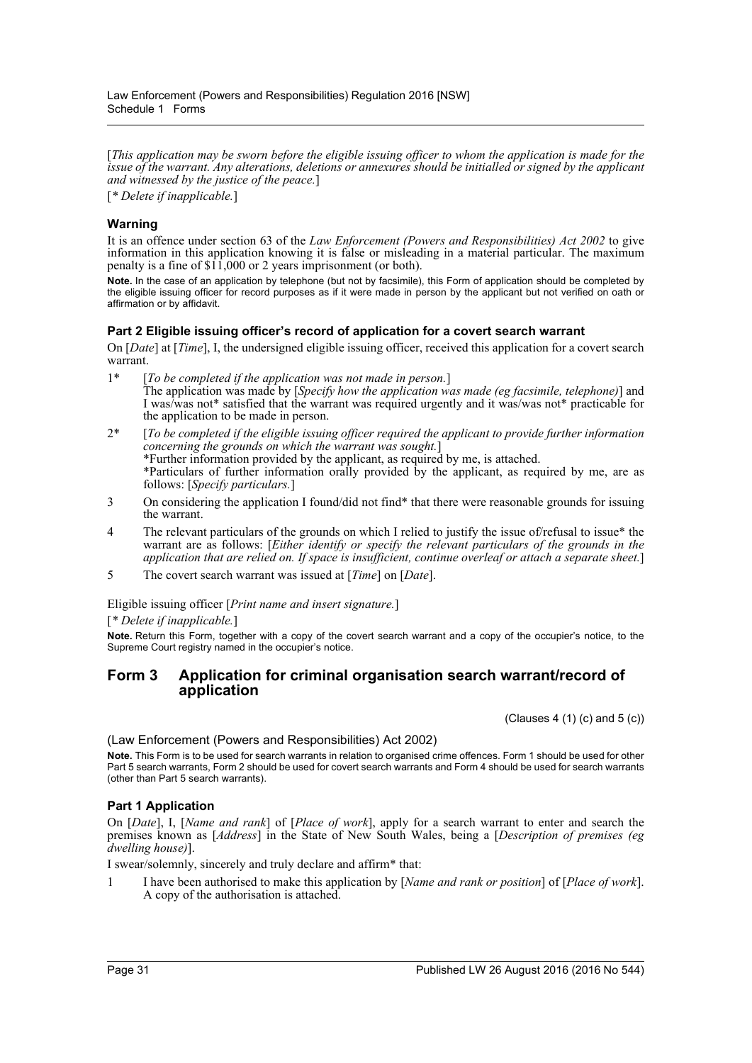[*This application may be sworn before the eligible issuing officer to whom the application is made for the issue of the warrant. Any alterations, deletions or annexures should be initialled or signed by the applicant and witnessed by the justice of the peace.*]

[* *Delete if inapplicable.*]

### Warning

It is an offence under section 63 of the *Law Enforcement (Powers and Responsibilities) Act 2002* to give information in this application knowing it is false or misleading in a material particular. The maximum penalty is a fine of $11,000 or 2 years imprisonment (or both).

**Note.** In the case of an application by telephone (but not by facsimile), this Form of application should be completed by the eligible issuing officer for record purposes as if it were made in person by the applicant but not verified on oath or affirmation or by affidavit.

### Part 2 Eligible issuing officer's record of application for a covert search warrant

On [*Date*] at [*Time*], I, the undersigned eligible issuing officer, received this application for a covert search warrant.

1* [*To be completed if the application was not made in person.*]
The application was made by [*Specify how the application was made (eg facsimile, telephone)*] and I was/was not* satisfied that the warrant was required urgently and it was/was not* practicable for the application to be made in person.

2* [*To be completed if the eligible issuing officer required the applicant to provide further information concerning the grounds on which the warrant was sought.*]
*Further information provided by the applicant, as required by me, is attached.
*Particulars of further information orally provided by the applicant, as required by me, are as follows: [*Specify particulars.*]

3 On considering the application I found/did not find* that there were reasonable grounds for issuing the warrant.

4 The relevant particulars of the grounds on which I relied to justify the issue of/refusal to issue* the warrant are as follows: [*Either identify or specify the relevant particulars of the grounds in the application that are relied on. If space is insufficient, continue overleaf or attach a separate sheet.*]

5 The covert search warrant was issued at [*Time*] on [*Date*].

Eligible issuing officer [*Print name and insert signature.*]

[* *Delete if inapplicable.*]

**Note.** Return this Form, together with a copy of the covert search warrant and a copy of the occupier's notice, to the Supreme Court registry named in the occupier's notice.

## Form 3 Application for criminal organisation search warrant/record of application

(Clauses 4 (1) (c) and 5 (c))

(Law Enforcement (Powers and Responsibilities) Act 2002)

**Note.** This Form is to be used for search warrants in relation to organised crime offences. Form 1 should be used for other Part 5 search warrants, Form 2 should be used for covert search warrants and Form 4 should be used for search warrants (other than Part 5 search warrants).

### Part 1 Application

On [*Date*], I, [*Name and rank*] of [*Place of work*], apply for a search warrant to enter and search the premises known as [*Address*] in the State of New South Wales, being a [*Description of premises (eg dwelling house)*].

I swear/solemnly, sincerely and truly declare and affirm* that:

1 I have been authorised to make this application by [*Name and rank or position*] of [*Place of work*]. A copy of the authorisation is attached.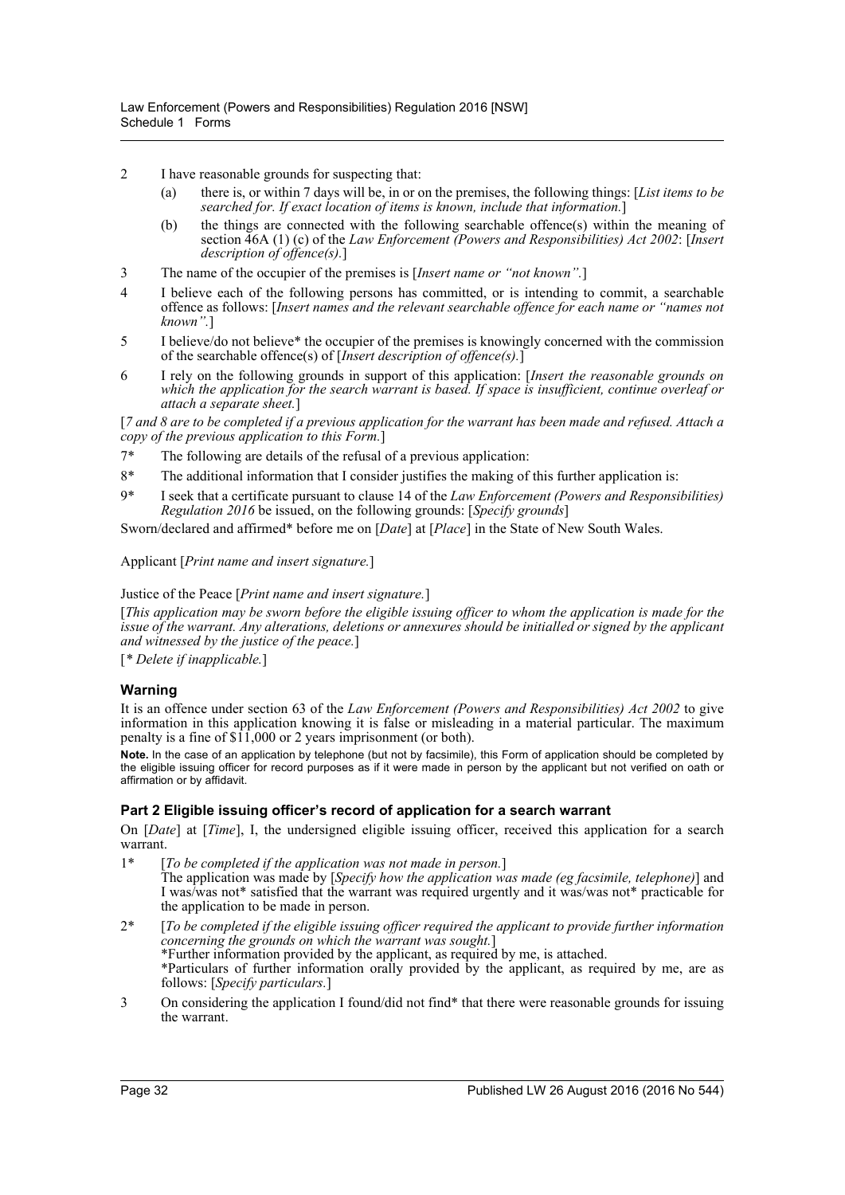2 I have reasonable grounds for suspecting that:

  (a) there is, or within 7 days will be, in or on the premises, the following things: [*List items to be searched for. If exact location of items is known, include that information.*]

  (b) the things are connected with the following searchable offence(s) within the meaning of section 46A (1) (c) of the *Law Enforcement (Powers and Responsibilities) Act 2002*: [*Insert description of offence(s).*]

3 The name of the occupier of the premises is [*Insert name or "not known".*]

4 I believe each of the following persons has committed, or is intending to commit, a searchable offence as follows: [*Insert names and the relevant searchable offence for each name or "names not known".*]

5 I believe/do not believe* the occupier of the premises is knowingly concerned with the commission of the searchable offence(s) of [*Insert description of offence(s).*]

6 I rely on the following grounds in support of this application: [*Insert the reasonable grounds on which the application for the search warrant is based. If space is insufficient, continue overleaf or attach a separate sheet.*]

[*7 and 8 are to be completed if a previous application for the warrant has been made and refused. Attach a copy of the previous application to this Form.*]

7* The following are details of the refusal of a previous application:

8* The additional information that I consider justifies the making of this further application is:

9* I seek that a certificate pursuant to clause 14 of the *Law Enforcement (Powers and Responsibilities) Regulation 2016* be issued, on the following grounds: [*Specify grounds*]

Sworn/declared and affirmed* before me on [*Date*] at [*Place*] in the State of New South Wales.

Applicant [*Print name and insert signature.*]

Justice of the Peace [*Print name and insert signature.*]

[*This application may be sworn before the eligible issuing officer to whom the application is made for the issue of the warrant. Any alterations, deletions or annexures should be initialled or signed by the applicant and witnessed by the justice of the peace.*]

[* *Delete if inapplicable.*]

### Warning

It is an offence under section 63 of the *Law Enforcement (Powers and Responsibilities) Act 2002* to give information in this application knowing it is false or misleading in a material particular. The maximum penalty is a fine of $11,000 or 2 years imprisonment (or both).

**Note.** In the case of an application by telephone (but not by facsimile), this Form of application should be completed by the eligible issuing officer for record purposes as if it were made in person by the applicant but not verified on oath or affirmation or by affidavit.

### Part 2 Eligible issuing officer's record of application for a search warrant

On [*Date*] at [*Time*], I, the undersigned eligible issuing officer, received this application for a search warrant.

1* [*To be completed if the application was not made in person.*]
The application was made by [*Specify how the application was made (eg facsimile, telephone)*] and I was/was not* satisfied that the warrant was required urgently and it was/was not* practicable for the application to be made in person.

2* [*To be completed if the eligible issuing officer required the applicant to provide further information concerning the grounds on which the warrant was sought.*]
*Further information provided by the applicant, as required by me, is attached.
*Particulars of further information orally provided by the applicant, as required by me, are as follows: [*Specify particulars.*]

3 On considering the application I found/did not find* that there were reasonable grounds for issuing the warrant.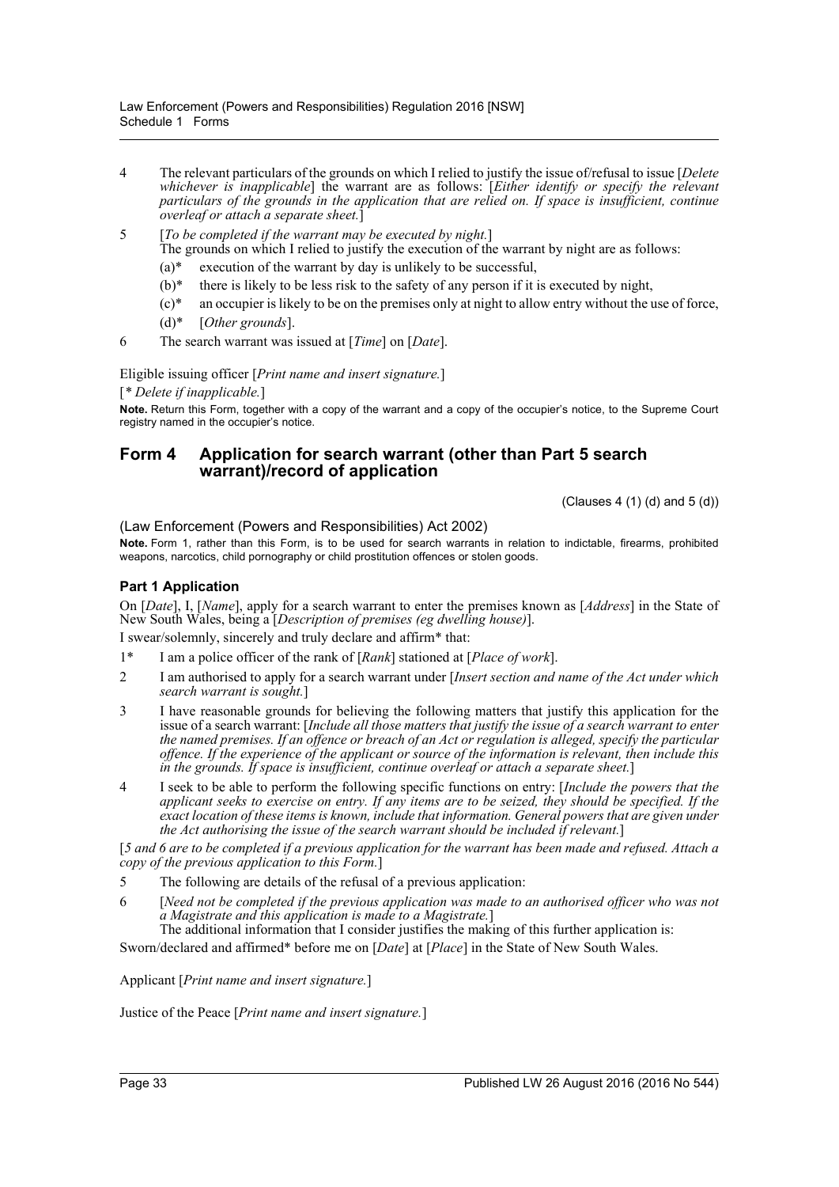4 The relevant particulars of the grounds on which I relied to justify the issue of/refusal to issue [*Delete whichever is inapplicable*] the warrant are as follows: [*Either identify or specify the relevant particulars of the grounds in the application that are relied on. If space is insufficient, continue overleaf or attach a separate sheet.*]

5 [*To be completed if the warrant may be executed by night.*]
The grounds on which I relied to justify the execution of the warrant by night are as follows:

(a)* execution of the warrant by day is unlikely to be successful,

(b)* there is likely to be less risk to the safety of any person if it is executed by night,

(c)* an occupier is likely to be on the premises only at night to allow entry without the use of force,

(d)* [*Other grounds*].

6 The search warrant was issued at [*Time*] on [*Date*].

Eligible issuing officer [*Print name and insert signature.*]

[* *Delete if inapplicable.*]

**Note.** Return this Form, together with a copy of the warrant and a copy of the occupier's notice, to the Supreme Court registry named in the occupier's notice.

## Form 4 Application for search warrant (other than Part 5 search warrant)/record of application

(Clauses 4 (1) (d) and 5 (d))

(Law Enforcement (Powers and Responsibilities) Act 2002)

**Note.** Form 1, rather than this Form, is to be used for search warrants in relation to indictable, firearms, prohibited weapons, narcotics, child pornography or child prostitution offences or stolen goods.

### Part 1 Application

On [*Date*], I, [*Name*], apply for a search warrant to enter the premises known as [*Address*] in the State of New South Wales, being a [*Description of premises (eg dwelling house)*].

I swear/solemnly, sincerely and truly declare and affirm* that:

1* I am a police officer of the rank of [*Rank*] stationed at [*Place of work*].

2 I am authorised to apply for a search warrant under [*Insert section and name of the Act under which search warrant is sought.*]

3 I have reasonable grounds for believing the following matters that justify this application for the issue of a search warrant: [*Include all those matters that justify the issue of a search warrant to enter the named premises. If an offence or breach of an Act or regulation is alleged, specify the particular offence. If the experience of the applicant or source of the information is relevant, then include this in the grounds. If space is insufficient, continue overleaf or attach a separate sheet.*]

4 I seek to be able to perform the following specific functions on entry: [*Include the powers that the applicant seeks to exercise on entry. If any items are to be seized, they should be specified. If the exact location of these items is known, include that information. General powers that are given under the Act authorising the issue of the search warrant should be included if relevant.*]

[*5 and 6 are to be completed if a previous application for the warrant has been made and refused. Attach a copy of the previous application to this Form.*]

5 The following are details of the refusal of a previous application:

6 [*Need not be completed if the previous application was made to an authorised officer who was not a Magistrate and this application is made to a Magistrate.*]
The additional information that I consider justifies the making of this further application is:

Sworn/declared and affirmed* before me on [*Date*] at [*Place*] in the State of New South Wales.

Applicant [*Print name and insert signature.*]

Justice of the Peace [*Print name and insert signature.*]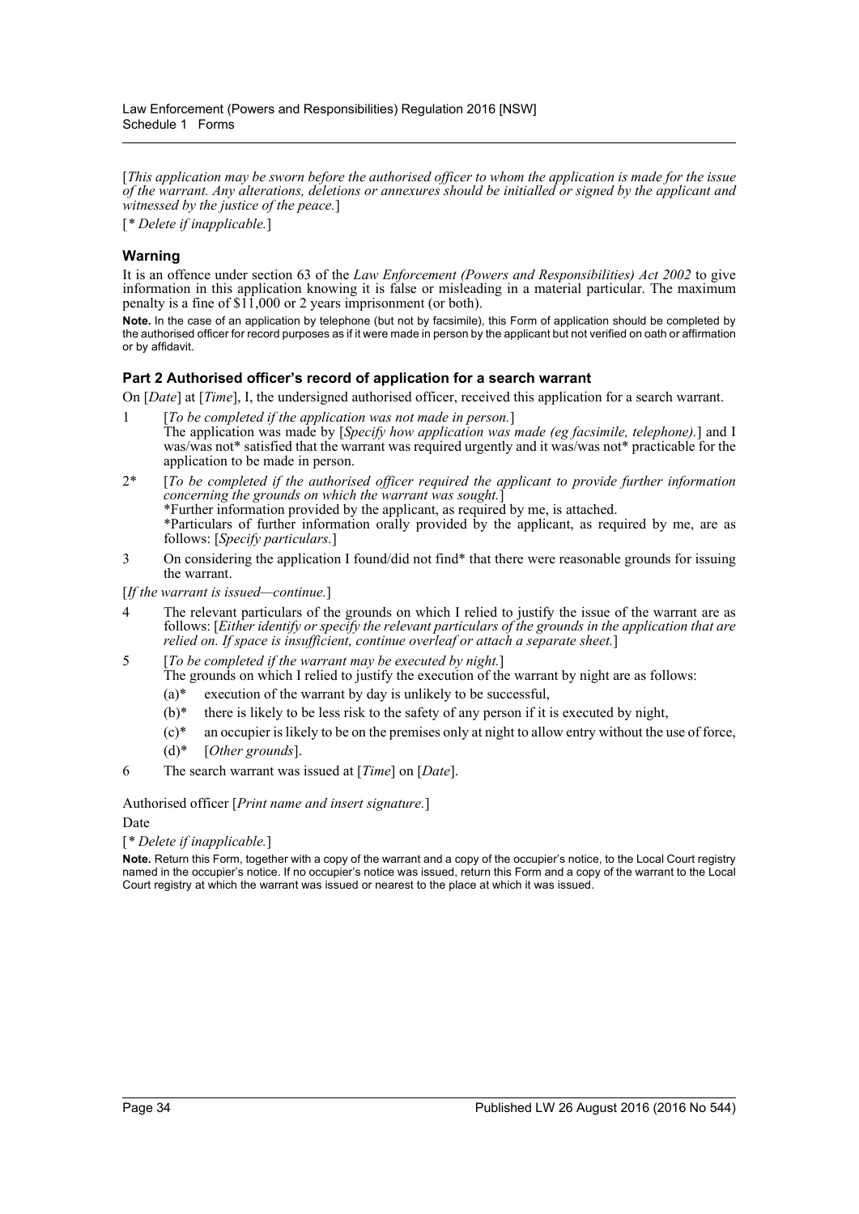[*This application may be sworn before the authorised officer to whom the application is made for the issue of the warrant. Any alterations, deletions or annexures should be initialled or signed by the applicant and witnessed by the justice of the peace.*]

[* *Delete if inapplicable.*]

### Warning

It is an offence under section 63 of the *Law Enforcement (Powers and Responsibilities) Act 2002* to give information in this application knowing it is false or misleading in a material particular. The maximum penalty is a fine of $11,000 or 2 years imprisonment (or both).

**Note.** In the case of an application by telephone (but not by facsimile), this Form of application should be completed by the authorised officer for record purposes as if it were made in person by the applicant but not verified on oath or affirmation or by affidavit.

### Part 2 Authorised officer's record of application for a search warrant

On [*Date*] at [*Time*], I, the undersigned authorised officer, received this application for a search warrant.

1 [*To be completed if the application was not made in person.*]
The application was made by [*Specify how application was made (eg facsimile, telephone).*] and I was/was not* satisfied that the warrant was required urgently and it was/was not* practicable for the application to be made in person.

2* [*To be completed if the authorised officer required the applicant to provide further information concerning the grounds on which the warrant was sought.*]
*Further information provided by the applicant, as required by me, is attached.
*Particulars of further information orally provided by the applicant, as required by me, are as follows: [*Specify particulars.*]

3 On considering the application I found/did not find* that there were reasonable grounds for issuing the warrant.

[*If the warrant is issued—continue.*]

4 The relevant particulars of the grounds on which I relied to justify the issue of the warrant are as follows: [*Either identify or specify the relevant particulars of the grounds in the application that are relied on. If space is insufficient, continue overleaf or attach a separate sheet.*]

5 [*To be completed if the warrant may be executed by night.*]
The grounds on which I relied to justify the execution of the warrant by night are as follows:
   (a)* execution of the warrant by day is unlikely to be successful,
   (b)* there is likely to be less risk to the safety of any person if it is executed by night,
   (c)* an occupier is likely to be on the premises only at night to allow entry without the use of force,
   (d)* [*Other grounds*].

6 The search warrant was issued at [*Time*] on [*Date*].

Authorised officer [*Print name and insert signature.*]

Date

[* *Delete if inapplicable.*]

**Note.** Return this Form, together with a copy of the warrant and a copy of the occupier's notice, to the Local Court registry named in the occupier's notice. If no occupier's notice was issued, return this Form and a copy of the warrant to the Local Court registry at which the warrant was issued or nearest to the place at which it was issued.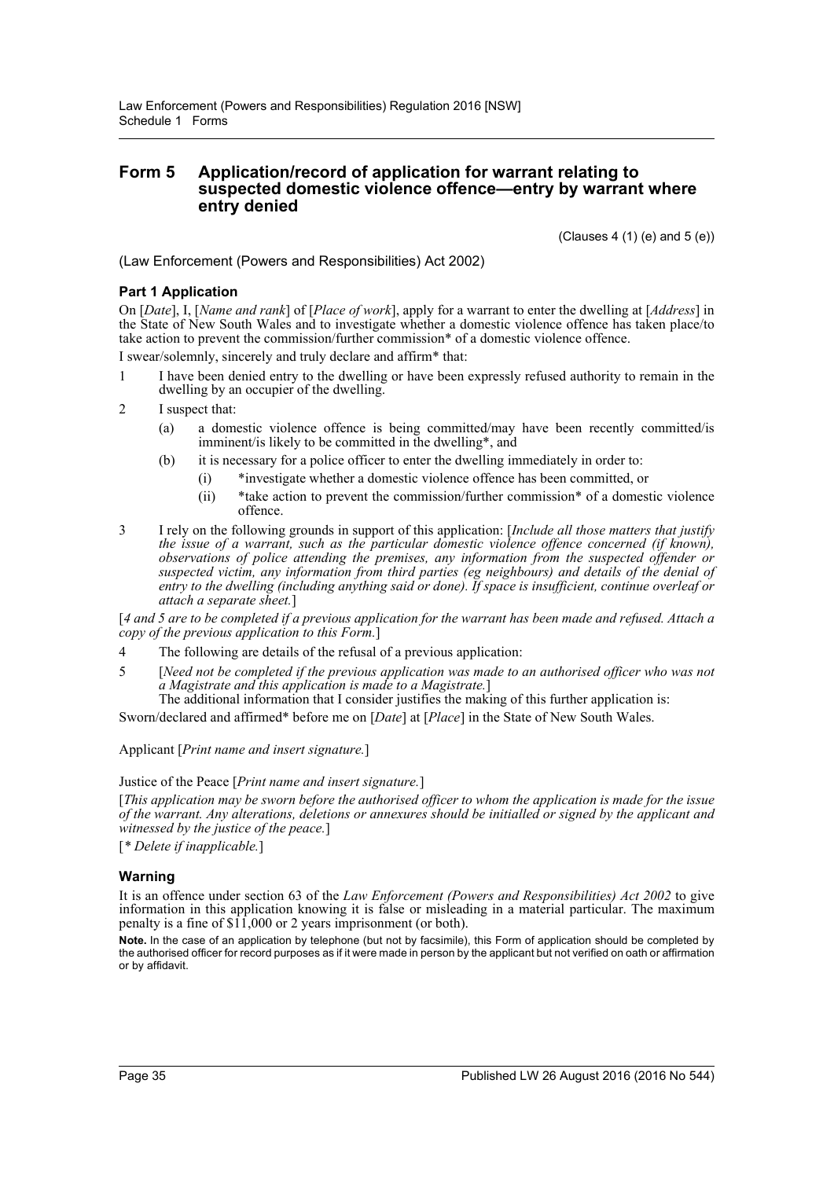## Form 5 Application/record of application for warrant relating to suspected domestic violence offence—entry by warrant where entry denied

(Clauses 4 (1) (e) and 5 (e))

(Law Enforcement (Powers and Responsibilities) Act 2002)

### Part 1 Application

On [*Date*], I, [*Name and rank*] of [*Place of work*], apply for a warrant to enter the dwelling at [*Address*] in the State of New South Wales and to investigate whether a domestic violence offence has taken place/to take action to prevent the commission/further commission* of a domestic violence offence.

I swear/solemnly, sincerely and truly declare and affirm* that:

1 I have been denied entry to the dwelling or have been expressly refused authority to remain in the dwelling by an occupier of the dwelling.

2 I suspect that:

   (a) a domestic violence offence is being committed/may have been recently committed/is imminent/is likely to be committed in the dwelling*, and

   (b) it is necessary for a police officer to enter the dwelling immediately in order to:

      (i) *investigate whether a domestic violence offence has been committed, or

      (ii) *take action to prevent the commission/further commission* of a domestic violence offence.

3 I rely on the following grounds in support of this application: [*Include all those matters that justify the issue of a warrant, such as the particular domestic violence offence concerned (if known), observations of police attending the premises, any information from the suspected offender or suspected victim, any information from third parties (eg neighbours) and details of the denial of entry to the dwelling (including anything said or done). If space is insufficient, continue overleaf or attach a separate sheet.*]

[*4 and 5 are to be completed if a previous application for the warrant has been made and refused. Attach a copy of the previous application to this Form.*]

4 The following are details of the refusal of a previous application:

5 [*Need not be completed if the previous application was made to an authorised officer who was not a Magistrate and this application is made to a Magistrate.*]
The additional information that I consider justifies the making of this further application is:

Sworn/declared and affirmed* before me on [*Date*] at [*Place*] in the State of New South Wales.

Applicant [*Print name and insert signature.*]

Justice of the Peace [*Print name and insert signature.*]

[*This application may be sworn before the authorised officer to whom the application is made for the issue of the warrant. Any alterations, deletions or annexures should be initialled or signed by the applicant and witnessed by the justice of the peace.*]

[* *Delete if inapplicable.*]

### Warning

It is an offence under section 63 of the *Law Enforcement (Powers and Responsibilities) Act 2002* to give information in this application knowing it is false or misleading in a material particular. The maximum penalty is a fine of $11,000 or 2 years imprisonment (or both).

**Note.** In the case of an application by telephone (but not by facsimile), this Form of application should be completed by the authorised officer for record purposes as if it were made in person by the applicant but not verified on oath or affirmation or by affidavit.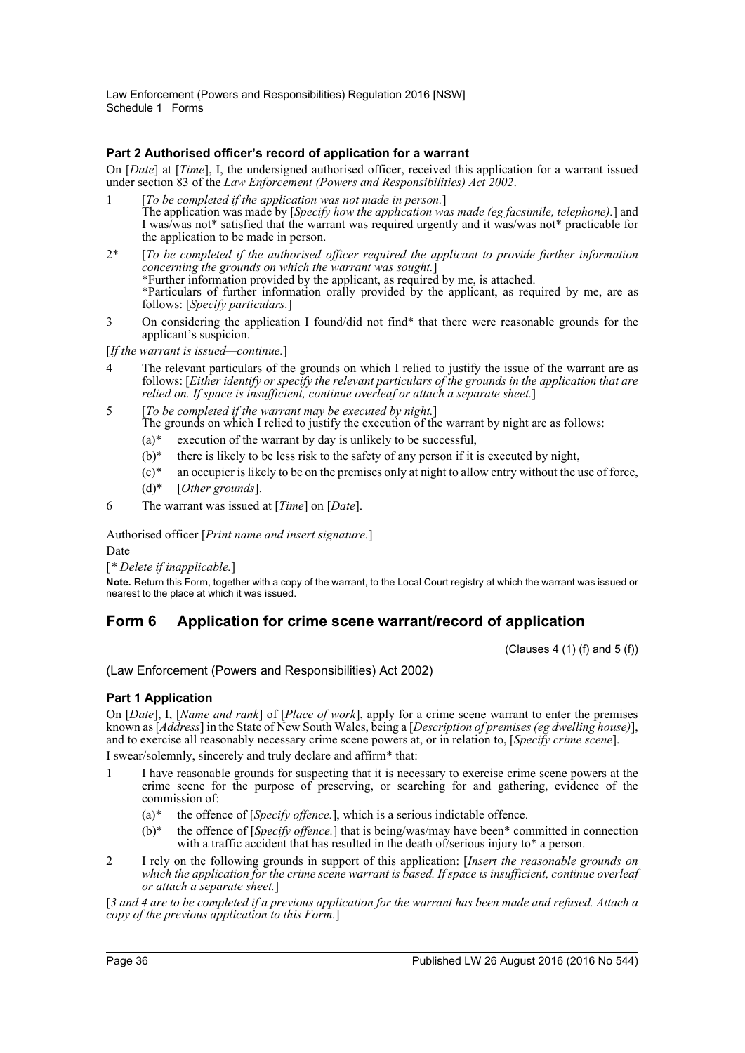### Part 2 Authorised officer's record of application for a warrant

On [*Date*] at [*Time*], I, the undersigned authorised officer, received this application for a warrant issued under section 83 of the *Law Enforcement (Powers and Responsibilities) Act 2002*.

1 [*To be completed if the application was not made in person.*]
The application was made by [*Specify how the application was made (eg facsimile, telephone).*] and I was/was not* satisfied that the warrant was required urgently and it was/was not* practicable for the application to be made in person.

2* [*To be completed if the authorised officer required the applicant to provide further information concerning the grounds on which the warrant was sought.*]
*Further information provided by the applicant, as required by me, is attached.
*Particulars of further information orally provided by the applicant, as required by me, are as follows: [*Specify particulars.*]

3 On considering the application I found/did not find* that there were reasonable grounds for the applicant's suspicion.

[*If the warrant is issued—continue.*]

4 The relevant particulars of the grounds on which I relied to justify the issue of the warrant are as follows: [*Either identify or specify the relevant particulars of the grounds in the application that are relied on. If space is insufficient, continue overleaf or attach a separate sheet.*]

5 [*To be completed if the warrant may be executed by night.*]
The grounds on which I relied to justify the execution of the warrant by night are as follows:
   (a)* execution of the warrant by day is unlikely to be successful,
   (b)* there is likely to be less risk to the safety of any person if it is executed by night,
   (c)* an occupier is likely to be on the premises only at night to allow entry without the use of force,
   (d)* [*Other grounds*].

6 The warrant was issued at [*Time*] on [*Date*].

Authorised officer [*Print name and insert signature.*]

Date

[* *Delete if inapplicable.*]

**Note.** Return this Form, together with a copy of the warrant, to the Local Court registry at which the warrant was issued or nearest to the place at which it was issued.

## Form 6 Application for crime scene warrant/record of application

(Clauses 4 (1) (f) and 5 (f))

(Law Enforcement (Powers and Responsibilities) Act 2002)

### Part 1 Application

On [*Date*], I, [*Name and rank*] of [*Place of work*], apply for a crime scene warrant to enter the premises known as [*Address*] in the State of New South Wales, being a [*Description of premises (eg dwelling house)*], and to exercise all reasonably necessary crime scene powers at, or in relation to, [*Specify crime scene*].

I swear/solemnly, sincerely and truly declare and affirm* that:

1 I have reasonable grounds for suspecting that it is necessary to exercise crime scene powers at the crime scene for the purpose of preserving, or searching for and gathering, evidence of the commission of:
   (a)* the offence of [*Specify offence.*], which is a serious indictable offence.
   (b)* the offence of [*Specify offence.*] that is being/was/may have been* committed in connection with a traffic accident that has resulted in the death of/serious injury to* a person.

2 I rely on the following grounds in support of this application: [*Insert the reasonable grounds on which the application for the crime scene warrant is based. If space is insufficient, continue overleaf or attach a separate sheet.*]

[*3 and 4 are to be completed if a previous application for the warrant has been made and refused. Attach a copy of the previous application to this Form.*]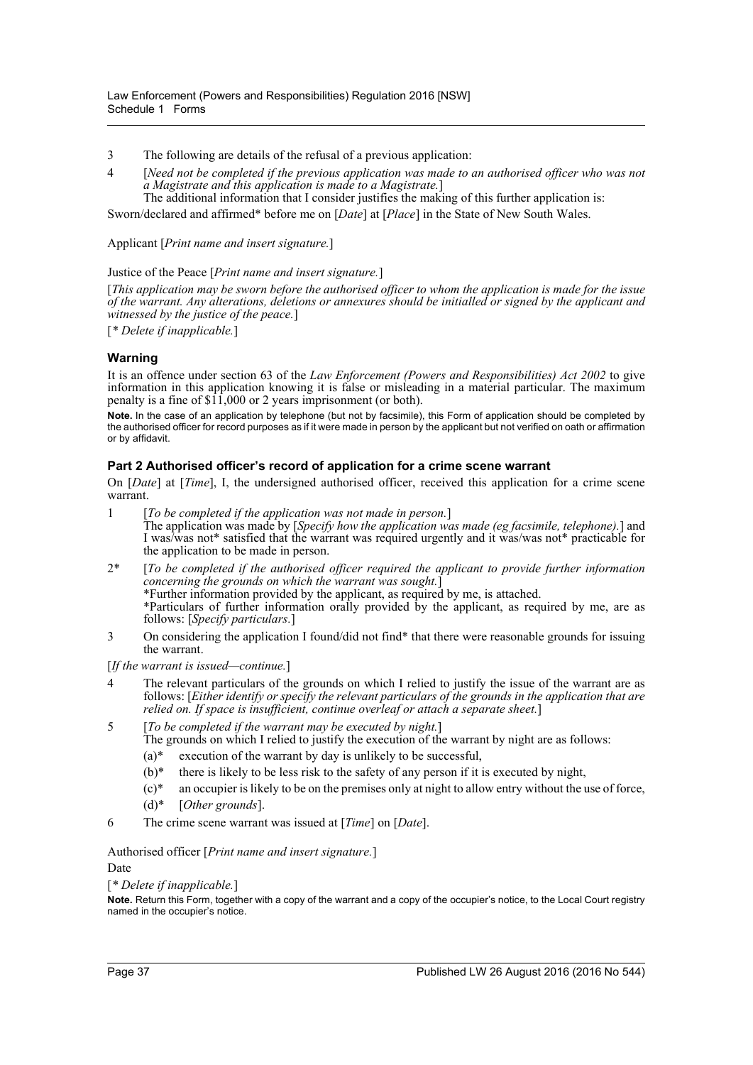3 The following are details of the refusal of a previous application:

4 [*Need not be completed if the previous application was made to an authorised officer who was not a Magistrate and this application is made to a Magistrate.*]
The additional information that I consider justifies the making of this further application is:

Sworn/declared and affirmed* before me on [*Date*] at [*Place*] in the State of New South Wales.

Applicant [*Print name and insert signature.*]

Justice of the Peace [*Print name and insert signature.*]

[*This application may be sworn before the authorised officer to whom the application is made for the issue of the warrant. Any alterations, deletions or annexures should be initialled or signed by the applicant and witnessed by the justice of the peace.*]

[* *Delete if inapplicable.*]

### Warning

It is an offence under section 63 of the *Law Enforcement (Powers and Responsibilities) Act 2002* to give information in this application knowing it is false or misleading in a material particular. The maximum penalty is a fine of $11,000 or 2 years imprisonment (or both).

**Note.** In the case of an application by telephone (but not by facsimile), this Form of application should be completed by the authorised officer for record purposes as if it were made in person by the applicant but not verified on oath or affirmation or by affidavit.

### Part 2 Authorised officer's record of application for a crime scene warrant

On [*Date*] at [*Time*], I, the undersigned authorised officer, received this application for a crime scene warrant.

1 [*To be completed if the application was not made in person.*]
The application was made by [*Specify how the application was made (eg facsimile, telephone).*] and I was/was not* satisfied that the warrant was required urgently and it was/was not* practicable for the application to be made in person.

2* [*To be completed if the authorised officer required the applicant to provide further information concerning the grounds on which the warrant was sought.*]
*Further information provided by the applicant, as required by me, is attached.
*Particulars of further information orally provided by the applicant, as required by me, are as follows: [*Specify particulars.*]

3 On considering the application I found/did not find* that there were reasonable grounds for issuing the warrant.

[*If the warrant is issued—continue.*]

4 The relevant particulars of the grounds on which I relied to justify the issue of the warrant are as follows: [*Either identify or specify the relevant particulars of the grounds in the application that are relied on. If space is insufficient, continue overleaf or attach a separate sheet.*]

5 [*To be completed if the warrant may be executed by night.*]
The grounds on which I relied to justify the execution of the warrant by night are as follows:
   - (a)* execution of the warrant by day is unlikely to be successful,
   - (b)* there is likely to be less risk to the safety of any person if it is executed by night,
   - (c)* an occupier is likely to be on the premises only at night to allow entry without the use of force,
   - (d)* [*Other grounds*].

6 The crime scene warrant was issued at [*Time*] on [*Date*].

Authorised officer [*Print name and insert signature.*]

Date

[* *Delete if inapplicable.*]

**Note.** Return this Form, together with a copy of the warrant and a copy of the occupier's notice, to the Local Court registry named in the occupier's notice.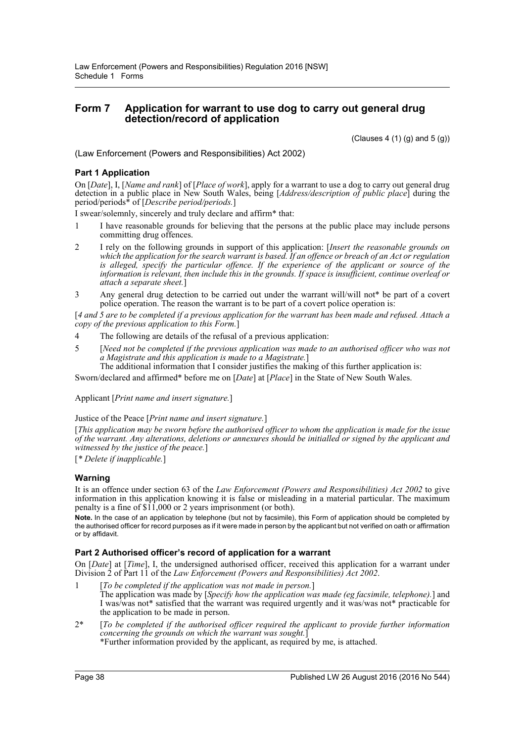## Form 7 Application for warrant to use dog to carry out general drug detection/record of application

(Clauses 4 (1) (g) and 5 (g))

(Law Enforcement (Powers and Responsibilities) Act 2002)

### Part 1 Application

On [*Date*], I, [*Name and rank*] of [*Place of work*], apply for a warrant to use a dog to carry out general drug detection in a public place in New South Wales, being [*Address/description of public place*] during the period/periods* of [*Describe period/periods.*]

I swear/solemnly, sincerely and truly declare and affirm* that:

1 I have reasonable grounds for believing that the persons at the public place may include persons committing drug offences.

2 I rely on the following grounds in support of this application: [*Insert the reasonable grounds on which the application for the search warrant is based. If an offence or breach of an Act or regulation is alleged, specify the particular offence. If the experience of the applicant or source of the information is relevant, then include this in the grounds. If space is insufficient, continue overleaf or attach a separate sheet.*]

3 Any general drug detection to be carried out under the warrant will/will not* be part of a covert police operation. The reason the warrant is to be part of a covert police operation is:

[*4 and 5 are to be completed if a previous application for the warrant has been made and refused. Attach a copy of the previous application to this Form.*]

4 The following are details of the refusal of a previous application:

5 [*Need not be completed if the previous application was made to an authorised officer who was not a Magistrate and this application is made to a Magistrate.*]
The additional information that I consider justifies the making of this further application is:

Sworn/declared and affirmed* before me on [*Date*] at [*Place*] in the State of New South Wales.

Applicant [*Print name and insert signature.*]

Justice of the Peace [*Print name and insert signature.*]

[*This application may be sworn before the authorised officer to whom the application is made for the issue of the warrant. Any alterations, deletions or annexures should be initialled or signed by the applicant and witnessed by the justice of the peace.*]

[* *Delete if inapplicable.*]

### Warning

It is an offence under section 63 of the *Law Enforcement (Powers and Responsibilities) Act 2002* to give information in this application knowing it is false or misleading in a material particular. The maximum penalty is a fine of $11,000 or 2 years imprisonment (or both).

**Note.** In the case of an application by telephone (but not by facsimile), this Form of application should be completed by the authorised officer for record purposes as if it were made in person by the applicant but not verified on oath or affirmation or by affidavit.

### Part 2 Authorised officer's record of application for a warrant

On [*Date*] at [*Time*], I, the undersigned authorised officer, received this application for a warrant under Division 2 of Part 11 of the *Law Enforcement (Powers and Responsibilities) Act 2002*.

1 [*To be completed if the application was not made in person.*]
The application was made by [*Specify how the application was made (eg facsimile, telephone).*] and I was/was not* satisfied that the warrant was required urgently and it was/was not* practicable for the application to be made in person.

2* [*To be completed if the authorised officer required the applicant to provide further information concerning the grounds on which the warrant was sought.*]
*Further information provided by the applicant, as required by me, is attached.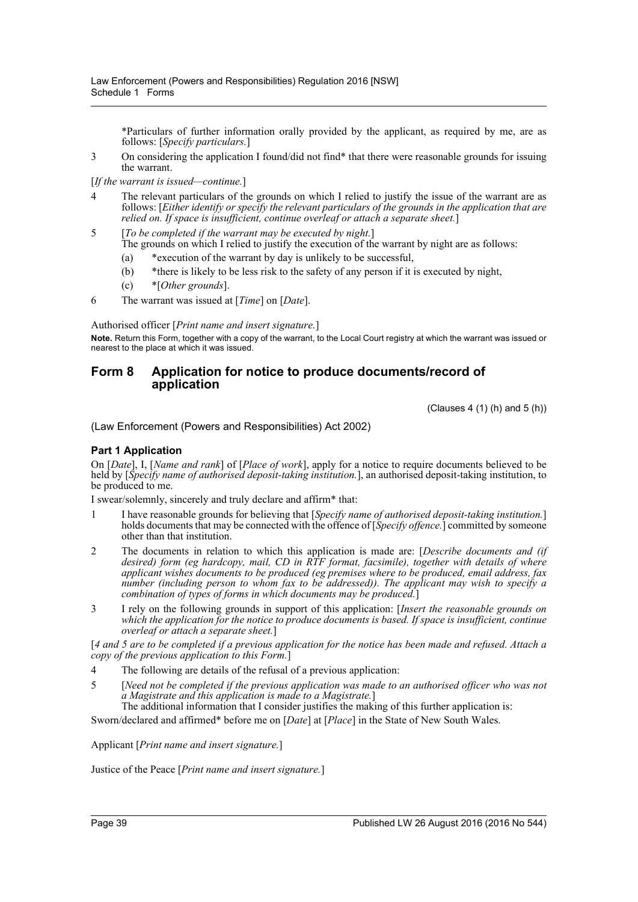*Particulars of further information orally provided by the applicant, as required by me, are as follows: [*Specify particulars.*]

3 On considering the application I found/did not find* that there were reasonable grounds for issuing the warrant.

[*If the warrant is issued—continue.*]

4 The relevant particulars of the grounds on which I relied to justify the issue of the warrant are as follows: [*Either identify or specify the relevant particulars of the grounds in the application that are relied on. If space is insufficient, continue overleaf or attach a separate sheet.*]

5 [*To be completed if the warrant may be executed by night.*]
The grounds on which I relied to justify the execution of the warrant by night are as follows:
(a) *execution of the warrant by day is unlikely to be successful,
(b) *there is likely to be less risk to the safety of any person if it is executed by night,
(c) *[*Other grounds*].

6 The warrant was issued at [*Time*] on [*Date*].

Authorised officer [*Print name and insert signature.*]

**Note.** Return this Form, together with a copy of the warrant, to the Local Court registry at which the warrant was issued or nearest to the place at which it was issued.

## Form 8 Application for notice to produce documents/record of application

(Clauses 4 (1) (h) and 5 (h))

(Law Enforcement (Powers and Responsibilities) Act 2002)

### Part 1 Application

On [*Date*], I, [*Name and rank*] of [*Place of work*], apply for a notice to require documents believed to be held by [*Specify name of authorised deposit-taking institution.*], an authorised deposit-taking institution, to be produced to me.

I swear/solemnly, sincerely and truly declare and affirm* that:

1 I have reasonable grounds for believing that [*Specify name of authorised deposit-taking institution.*] holds documents that may be connected with the offence of [*Specify offence.*] committed by someone other than that institution.

2 The documents in relation to which this application is made are: [*Describe documents and (if desired) form (eg hardcopy, mail, CD in RTF format, facsimile), together with details of where applicant wishes documents to be produced (eg premises where to be produced, email address, fax number (including person to whom fax to be addressed)). The applicant may wish to specify a combination of types of forms in which documents may be produced.*]

3 I rely on the following grounds in support of this application: [*Insert the reasonable grounds on which the application for the notice to produce documents is based. If space is insufficient, continue overleaf or attach a separate sheet.*]

[*4 and 5 are to be completed if a previous application for the notice has been made and refused. Attach a copy of the previous application to this Form.*]

4 The following are details of the refusal of a previous application:

5 [*Need not be completed if the previous application was made to an authorised officer who was not a Magistrate and this application is made to a Magistrate.*]
The additional information that I consider justifies the making of this further application is:

Sworn/declared and affirmed* before me on [*Date*] at [*Place*] in the State of New South Wales.

Applicant [*Print name and insert signature.*]

Justice of the Peace [*Print name and insert signature.*]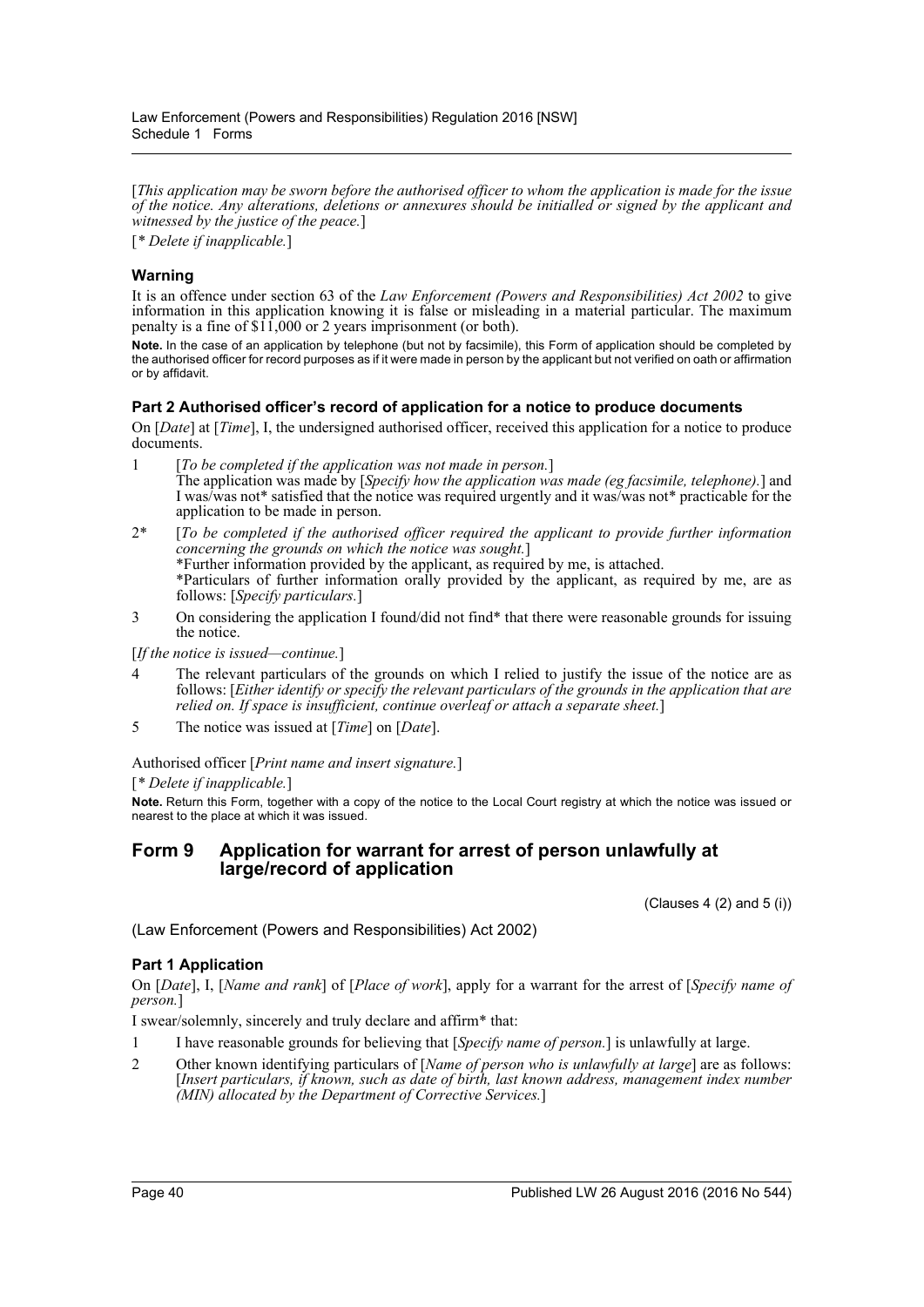[*This application may be sworn before the authorised officer to whom the application is made for the issue of the notice. Any alterations, deletions or annexures should be initialled or signed by the applicant and witnessed by the justice of the peace.*]

[* *Delete if inapplicable.*]

### Warning

It is an offence under section 63 of the *Law Enforcement (Powers and Responsibilities) Act 2002* to give information in this application knowing it is false or misleading in a material particular. The maximum penalty is a fine of $11,000 or 2 years imprisonment (or both).

**Note.** In the case of an application by telephone (but not by facsimile), this Form of application should be completed by the authorised officer for record purposes as if it were made in person by the applicant but not verified on oath or affirmation or by affidavit.

### Part 2 Authorised officer's record of application for a notice to produce documents

On [*Date*] at [*Time*], I, the undersigned authorised officer, received this application for a notice to produce documents.

1 [*To be completed if the application was not made in person.*]
The application was made by [*Specify how the application was made (eg facsimile, telephone).*] and I was/was not* satisfied that the notice was required urgently and it was/was not* practicable for the application to be made in person.

2* [*To be completed if the authorised officer required the applicant to provide further information concerning the grounds on which the notice was sought.*]
*Further information provided by the applicant, as required by me, is attached.
*Particulars of further information orally provided by the applicant, as required by me, are as follows: [*Specify particulars.*]

3 On considering the application I found/did not find* that there were reasonable grounds for issuing the notice.

[*If the notice is issued—continue.*]

4 The relevant particulars of the grounds on which I relied to justify the issue of the notice are as follows: [*Either identify or specify the relevant particulars of the grounds in the application that are relied on. If space is insufficient, continue overleaf or attach a separate sheet.*]

5 The notice was issued at [*Time*] on [*Date*].

Authorised officer [*Print name and insert signature.*]

[* *Delete if inapplicable.*]

**Note.** Return this Form, together with a copy of the notice to the Local Court registry at which the notice was issued or nearest to the place at which it was issued.

## Form 9 Application for warrant for arrest of person unlawfully at large/record of application

(Clauses 4 (2) and 5 (i))

(Law Enforcement (Powers and Responsibilities) Act 2002)

### Part 1 Application

On [*Date*], I, [*Name and rank*] of [*Place of work*], apply for a warrant for the arrest of [*Specify name of person.*]

I swear/solemnly, sincerely and truly declare and affirm* that:

1 I have reasonable grounds for believing that [*Specify name of person.*] is unlawfully at large.

2 Other known identifying particulars of [*Name of person who is unlawfully at large*] are as follows: [*Insert particulars, if known, such as date of birth, last known address, management index number (MIN) allocated by the Department of Corrective Services.*]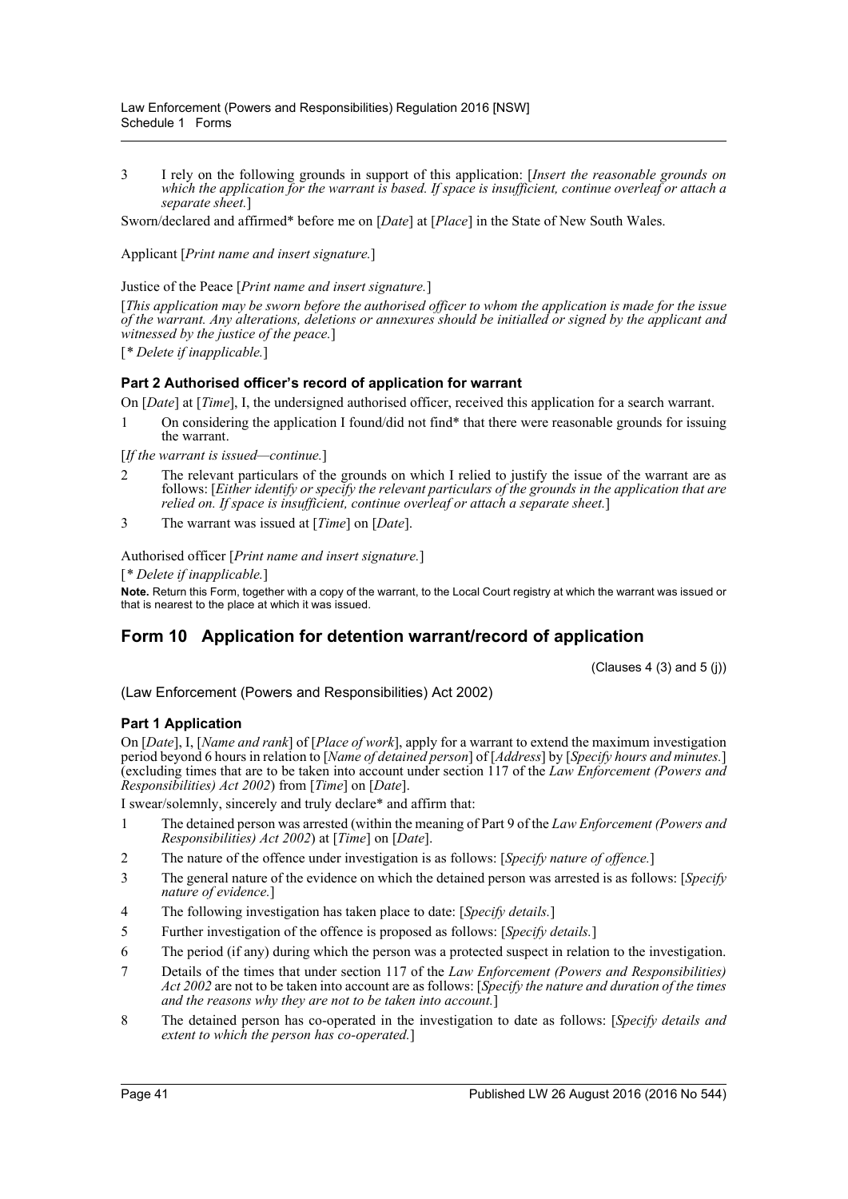3 I rely on the following grounds in support of this application: [*Insert the reasonable grounds on which the application for the warrant is based. If space is insufficient, continue overleaf or attach a separate sheet.*]

Sworn/declared and affirmed* before me on [*Date*] at [*Place*] in the State of New South Wales.

Applicant [*Print name and insert signature.*]

Justice of the Peace [*Print name and insert signature.*]

[*This application may be sworn before the authorised officer to whom the application is made for the issue of the warrant. Any alterations, deletions or annexures should be initialled or signed by the applicant and witnessed by the justice of the peace.*]

[* *Delete if inapplicable.*]

#### Part 2 Authorised officer's record of application for warrant

On [*Date*] at [*Time*], I, the undersigned authorised officer, received this application for a search warrant.

1 On considering the application I found/did not find* that there were reasonable grounds for issuing the warrant.

[*If the warrant is issued—continue.*]

2 The relevant particulars of the grounds on which I relied to justify the issue of the warrant are as follows: [*Either identify or specify the relevant particulars of the grounds in the application that are relied on. If space is insufficient, continue overleaf or attach a separate sheet.*]

3 The warrant was issued at [*Time*] on [*Date*].

Authorised officer [*Print name and insert signature.*]

[* *Delete if inapplicable.*]

**Note.** Return this Form, together with a copy of the warrant, to the Local Court registry at which the warrant was issued or that is nearest to the place at which it was issued.

## Form 10 Application for detention warrant/record of application

(Clauses 4 (3) and 5 (j))

(Law Enforcement (Powers and Responsibilities) Act 2002)

#### Part 1 Application

On [*Date*], I, [*Name and rank*] of [*Place of work*], apply for a warrant to extend the maximum investigation period beyond 6 hours in relation to [*Name of detained person*] of [*Address*] by [*Specify hours and minutes.*] (excluding times that are to be taken into account under section 117 of the *Law Enforcement (Powers and Responsibilities) Act 2002*) from [*Time*] on [*Date*].

I swear/solemnly, sincerely and truly declare* and affirm that:

1 The detained person was arrested (within the meaning of Part 9 of the *Law Enforcement (Powers and Responsibilities) Act 2002*) at [*Time*] on [*Date*].

2 The nature of the offence under investigation is as follows: [*Specify nature of offence.*]

3 The general nature of the evidence on which the detained person was arrested is as follows: [*Specify nature of evidence.*]

4 The following investigation has taken place to date: [*Specify details.*]

5 Further investigation of the offence is proposed as follows: [*Specify details.*]

6 The period (if any) during which the person was a protected suspect in relation to the investigation.

7 Details of the times that under section 117 of the *Law Enforcement (Powers and Responsibilities) Act 2002* are not to be taken into account are as follows: [*Specify the nature and duration of the times and the reasons why they are not to be taken into account.*]

8 The detained person has co-operated in the investigation to date as follows: [*Specify details and extent to which the person has co-operated.*]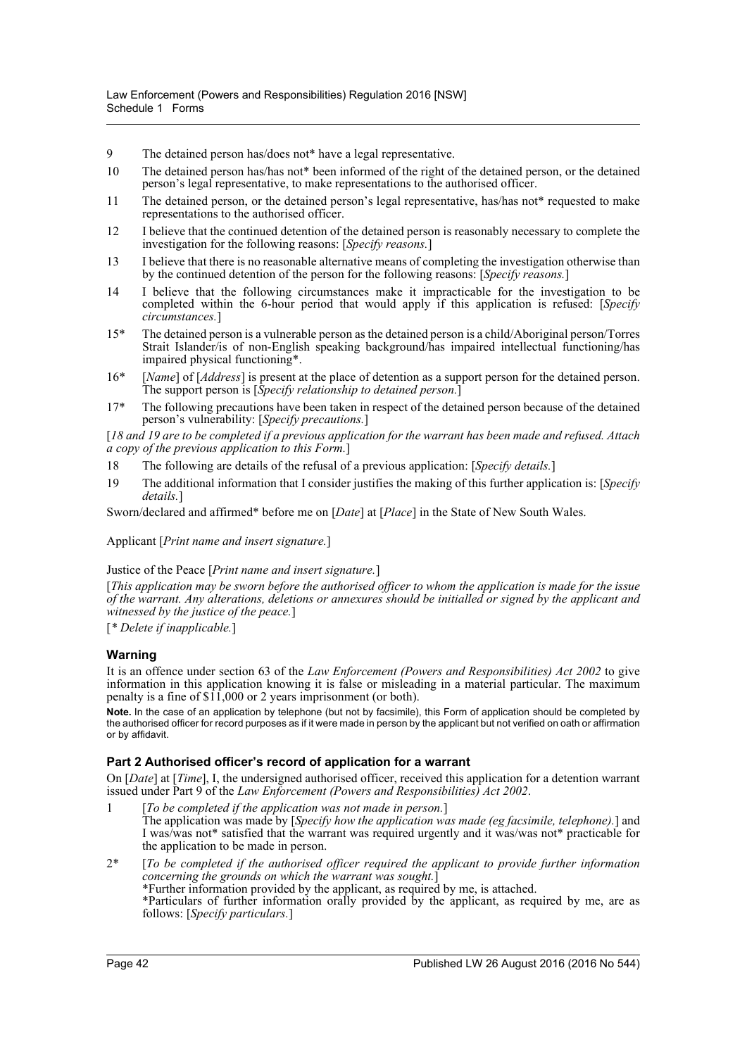9 The detained person has/does not* have a legal representative.

10 The detained person has/has not* been informed of the right of the detained person, or the detained person's legal representative, to make representations to the authorised officer.

11 The detained person, or the detained person's legal representative, has/has not* requested to make representations to the authorised officer.

12 I believe that the continued detention of the detained person is reasonably necessary to complete the investigation for the following reasons: [*Specify reasons.*]

13 I believe that there is no reasonable alternative means of completing the investigation otherwise than by the continued detention of the person for the following reasons: [*Specify reasons.*]

14 I believe that the following circumstances make it impracticable for the investigation to be completed within the 6-hour period that would apply if this application is refused: [*Specify circumstances.*]

15* The detained person is a vulnerable person as the detained person is a child/Aboriginal person/Torres Strait Islander/is of non-English speaking background/has impaired intellectual functioning/has impaired physical functioning*.

16* [*Name*] of [*Address*] is present at the place of detention as a support person for the detained person. The support person is [*Specify relationship to detained person.*]

17* The following precautions have been taken in respect of the detained person because of the detained person's vulnerability: [*Specify precautions.*]

[*18 and 19 are to be completed if a previous application for the warrant has been made and refused. Attach a copy of the previous application to this Form.*]

18 The following are details of the refusal of a previous application: [*Specify details.*]

19 The additional information that I consider justifies the making of this further application is: [*Specify details.*]

Sworn/declared and affirmed* before me on [*Date*] at [*Place*] in the State of New South Wales.

Applicant [*Print name and insert signature.*]

Justice of the Peace [*Print name and insert signature.*]

[*This application may be sworn before the authorised officer to whom the application is made for the issue of the warrant. Any alterations, deletions or annexures should be initialled or signed by the applicant and witnessed by the justice of the peace.*]

[* *Delete if inapplicable.*]

### Warning

It is an offence under section 63 of the *Law Enforcement (Powers and Responsibilities) Act 2002* to give information in this application knowing it is false or misleading in a material particular. The maximum penalty is a fine of $11,000 or 2 years imprisonment (or both).

**Note.** In the case of an application by telephone (but not by facsimile), this Form of application should be completed by the authorised officer for record purposes as if it were made in person by the applicant but not verified on oath or affirmation or by affidavit.

### Part 2 Authorised officer's record of application for a warrant

On [*Date*] at [*Time*], I, the undersigned authorised officer, received this application for a detention warrant issued under Part 9 of the *Law Enforcement (Powers and Responsibilities) Act 2002*.

1 [*To be completed if the application was not made in person.*]
The application was made by [*Specify how the application was made (eg facsimile, telephone).*] and I was/was not* satisfied that the warrant was required urgently and it was/was not* practicable for the application to be made in person.

2* [*To be completed if the authorised officer required the applicant to provide further information concerning the grounds on which the warrant was sought.*]
*Further information provided by the applicant, as required by me, is attached.
*Particulars of further information orally provided by the applicant, as required by me, are as follows: [*Specify particulars.*]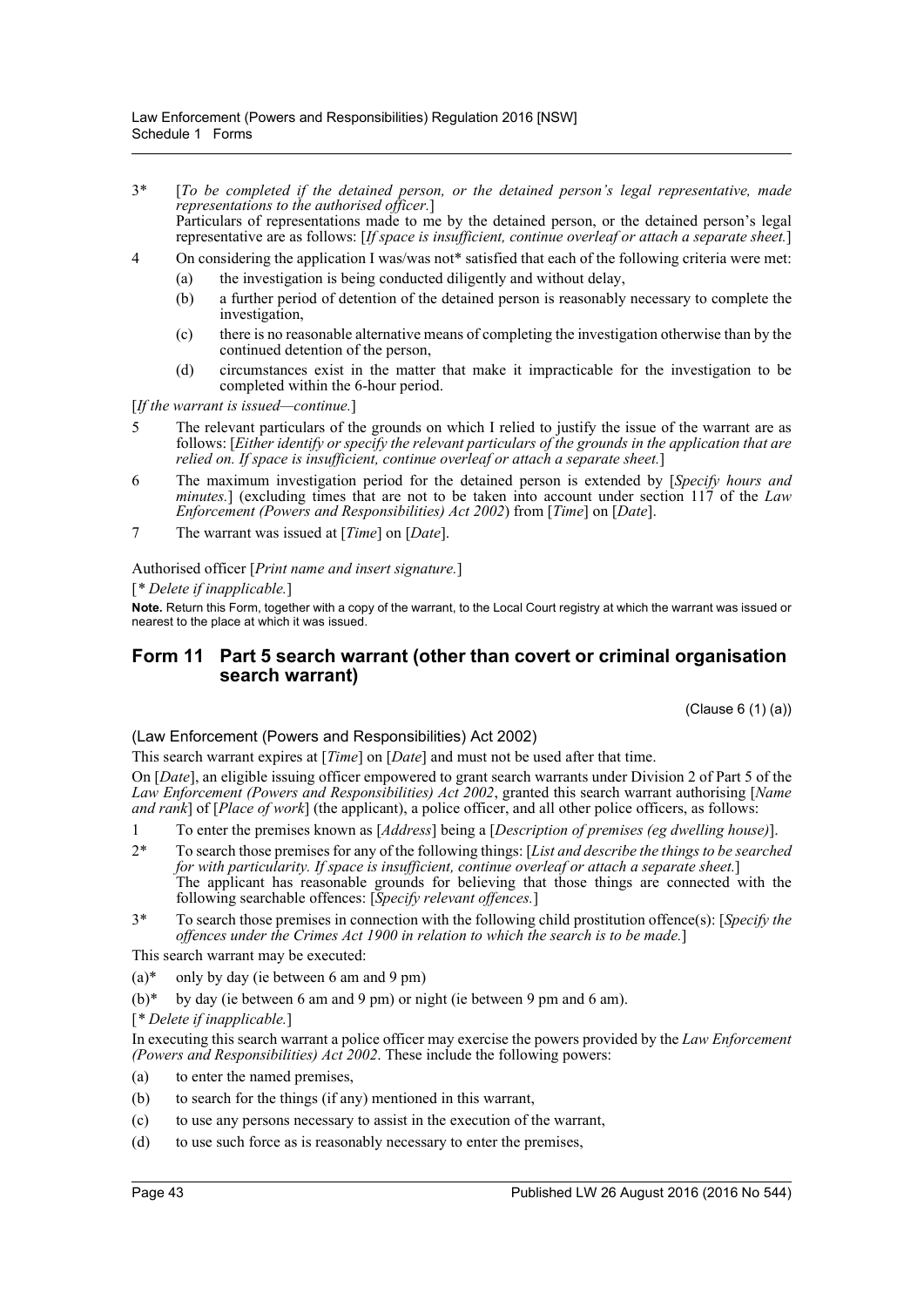3* [*To be completed if the detained person, or the detained person's legal representative, made representations to the authorised officer.*]
Particulars of representations made to me by the detained person, or the detained person's legal representative are as follows: [*If space is insufficient, continue overleaf or attach a separate sheet.*]

4 On considering the application I was/was not* satisfied that each of the following criteria were met:

(a) the investigation is being conducted diligently and without delay,

(b) a further period of detention of the detained person is reasonably necessary to complete the investigation,

(c) there is no reasonable alternative means of completing the investigation otherwise than by the continued detention of the person,

(d) circumstances exist in the matter that make it impracticable for the investigation to be completed within the 6-hour period.

[*If the warrant is issued—continue.*]

5 The relevant particulars of the grounds on which I relied to justify the issue of the warrant are as follows: [*Either identify or specify the relevant particulars of the grounds in the application that are relied on. If space is insufficient, continue overleaf or attach a separate sheet.*]

6 The maximum investigation period for the detained person is extended by [*Specify hours and minutes.*] (excluding times that are not to be taken into account under section 117 of the *Law Enforcement (Powers and Responsibilities) Act 2002*) from [*Time*] on [*Date*].

7 The warrant was issued at [*Time*] on [*Date*].

Authorised officer [*Print name and insert signature.*]

[* *Delete if inapplicable.*]

**Note.** Return this Form, together with a copy of the warrant, to the Local Court registry at which the warrant was issued or nearest to the place at which it was issued.

## Form 11 Part 5 search warrant (other than covert or criminal organisation search warrant)

(Clause 6 (1) (a))

(Law Enforcement (Powers and Responsibilities) Act 2002)

This search warrant expires at [*Time*] on [*Date*] and must not be used after that time.

On [*Date*], an eligible issuing officer empowered to grant search warrants under Division 2 of Part 5 of the *Law Enforcement (Powers and Responsibilities) Act 2002*, granted this search warrant authorising [*Name and rank*] of [*Place of work*] (the applicant), a police officer, and all other police officers, as follows:

1 To enter the premises known as [*Address*] being a [*Description of premises (eg dwelling house)*].

2* To search those premises for any of the following things: [*List and describe the things to be searched for with particularity. If space is insufficient, continue overleaf or attach a separate sheet.*]
The applicant has reasonable grounds for believing that those things are connected with the following searchable offences: [*Specify relevant offences.*]

3* To search those premises in connection with the following child prostitution offence(s): [*Specify the offences under the Crimes Act 1900 in relation to which the search is to be made.*]

This search warrant may be executed:

(a)* only by day (ie between 6 am and 9 pm)

(b)* by day (ie between 6 am and 9 pm) or night (ie between 9 pm and 6 am).

[* *Delete if inapplicable.*]

In executing this search warrant a police officer may exercise the powers provided by the *Law Enforcement (Powers and Responsibilities) Act 2002*. These include the following powers:

(a) to enter the named premises,

(b) to search for the things (if any) mentioned in this warrant,

(c) to use any persons necessary to assist in the execution of the warrant,

(d) to use such force as is reasonably necessary to enter the premises,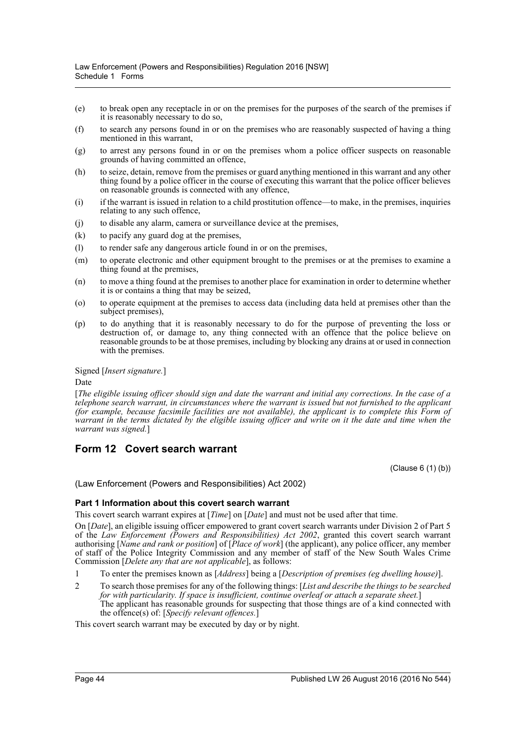(e) to break open any receptacle in or on the premises for the purposes of the search of the premises if it is reasonably necessary to do so,

(f) to search any persons found in or on the premises who are reasonably suspected of having a thing mentioned in this warrant,

(g) to arrest any persons found in or on the premises whom a police officer suspects on reasonable grounds of having committed an offence,

(h) to seize, detain, remove from the premises or guard anything mentioned in this warrant and any other thing found by a police officer in the course of executing this warrant that the police officer believes on reasonable grounds is connected with any offence,

(i) if the warrant is issued in relation to a child prostitution offence—to make, in the premises, inquiries relating to any such offence,

(j) to disable any alarm, camera or surveillance device at the premises,

(k) to pacify any guard dog at the premises,

(l) to render safe any dangerous article found in or on the premises,

(m) to operate electronic and other equipment brought to the premises or at the premises to examine a thing found at the premises,

(n) to move a thing found at the premises to another place for examination in order to determine whether it is or contains a thing that may be seized,

(o) to operate equipment at the premises to access data (including data held at premises other than the subject premises),

(p) to do anything that it is reasonably necessary to do for the purpose of preventing the loss or destruction of, or damage to, any thing connected with an offence that the police believe on reasonable grounds to be at those premises, including by blocking any drains at or used in connection with the premises.

Signed [*Insert signature.*]

Date

[*The eligible issuing officer should sign and date the warrant and initial any corrections. In the case of a telephone search warrant, in circumstances where the warrant is issued but not furnished to the applicant (for example, because facsimile facilities are not available), the applicant is to complete this Form of warrant in the terms dictated by the eligible issuing officer and write on it the date and time when the warrant was signed.*]

## Form 12 Covert search warrant

(Clause 6 (1) (b))

(Law Enforcement (Powers and Responsibilities) Act 2002)

### Part 1 Information about this covert search warrant

This covert search warrant expires at [*Time*] on [*Date*] and must not be used after that time.

On [*Date*], an eligible issuing officer empowered to grant covert search warrants under Division 2 of Part 5 of the *Law Enforcement (Powers and Responsibilities) Act 2002*, granted this covert search warrant authorising [*Name and rank or position*] of [*Place of work*] (the applicant), any police officer, any member of staff of the Police Integrity Commission and any member of staff of the New South Wales Crime Commission [*Delete any that are not applicable*], as follows:

1 To enter the premises known as [*Address*] being a [*Description of premises (eg dwelling house)*].

2 To search those premises for any of the following things: [*List and describe the things to be searched for with particularity. If space is insufficient, continue overleaf or attach a separate sheet.*]
The applicant has reasonable grounds for suspecting that those things are of a kind connected with the offence(s) of: [*Specify relevant offences.*]

This covert search warrant may be executed by day or by night.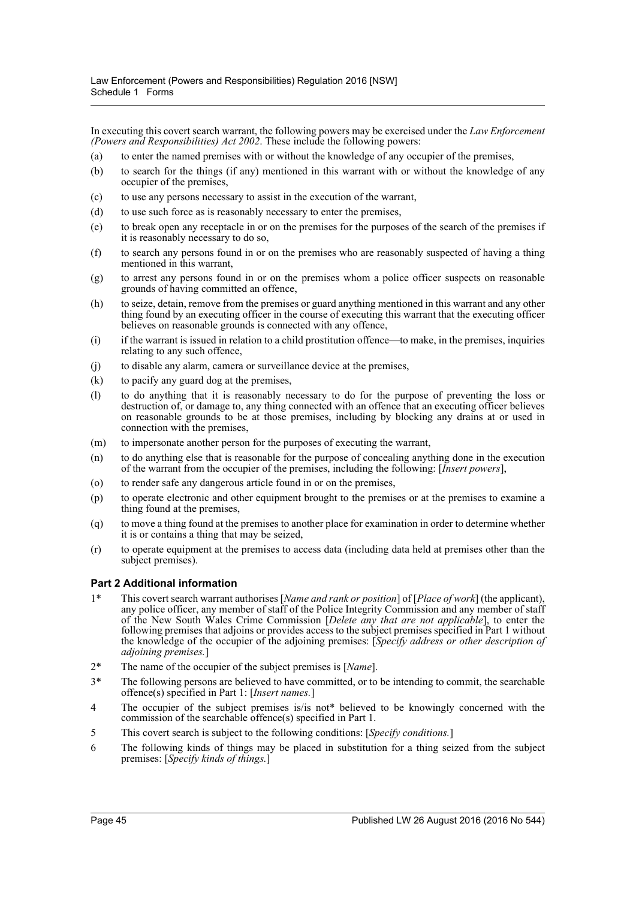In executing this covert search warrant, the following powers may be exercised under the *Law Enforcement (Powers and Responsibilities) Act 2002*. These include the following powers:

(a) to enter the named premises with or without the knowledge of any occupier of the premises,

(b) to search for the things (if any) mentioned in this warrant with or without the knowledge of any occupier of the premises,

(c) to use any persons necessary to assist in the execution of the warrant,

(d) to use such force as is reasonably necessary to enter the premises,

(e) to break open any receptacle in or on the premises for the purposes of the search of the premises if it is reasonably necessary to do so,

(f) to search any persons found in or on the premises who are reasonably suspected of having a thing mentioned in this warrant,

(g) to arrest any persons found in or on the premises whom a police officer suspects on reasonable grounds of having committed an offence,

(h) to seize, detain, remove from the premises or guard anything mentioned in this warrant and any other thing found by an executing officer in the course of executing this warrant that the executing officer believes on reasonable grounds is connected with any offence,

(i) if the warrant is issued in relation to a child prostitution offence—to make, in the premises, inquiries relating to any such offence,

(j) to disable any alarm, camera or surveillance device at the premises,

(k) to pacify any guard dog at the premises,

(l) to do anything that it is reasonably necessary to do for the purpose of preventing the loss or destruction of, or damage to, any thing connected with an offence that an executing officer believes on reasonable grounds to be at those premises, including by blocking any drains at or used in connection with the premises,

(m) to impersonate another person for the purposes of executing the warrant,

(n) to do anything else that is reasonable for the purpose of concealing anything done in the execution of the warrant from the occupier of the premises, including the following: [*Insert powers*],

(o) to render safe any dangerous article found in or on the premises,

(p) to operate electronic and other equipment brought to the premises or at the premises to examine a thing found at the premises,

(q) to move a thing found at the premises to another place for examination in order to determine whether it is or contains a thing that may be seized,

(r) to operate equipment at the premises to access data (including data held at premises other than the subject premises).

### Part 2 Additional information

1* This covert search warrant authorises [*Name and rank or position*] of [*Place of work*] (the applicant), any police officer, any member of staff of the Police Integrity Commission and any member of staff of the New South Wales Crime Commission [*Delete any that are not applicable*], to enter the following premises that adjoins or provides access to the subject premises specified in Part 1 without the knowledge of the occupier of the adjoining premises: [*Specify address or other description of adjoining premises.*]

2* The name of the occupier of the subject premises is [*Name*].

3* The following persons are believed to have committed, or to be intending to commit, the searchable offence(s) specified in Part 1: [*Insert names.*]

4 The occupier of the subject premises is/is not* believed to be knowingly concerned with the commission of the searchable offence(s) specified in Part 1.

5 This covert search is subject to the following conditions: [*Specify conditions.*]

6 The following kinds of things may be placed in substitution for a thing seized from the subject premises: [*Specify kinds of things.*]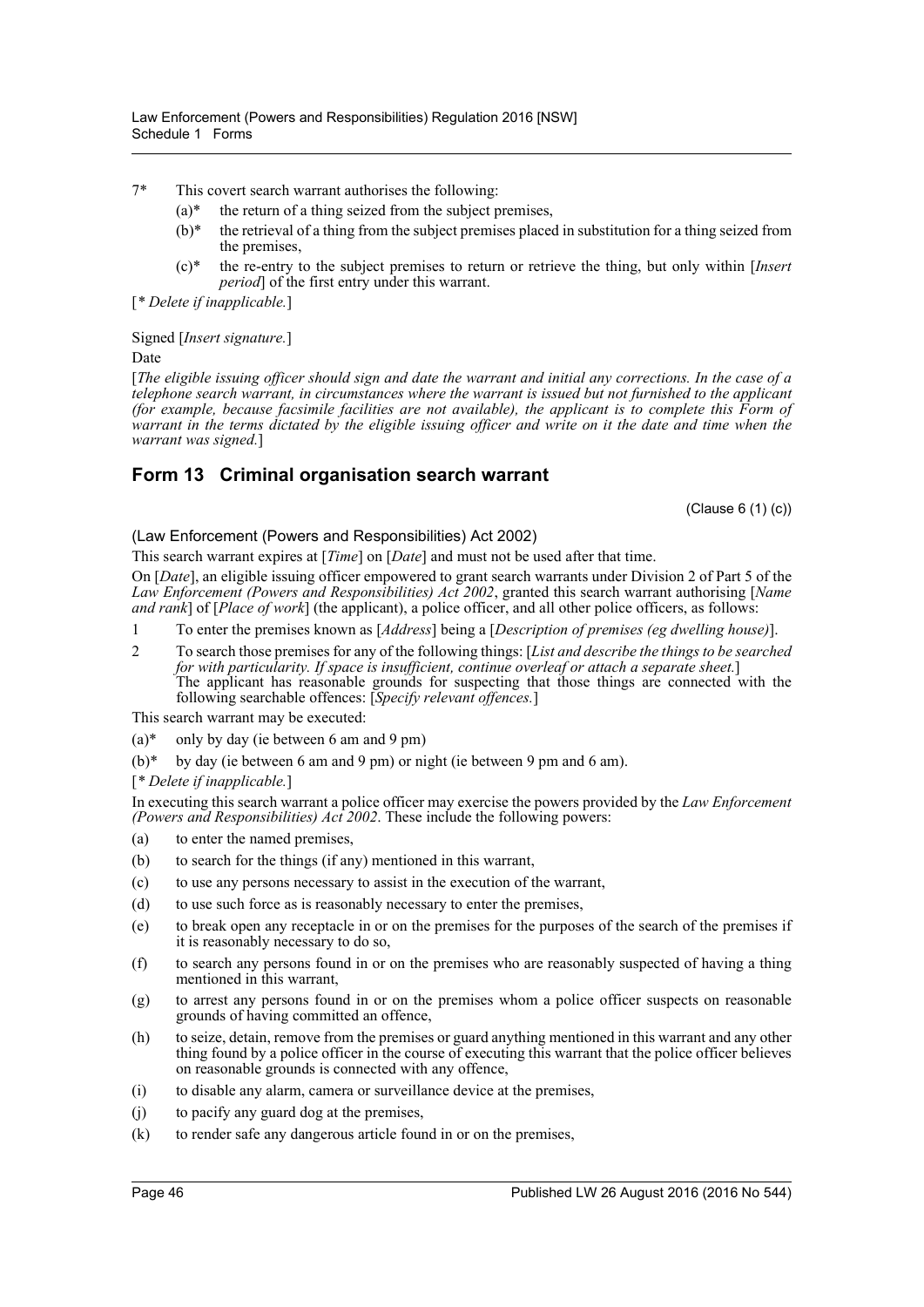7* This covert search warrant authorises the following:

(a)* the return of a thing seized from the subject premises,

(b)* the retrieval of a thing from the subject premises placed in substitution for a thing seized from the premises,

(c)* the re-entry to the subject premises to return or retrieve the thing, but only within [*Insert period*] of the first entry under this warrant.

[* *Delete if inapplicable.*]

Signed [*Insert signature.*]

Date

[*The eligible issuing officer should sign and date the warrant and initial any corrections. In the case of a telephone search warrant, in circumstances where the warrant is issued but not furnished to the applicant (for example, because facsimile facilities are not available), the applicant is to complete this Form of warrant in the terms dictated by the eligible issuing officer and write on it the date and time when the warrant was signed.*]

## Form 13 Criminal organisation search warrant

(Clause 6 (1) (c))

(Law Enforcement (Powers and Responsibilities) Act 2002)

This search warrant expires at [*Time*] on [*Date*] and must not be used after that time.

On [*Date*], an eligible issuing officer empowered to grant search warrants under Division 2 of Part 5 of the *Law Enforcement (Powers and Responsibilities) Act 2002*, granted this search warrant authorising [*Name and rank*] of [*Place of work*] (the applicant), a police officer, and all other police officers, as follows:

1 To enter the premises known as [*Address*] being a [*Description of premises (eg dwelling house)*].

2 To search those premises for any of the following things: [*List and describe the things to be searched for with particularity. If space is insufficient, continue overleaf or attach a separate sheet.*]
The applicant has reasonable grounds for suspecting that those things are connected with the following searchable offences: [*Specify relevant offences.*]

This search warrant may be executed:

(a)* only by day (ie between 6 am and 9 pm)

(b)* by day (ie between 6 am and 9 pm) or night (ie between 9 pm and 6 am).

[* *Delete if inapplicable.*]

In executing this search warrant a police officer may exercise the powers provided by the *Law Enforcement (Powers and Responsibilities) Act 2002*. These include the following powers:

(a) to enter the named premises,

(b) to search for the things (if any) mentioned in this warrant,

(c) to use any persons necessary to assist in the execution of the warrant,

(d) to use such force as is reasonably necessary to enter the premises,

(e) to break open any receptacle in or on the premises for the purposes of the search of the premises if it is reasonably necessary to do so,

(f) to search any persons found in or on the premises who are reasonably suspected of having a thing mentioned in this warrant,

(g) to arrest any persons found in or on the premises whom a police officer suspects on reasonable grounds of having committed an offence,

(h) to seize, detain, remove from the premises or guard anything mentioned in this warrant and any other thing found by a police officer in the course of executing this warrant that the police officer believes on reasonable grounds is connected with any offence,

(i) to disable any alarm, camera or surveillance device at the premises,

(j) to pacify any guard dog at the premises,

(k) to render safe any dangerous article found in or on the premises,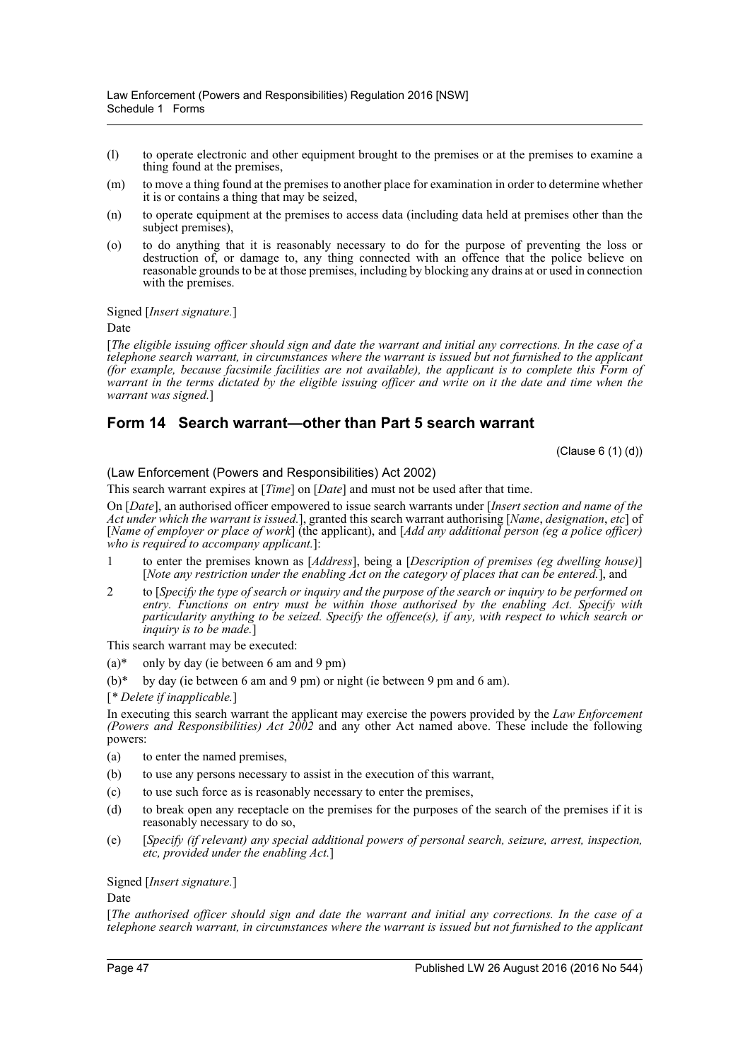(l) to operate electronic and other equipment brought to the premises or at the premises to examine a thing found at the premises,

(m) to move a thing found at the premises to another place for examination in order to determine whether it is or contains a thing that may be seized,

(n) to operate equipment at the premises to access data (including data held at premises other than the subject premises),

(o) to do anything that it is reasonably necessary to do for the purpose of preventing the loss or destruction of, or damage to, any thing connected with an offence that the police believe on reasonable grounds to be at those premises, including by blocking any drains at or used in connection with the premises.

Signed [*Insert signature.*]

Date

[*The eligible issuing officer should sign and date the warrant and initial any corrections. In the case of a telephone search warrant, in circumstances where the warrant is issued but not furnished to the applicant (for example, because facsimile facilities are not available), the applicant is to complete this Form of warrant in the terms dictated by the eligible issuing officer and write on it the date and time when the warrant was signed.*]

## Form 14 Search warrant—other than Part 5 search warrant

(Clause 6 (1) (d))

(Law Enforcement (Powers and Responsibilities) Act 2002)

This search warrant expires at [*Time*] on [*Date*] and must not be used after that time.

On [*Date*], an authorised officer empowered to issue search warrants under [*Insert section and name of the Act under which the warrant is issued.*], granted this search warrant authorising [*Name*, *designation*, *etc*] of [*Name of employer or place of work*] (the applicant), and [*Add any additional person (eg a police officer) who is required to accompany applicant.*]:

1 to enter the premises known as [*Address*], being a [*Description of premises (eg dwelling house)*] [*Note any restriction under the enabling Act on the category of places that can be entered.*], and

2 to [*Specify the type of search or inquiry and the purpose of the search or inquiry to be performed on entry. Functions on entry must be within those authorised by the enabling Act. Specify with particularity anything to be seized. Specify the offence(s), if any, with respect to which search or inquiry is to be made.*]

This search warrant may be executed:

(a)* only by day (ie between 6 am and 9 pm)

(b)* by day (ie between 6 am and 9 pm) or night (ie between 9 pm and 6 am).

[*\* Delete if inapplicable.*]

In executing this search warrant the applicant may exercise the powers provided by the *Law Enforcement (Powers and Responsibilities) Act 2002* and any other Act named above. These include the following powers:

(a) to enter the named premises,

(b) to use any persons necessary to assist in the execution of this warrant,

(c) to use such force as is reasonably necessary to enter the premises,

(d) to break open any receptacle on the premises for the purposes of the search of the premises if it is reasonably necessary to do so,

(e) [*Specify (if relevant) any special additional powers of personal search, seizure, arrest, inspection, etc, provided under the enabling Act.*]

Signed [*Insert signature.*]

Date

[*The authorised officer should sign and date the warrant and initial any corrections. In the case of a telephone search warrant, in circumstances where the warrant is issued but not furnished to the applicant*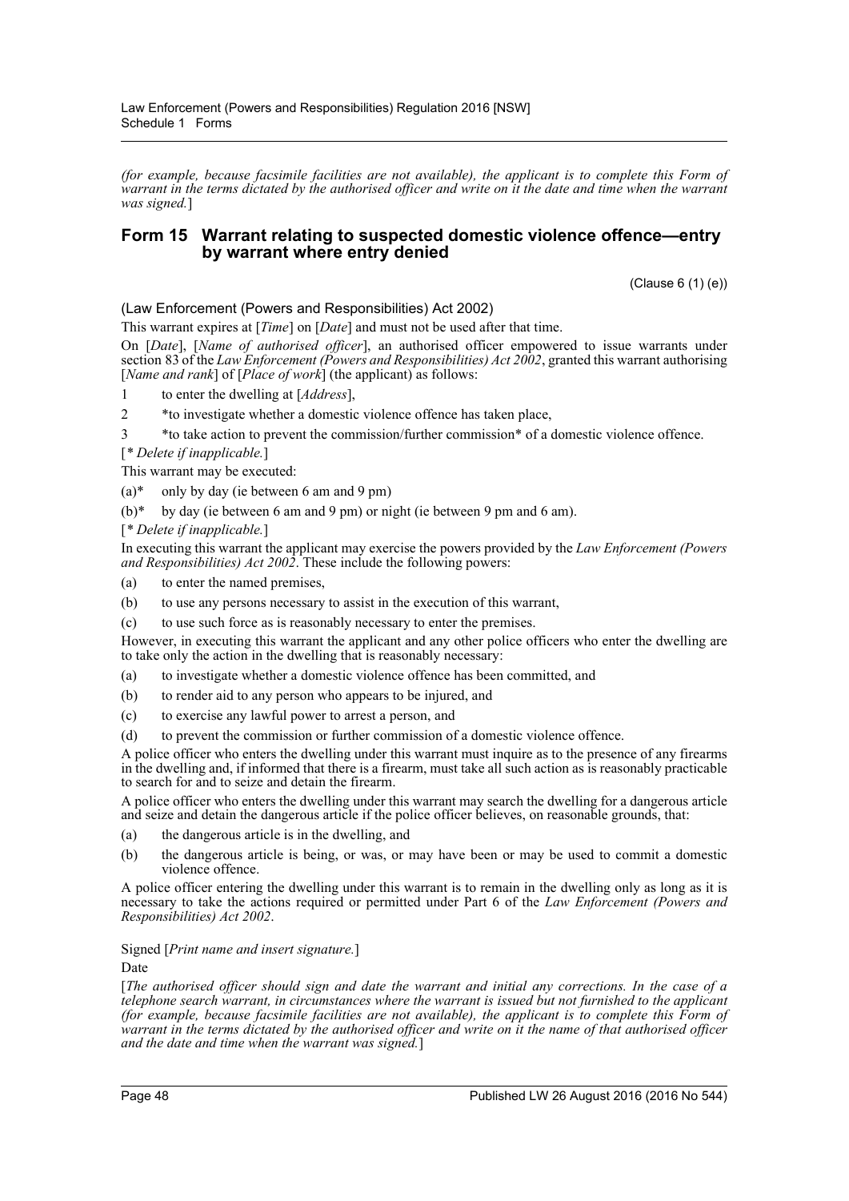*(for example, because facsimile facilities are not available), the applicant is to complete this Form of warrant in the terms dictated by the authorised officer and write on it the date and time when the warrant was signed.*]

## Form 15 Warrant relating to suspected domestic violence offence—entry by warrant where entry denied

(Clause 6 (1) (e))

(Law Enforcement (Powers and Responsibilities) Act 2002)

This warrant expires at [*Time*] on [*Date*] and must not be used after that time.

On [*Date*], [*Name of authorised officer*], an authorised officer empowered to issue warrants under section 83 of the *Law Enforcement (Powers and Responsibilities) Act 2002*, granted this warrant authorising [*Name and rank*] of [*Place of work*] (the applicant) as follows:

1 to enter the dwelling at [*Address*],

2 *to investigate whether a domestic violence offence has taken place,

3 *to take action to prevent the commission/further commission* of a domestic violence offence.

[* *Delete if inapplicable.*]

This warrant may be executed:

(a)* only by day (ie between 6 am and 9 pm)

(b)* by day (ie between 6 am and 9 pm) or night (ie between 9 pm and 6 am).

[* *Delete if inapplicable.*]

In executing this warrant the applicant may exercise the powers provided by the *Law Enforcement (Powers and Responsibilities) Act 2002*. These include the following powers:

(a) to enter the named premises,

(b) to use any persons necessary to assist in the execution of this warrant,

(c) to use such force as is reasonably necessary to enter the premises.

However, in executing this warrant the applicant and any other police officers who enter the dwelling are to take only the action in the dwelling that is reasonably necessary:

(a) to investigate whether a domestic violence offence has been committed, and

(b) to render aid to any person who appears to be injured, and

(c) to exercise any lawful power to arrest a person, and

(d) to prevent the commission or further commission of a domestic violence offence.

A police officer who enters the dwelling under this warrant must inquire as to the presence of any firearms in the dwelling and, if informed that there is a firearm, must take all such action as is reasonably practicable to search for and to seize and detain the firearm.

A police officer who enters the dwelling under this warrant may search the dwelling for a dangerous article and seize and detain the dangerous article if the police officer believes, on reasonable grounds, that:

(a) the dangerous article is in the dwelling, and

(b) the dangerous article is being, or was, or may have been or may be used to commit a domestic violence offence.

A police officer entering the dwelling under this warrant is to remain in the dwelling only as long as it is necessary to take the actions required or permitted under Part 6 of the *Law Enforcement (Powers and Responsibilities) Act 2002*.

Signed [*Print name and insert signature.*]

Date

[*The authorised officer should sign and date the warrant and initial any corrections. In the case of a telephone search warrant, in circumstances where the warrant is issued but not furnished to the applicant (for example, because facsimile facilities are not available), the applicant is to complete this Form of warrant in the terms dictated by the authorised officer and write on it the name of that authorised officer and the date and time when the warrant was signed.*]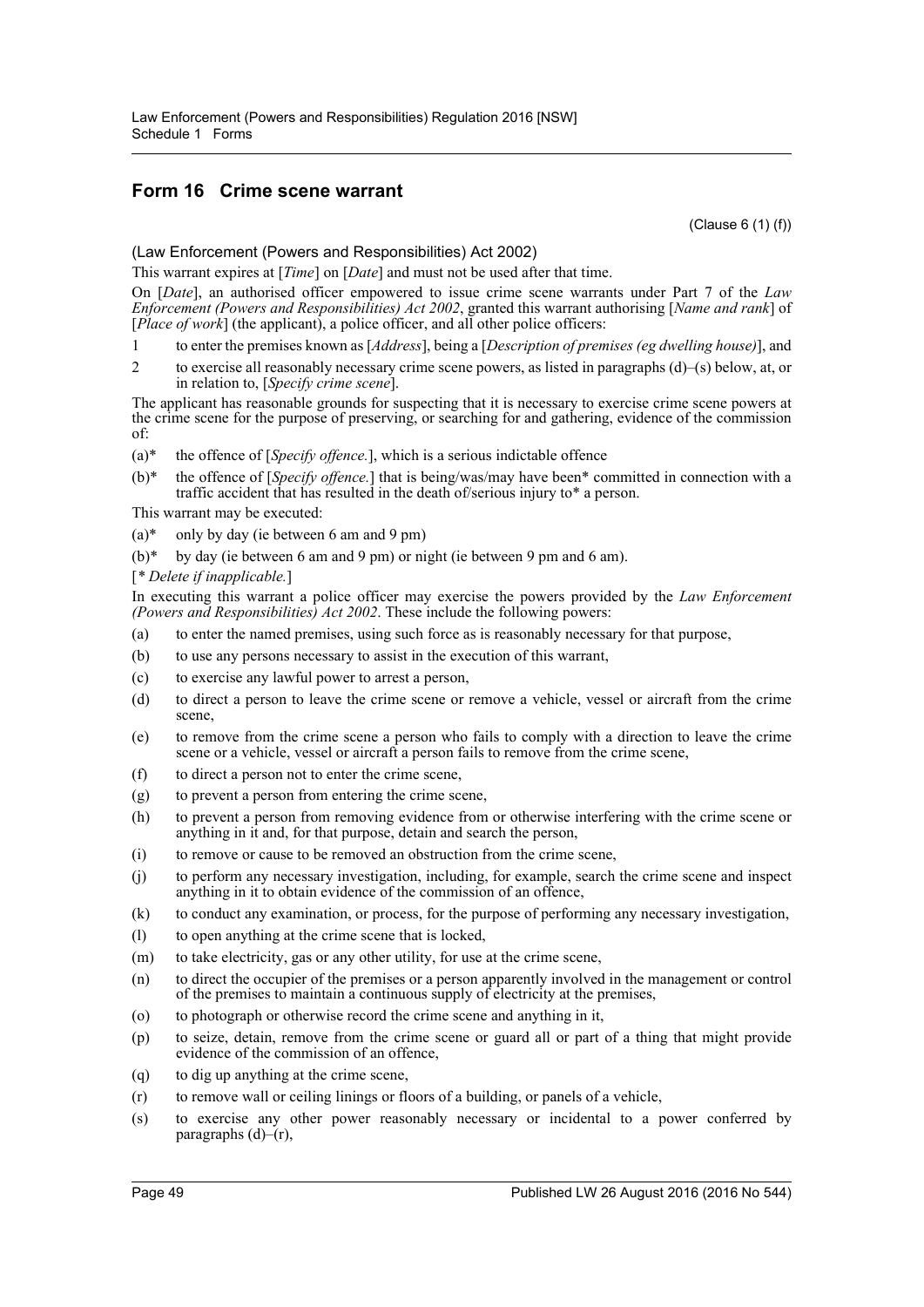## Form 16 Crime scene warrant

(Clause 6 (1) (f))

(Law Enforcement (Powers and Responsibilities) Act 2002)

This warrant expires at [*Time*] on [*Date*] and must not be used after that time.

On [*Date*], an authorised officer empowered to issue crime scene warrants under Part 7 of the *Law Enforcement (Powers and Responsibilities) Act 2002*, granted this warrant authorising [*Name and rank*] of [*Place of work*] (the applicant), a police officer, and all other police officers:

1 to enter the premises known as [*Address*], being a [*Description of premises (eg dwelling house)*], and

2 to exercise all reasonably necessary crime scene powers, as listed in paragraphs (d)–(s) below, at, or in relation to, [*Specify crime scene*].

The applicant has reasonable grounds for suspecting that it is necessary to exercise crime scene powers at the crime scene for the purpose of preserving, or searching for and gathering, evidence of the commission of:

(a)* the offence of [*Specify offence.*], which is a serious indictable offence

(b)* the offence of [*Specify offence.*] that is being/was/may have been* committed in connection with a traffic accident that has resulted in the death of/serious injury to* a person.

This warrant may be executed:

(a)* only by day (ie between 6 am and 9 pm)

(b)* by day (ie between 6 am and 9 pm) or night (ie between 9 pm and 6 am).

[*\* Delete if inapplicable.*]

In executing this warrant a police officer may exercise the powers provided by the *Law Enforcement (Powers and Responsibilities) Act 2002*. These include the following powers:

(a) to enter the named premises, using such force as is reasonably necessary for that purpose,

(b) to use any persons necessary to assist in the execution of this warrant,

(c) to exercise any lawful power to arrest a person,

(d) to direct a person to leave the crime scene or remove a vehicle, vessel or aircraft from the crime scene,

(e) to remove from the crime scene a person who fails to comply with a direction to leave the crime scene or a vehicle, vessel or aircraft a person fails to remove from the crime scene,

(f) to direct a person not to enter the crime scene,

(g) to prevent a person from entering the crime scene,

(h) to prevent a person from removing evidence from or otherwise interfering with the crime scene or anything in it and, for that purpose, detain and search the person,

(i) to remove or cause to be removed an obstruction from the crime scene,

(j) to perform any necessary investigation, including, for example, search the crime scene and inspect anything in it to obtain evidence of the commission of an offence,

(k) to conduct any examination, or process, for the purpose of performing any necessary investigation,

(l) to open anything at the crime scene that is locked,

(m) to take electricity, gas or any other utility, for use at the crime scene,

(n) to direct the occupier of the premises or a person apparently involved in the management or control of the premises to maintain a continuous supply of electricity at the premises,

(o) to photograph or otherwise record the crime scene and anything in it,

(p) to seize, detain, remove from the crime scene or guard all or part of a thing that might provide evidence of the commission of an offence,

(q) to dig up anything at the crime scene,

(r) to remove wall or ceiling linings or floors of a building, or panels of a vehicle,

(s) to exercise any other power reasonably necessary or incidental to a power conferred by paragraphs (d)–(r),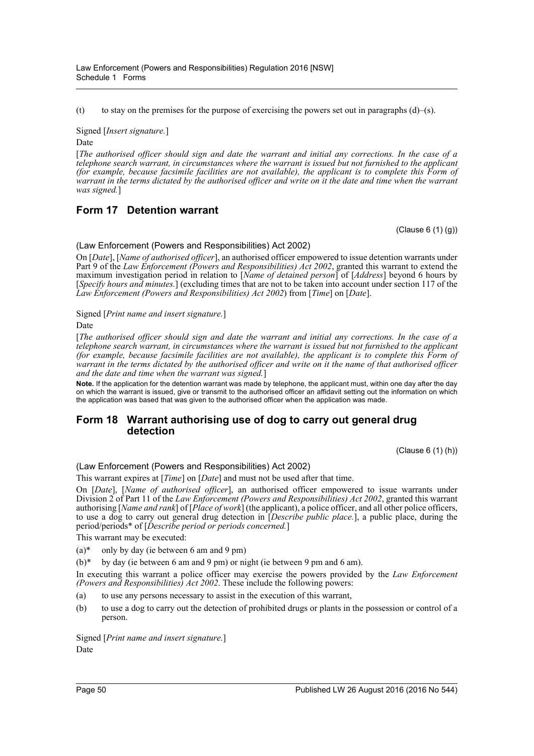(t) to stay on the premises for the purpose of exercising the powers set out in paragraphs (d)–(s).

Signed [*Insert signature.*]

Date

[*The authorised officer should sign and date the warrant and initial any corrections. In the case of a telephone search warrant, in circumstances where the warrant is issued but not furnished to the applicant (for example, because facsimile facilities are not available), the applicant is to complete this Form of warrant in the terms dictated by the authorised officer and write on it the date and time when the warrant was signed.*]

## Form 17 Detention warrant

(Clause 6 (1) (g))

(Law Enforcement (Powers and Responsibilities) Act 2002)

On [*Date*], [*Name of authorised officer*], an authorised officer empowered to issue detention warrants under Part 9 of the *Law Enforcement (Powers and Responsibilities) Act 2002*, granted this warrant to extend the maximum investigation period in relation to [*Name of detained person*] of [*Address*] beyond 6 hours by [*Specify hours and minutes.*] (excluding times that are not to be taken into account under section 117 of the *Law Enforcement (Powers and Responsibilities) Act 2002*) from [*Time*] on [*Date*].

Signed [*Print name and insert signature.*]

Date

[*The authorised officer should sign and date the warrant and initial any corrections. In the case of a telephone search warrant, in circumstances where the warrant is issued but not furnished to the applicant (for example, because facsimile facilities are not available), the applicant is to complete this Form of warrant in the terms dictated by the authorised officer and write on it the name of that authorised officer and the date and time when the warrant was signed.*]

**Note.** If the application for the detention warrant was made by telephone, the applicant must, within one day after the day on which the warrant is issued, give or transmit to the authorised officer an affidavit setting out the information on which the application was based that was given to the authorised officer when the application was made.

## Form 18 Warrant authorising use of dog to carry out general drug detection

(Clause 6 (1) (h))

(Law Enforcement (Powers and Responsibilities) Act 2002)

This warrant expires at [*Time*] on [*Date*] and must not be used after that time.

On [*Date*], [*Name of authorised officer*], an authorised officer empowered to issue warrants under Division 2 of Part 11 of the *Law Enforcement (Powers and Responsibilities) Act 2002*, granted this warrant authorising [*Name and rank*] of [*Place of work*] (the applicant), a police officer, and all other police officers, to use a dog to carry out general drug detection in [*Describe public place.*], a public place, during the period/periods* of [*Describe period or periods concerned.*]

This warrant may be executed:

(a)* only by day (ie between 6 am and 9 pm)

(b)* by day (ie between 6 am and 9 pm) or night (ie between 9 pm and 6 am).

In executing this warrant a police officer may exercise the powers provided by the *Law Enforcement (Powers and Responsibilities) Act 2002*. These include the following powers:

(a) to use any persons necessary to assist in the execution of this warrant,

(b) to use a dog to carry out the detection of prohibited drugs or plants in the possession or control of a person.

Signed [*Print name and insert signature.*]

Date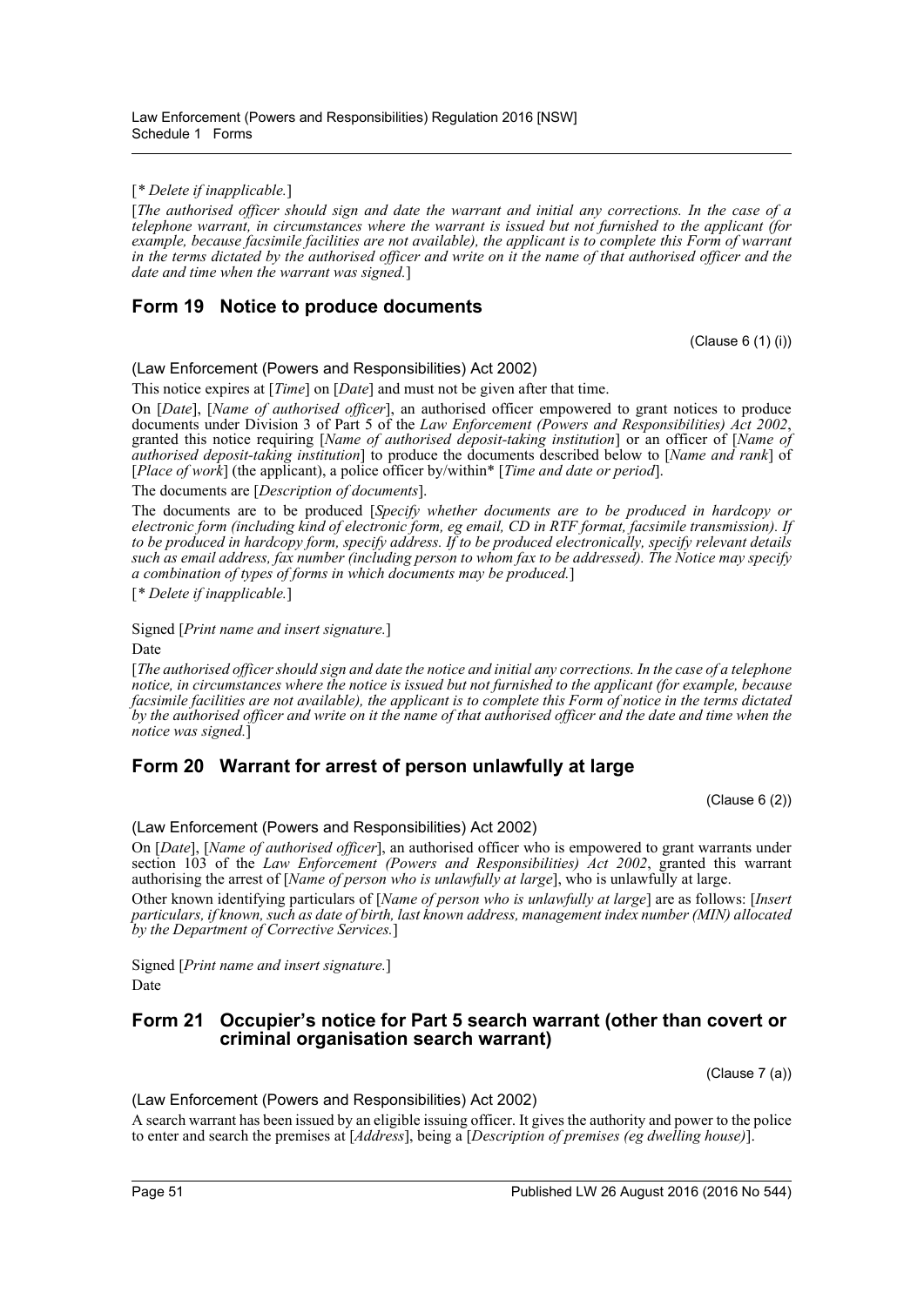[*\* Delete if inapplicable.*]

[*The authorised officer should sign and date the warrant and initial any corrections. In the case of a telephone warrant, in circumstances where the warrant is issued but not furnished to the applicant (for example, because facsimile facilities are not available), the applicant is to complete this Form of warrant in the terms dictated by the authorised officer and write on it the name of that authorised officer and the date and time when the warrant was signed.*]

## Form 19 Notice to produce documents

(Clause 6 (1) (i))

(Law Enforcement (Powers and Responsibilities) Act 2002)

This notice expires at [*Time*] on [*Date*] and must not be given after that time.

On [*Date*], [*Name of authorised officer*], an authorised officer empowered to grant notices to produce documents under Division 3 of Part 5 of the *Law Enforcement (Powers and Responsibilities) Act 2002*, granted this notice requiring [*Name of authorised deposit-taking institution*] or an officer of [*Name of authorised deposit-taking institution*] to produce the documents described below to [*Name and rank*] of [*Place of work*] (the applicant), a police officer by/within\* [*Time and date or period*].

The documents are [*Description of documents*].

The documents are to be produced [*Specify whether documents are to be produced in hardcopy or electronic form (including kind of electronic form, eg email, CD in RTF format, facsimile transmission). If to be produced in hardcopy form, specify address. If to be produced electronically, specify relevant details such as email address, fax number (including person to whom fax to be addressed). The Notice may specify a combination of types of forms in which documents may be produced.*]

[*\* Delete if inapplicable.*]

Signed [*Print name and insert signature.*]

Date

[*The authorised officer should sign and date the notice and initial any corrections. In the case of a telephone notice, in circumstances where the notice is issued but not furnished to the applicant (for example, because facsimile facilities are not available), the applicant is to complete this Form of notice in the terms dictated by the authorised officer and write on it the name of that authorised officer and the date and time when the notice was signed.*]

## Form 20 Warrant for arrest of person unlawfully at large

(Clause 6 (2))

(Law Enforcement (Powers and Responsibilities) Act 2002)

On [*Date*], [*Name of authorised officer*], an authorised officer who is empowered to grant warrants under section 103 of the *Law Enforcement (Powers and Responsibilities) Act 2002*, granted this warrant authorising the arrest of [*Name of person who is unlawfully at large*], who is unlawfully at large.

Other known identifying particulars of [*Name of person who is unlawfully at large*] are as follows: [*Insert particulars, if known, such as date of birth, last known address, management index number (MIN) allocated by the Department of Corrective Services.*]

Signed [*Print name and insert signature.*]

Date

## Form 21 Occupier's notice for Part 5 search warrant (other than covert or criminal organisation search warrant)

(Clause 7 (a))

(Law Enforcement (Powers and Responsibilities) Act 2002)

A search warrant has been issued by an eligible issuing officer. It gives the authority and power to the police to enter and search the premises at [*Address*], being a [*Description of premises (eg dwelling house)*].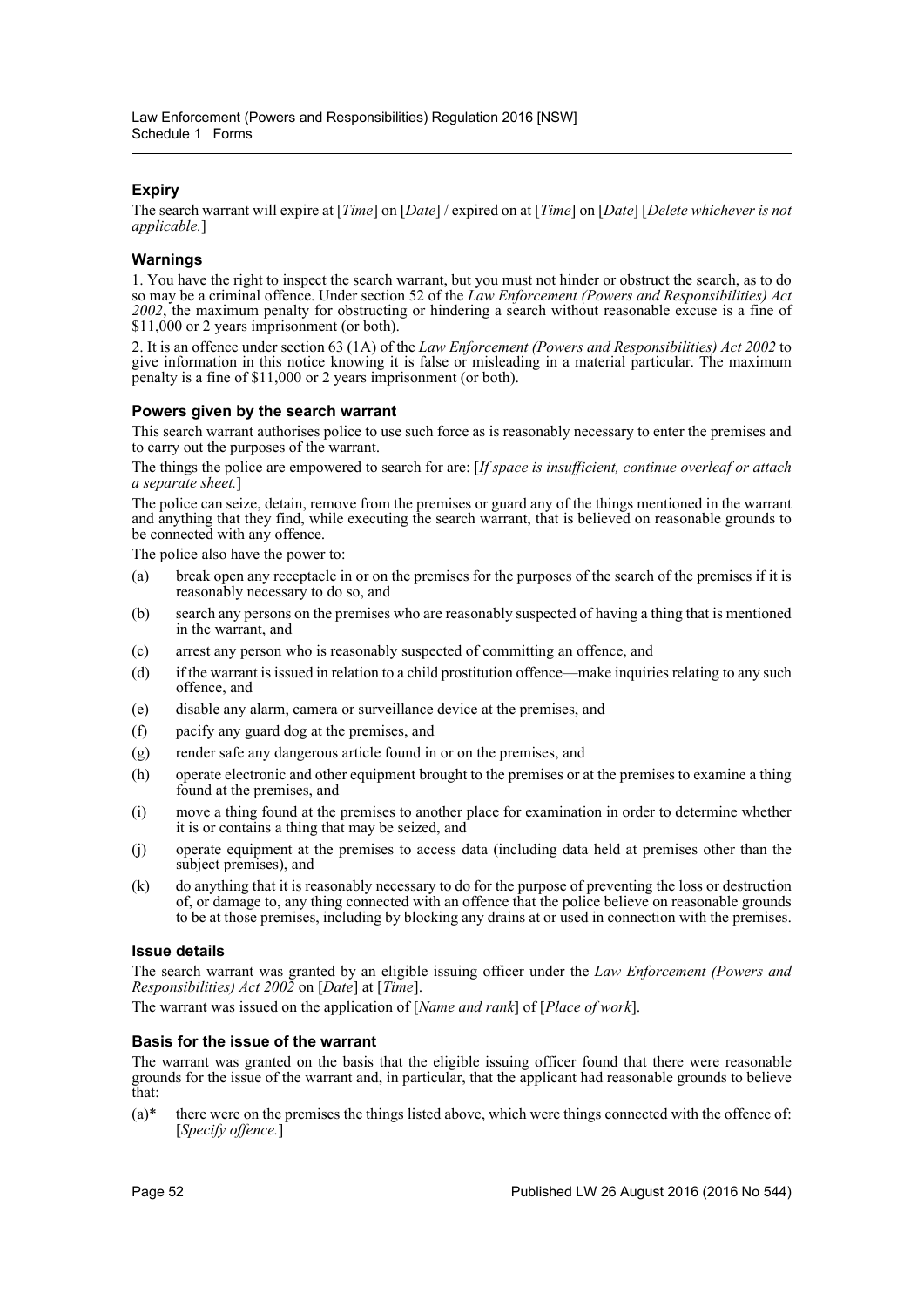### Expiry

The search warrant will expire at [*Time*] on [*Date*] / expired on at [*Time*] on [*Date*] [*Delete whichever is not applicable.*]

### Warnings

1. You have the right to inspect the search warrant, but you must not hinder or obstruct the search, as to do so may be a criminal offence. Under section 52 of the *Law Enforcement (Powers and Responsibilities) Act 2002*, the maximum penalty for obstructing or hindering a search without reasonable excuse is a fine of $11,000 or 2 years imprisonment (or both).

2. It is an offence under section 63 (1A) of the *Law Enforcement (Powers and Responsibilities) Act 2002* to give information in this notice knowing it is false or misleading in a material particular. The maximum penalty is a fine of $11,000 or 2 years imprisonment (or both).

### Powers given by the search warrant

This search warrant authorises police to use such force as is reasonably necessary to enter the premises and to carry out the purposes of the warrant.

The things the police are empowered to search for are: [*If space is insufficient, continue overleaf or attach a separate sheet.*]

The police can seize, detain, remove from the premises or guard any of the things mentioned in the warrant and anything that they find, while executing the search warrant, that is believed on reasonable grounds to be connected with any offence.

The police also have the power to:

(a) break open any receptacle in or on the premises for the purposes of the search of the premises if it is reasonably necessary to do so, and

(b) search any persons on the premises who are reasonably suspected of having a thing that is mentioned in the warrant, and

(c) arrest any person who is reasonably suspected of committing an offence, and

(d) if the warrant is issued in relation to a child prostitution offence—make inquiries relating to any such offence, and

(e) disable any alarm, camera or surveillance device at the premises, and

(f) pacify any guard dog at the premises, and

(g) render safe any dangerous article found in or on the premises, and

(h) operate electronic and other equipment brought to the premises or at the premises to examine a thing found at the premises, and

(i) move a thing found at the premises to another place for examination in order to determine whether it is or contains a thing that may be seized, and

(j) operate equipment at the premises to access data (including data held at premises other than the subject premises), and

(k) do anything that it is reasonably necessary to do for the purpose of preventing the loss or destruction of, or damage to, any thing connected with an offence that the police believe on reasonable grounds to be at those premises, including by blocking any drains at or used in connection with the premises.

### Issue details

The search warrant was granted by an eligible issuing officer under the *Law Enforcement (Powers and Responsibilities) Act 2002* on [*Date*] at [*Time*].

The warrant was issued on the application of [*Name and rank*] of [*Place of work*].

### Basis for the issue of the warrant

The warrant was granted on the basis that the eligible issuing officer found that there were reasonable grounds for the issue of the warrant and, in particular, that the applicant had reasonable grounds to believe that:

(a)* there were on the premises the things listed above, which were things connected with the offence of: [*Specify offence.*]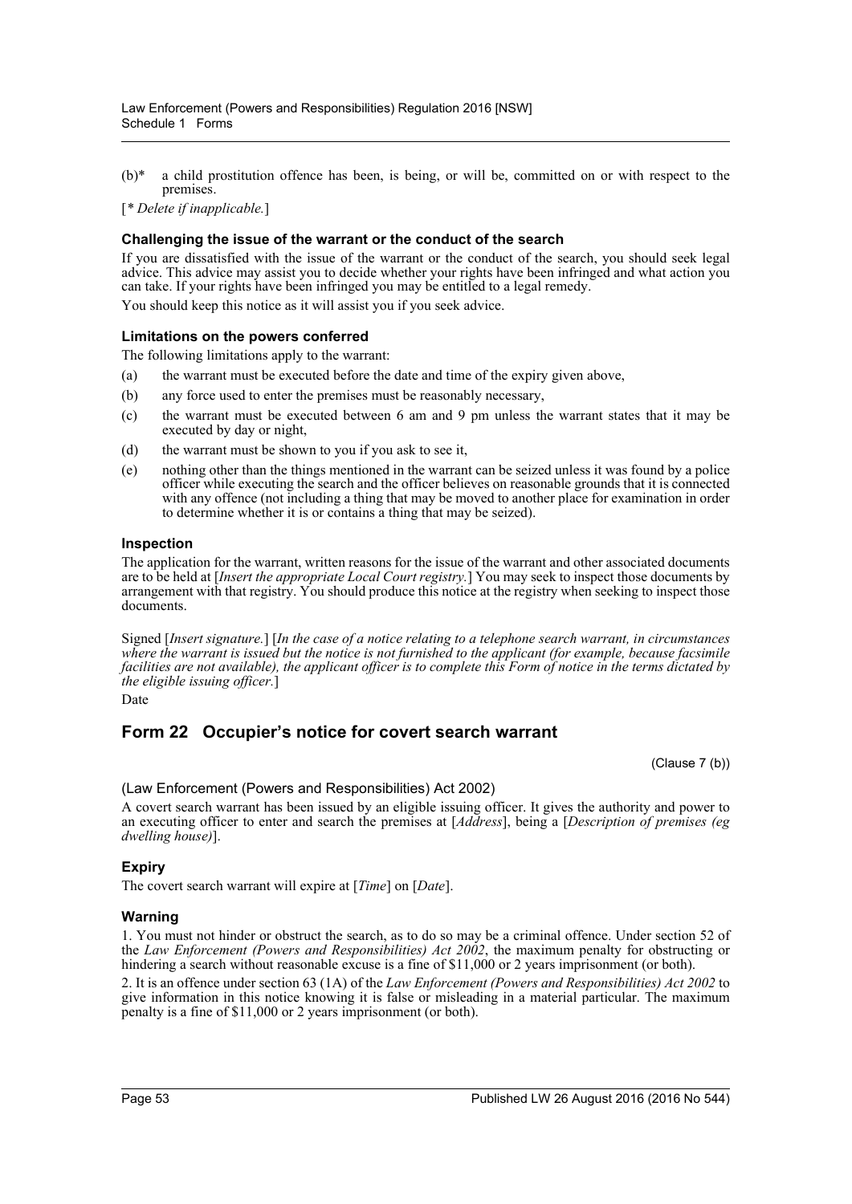(b)* a child prostitution offence has been, is being, or will be, committed on or with respect to the premises.

[* *Delete if inapplicable.*]

#### Challenging the issue of the warrant or the conduct of the search

If you are dissatisfied with the issue of the warrant or the conduct of the search, you should seek legal advice. This advice may assist you to decide whether your rights have been infringed and what action you can take. If your rights have been infringed you may be entitled to a legal remedy.

You should keep this notice as it will assist you if you seek advice.

#### Limitations on the powers conferred

The following limitations apply to the warrant:

(a) the warrant must be executed before the date and time of the expiry given above,

(b) any force used to enter the premises must be reasonably necessary,

(c) the warrant must be executed between 6 am and 9 pm unless the warrant states that it may be executed by day or night,

(d) the warrant must be shown to you if you ask to see it,

(e) nothing other than the things mentioned in the warrant can be seized unless it was found by a police officer while executing the search and the officer believes on reasonable grounds that it is connected with any offence (not including a thing that may be moved to another place for examination in order to determine whether it is or contains a thing that may be seized).

#### Inspection

The application for the warrant, written reasons for the issue of the warrant and other associated documents are to be held at [*Insert the appropriate Local Court registry.*] You may seek to inspect those documents by arrangement with that registry. You should produce this notice at the registry when seeking to inspect those documents.

Signed [*Insert signature.*] [*In the case of a notice relating to a telephone search warrant, in circumstances where the warrant is issued but the notice is not furnished to the applicant (for example, because facsimile facilities are not available), the applicant officer is to complete this Form of notice in the terms dictated by the eligible issuing officer.*]

Date

## Form 22 Occupier's notice for covert search warrant

(Clause 7 (b))

(Law Enforcement (Powers and Responsibilities) Act 2002)

A covert search warrant has been issued by an eligible issuing officer. It gives the authority and power to an executing officer to enter and search the premises at [*Address*], being a [*Description of premises (eg dwelling house)*].

### Expiry

The covert search warrant will expire at [*Time*] on [*Date*].

### Warning

1. You must not hinder or obstruct the search, as to do so may be a criminal offence. Under section 52 of the *Law Enforcement (Powers and Responsibilities) Act 2002*, the maximum penalty for obstructing or hindering a search without reasonable excuse is a fine of $11,000 or 2 years imprisonment (or both).

2. It is an offence under section 63 (1A) of the *Law Enforcement (Powers and Responsibilities) Act 2002* to give information in this notice knowing it is false or misleading in a material particular. The maximum penalty is a fine of $11,000 or 2 years imprisonment (or both).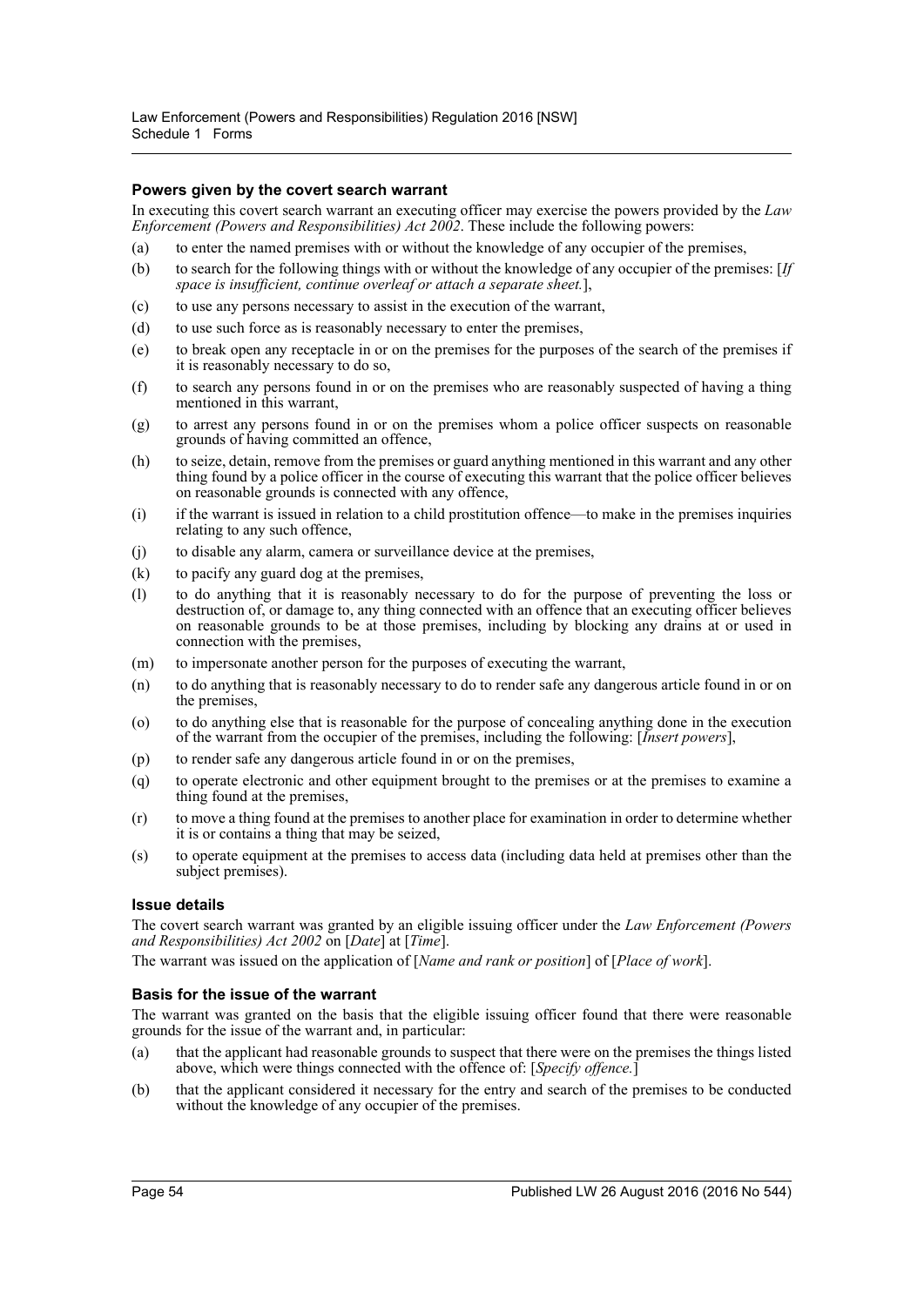### Powers given by the covert search warrant

In executing this covert search warrant an executing officer may exercise the powers provided by the *Law Enforcement (Powers and Responsibilities) Act 2002*. These include the following powers:

(a) to enter the named premises with or without the knowledge of any occupier of the premises,

(b) to search for the following things with or without the knowledge of any occupier of the premises: [*If space is insufficient, continue overleaf or attach a separate sheet.*],

(c) to use any persons necessary to assist in the execution of the warrant,

(d) to use such force as is reasonably necessary to enter the premises,

(e) to break open any receptacle in or on the premises for the purposes of the search of the premises if it is reasonably necessary to do so,

(f) to search any persons found in or on the premises who are reasonably suspected of having a thing mentioned in this warrant,

(g) to arrest any persons found in or on the premises whom a police officer suspects on reasonable grounds of having committed an offence,

(h) to seize, detain, remove from the premises or guard anything mentioned in this warrant and any other thing found by a police officer in the course of executing this warrant that the police officer believes on reasonable grounds is connected with any offence,

(i) if the warrant is issued in relation to a child prostitution offence—to make in the premises inquiries relating to any such offence,

(j) to disable any alarm, camera or surveillance device at the premises,

(k) to pacify any guard dog at the premises,

(l) to do anything that it is reasonably necessary to do for the purpose of preventing the loss or destruction of, or damage to, any thing connected with an offence that an executing officer believes on reasonable grounds to be at those premises, including by blocking any drains at or used in connection with the premises,

(m) to impersonate another person for the purposes of executing the warrant,

(n) to do anything that is reasonably necessary to do to render safe any dangerous article found in or on the premises,

(o) to do anything else that is reasonable for the purpose of concealing anything done in the execution of the warrant from the occupier of the premises, including the following: [*Insert powers*],

(p) to render safe any dangerous article found in or on the premises,

(q) to operate electronic and other equipment brought to the premises or at the premises to examine a thing found at the premises,

(r) to move a thing found at the premises to another place for examination in order to determine whether it is or contains a thing that may be seized,

(s) to operate equipment at the premises to access data (including data held at premises other than the subject premises).

### Issue details

The covert search warrant was granted by an eligible issuing officer under the *Law Enforcement (Powers and Responsibilities) Act 2002* on [*Date*] at [*Time*].

The warrant was issued on the application of [*Name and rank or position*] of [*Place of work*].

### Basis for the issue of the warrant

The warrant was granted on the basis that the eligible issuing officer found that there were reasonable grounds for the issue of the warrant and, in particular:

(a) that the applicant had reasonable grounds to suspect that there were on the premises the things listed above, which were things connected with the offence of: [*Specify offence.*]

(b) that the applicant considered it necessary for the entry and search of the premises to be conducted without the knowledge of any occupier of the premises.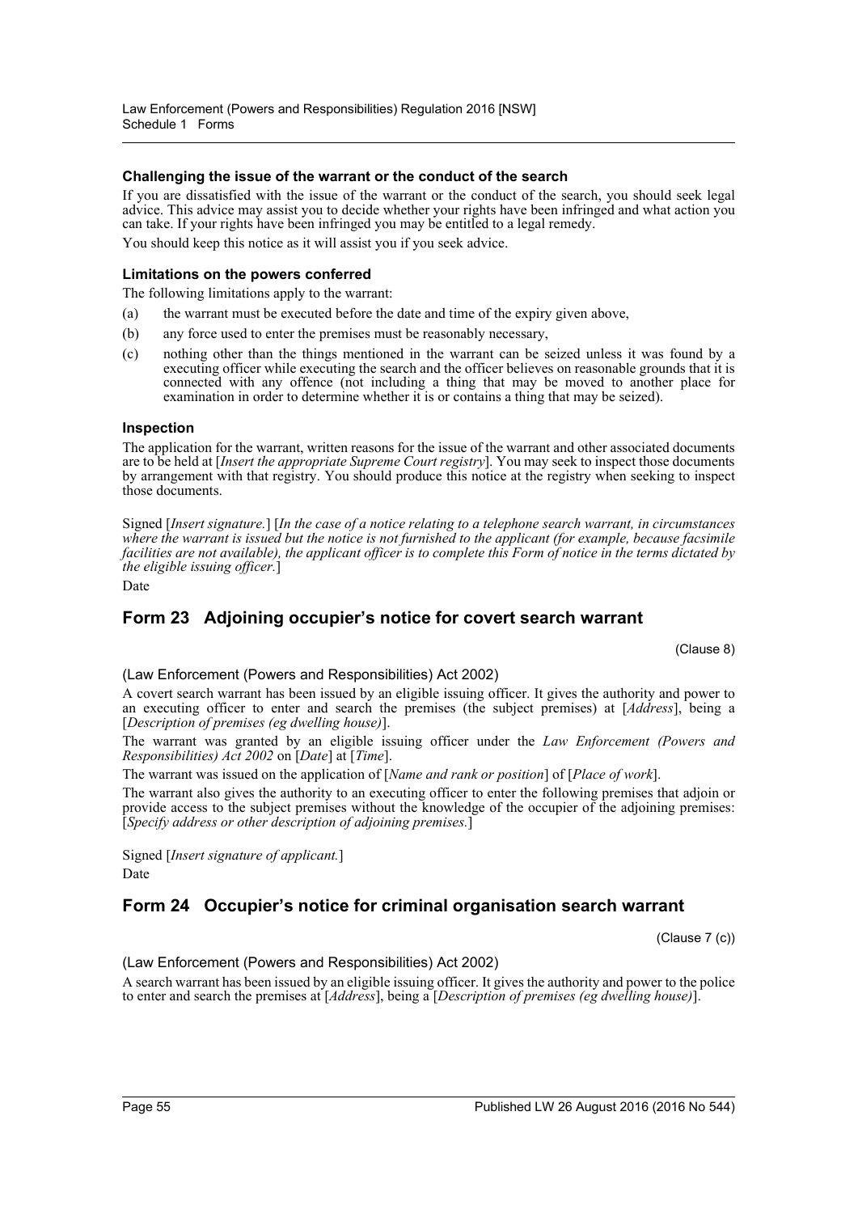#### Challenging the issue of the warrant or the conduct of the search

If you are dissatisfied with the issue of the warrant or the conduct of the search, you should seek legal advice. This advice may assist you to decide whether your rights have been infringed and what action you can take. If your rights have been infringed you may be entitled to a legal remedy.

You should keep this notice as it will assist you if you seek advice.

#### Limitations on the powers conferred

The following limitations apply to the warrant:

(a) the warrant must be executed before the date and time of the expiry given above,

(b) any force used to enter the premises must be reasonably necessary,

(c) nothing other than the things mentioned in the warrant can be seized unless it was found by a executing officer while executing the search and the officer believes on reasonable grounds that it is connected with any offence (not including a thing that may be moved to another place for examination in order to determine whether it is or contains a thing that may be seized).

#### Inspection

The application for the warrant, written reasons for the issue of the warrant and other associated documents are to be held at [*Insert the appropriate Supreme Court registry*]. You may seek to inspect those documents by arrangement with that registry. You should produce this notice at the registry when seeking to inspect those documents.

Signed [*Insert signature.*] [*In the case of a notice relating to a telephone search warrant, in circumstances where the warrant is issued but the notice is not furnished to the applicant (for example, because facsimile facilities are not available), the applicant officer is to complete this Form of notice in the terms dictated by the eligible issuing officer.*]

Date

## Form 23 Adjoining occupier's notice for covert search warrant

(Clause 8)

(Law Enforcement (Powers and Responsibilities) Act 2002)

A covert search warrant has been issued by an eligible issuing officer. It gives the authority and power to an executing officer to enter and search the premises (the subject premises) at [*Address*], being a [*Description of premises (eg dwelling house)*].

The warrant was granted by an eligible issuing officer under the *Law Enforcement (Powers and Responsibilities) Act 2002* on [*Date*] at [*Time*].

The warrant was issued on the application of [*Name and rank or position*] of [*Place of work*].

The warrant also gives the authority to an executing officer to enter the following premises that adjoin or provide access to the subject premises without the knowledge of the occupier of the adjoining premises: [*Specify address or other description of adjoining premises.*]

Signed [*Insert signature of applicant.*]

Date

## Form 24 Occupier's notice for criminal organisation search warrant

(Clause 7 (c))

(Law Enforcement (Powers and Responsibilities) Act 2002)

A search warrant has been issued by an eligible issuing officer. It gives the authority and power to the police to enter and search the premises at [*Address*], being a [*Description of premises (eg dwelling house)*].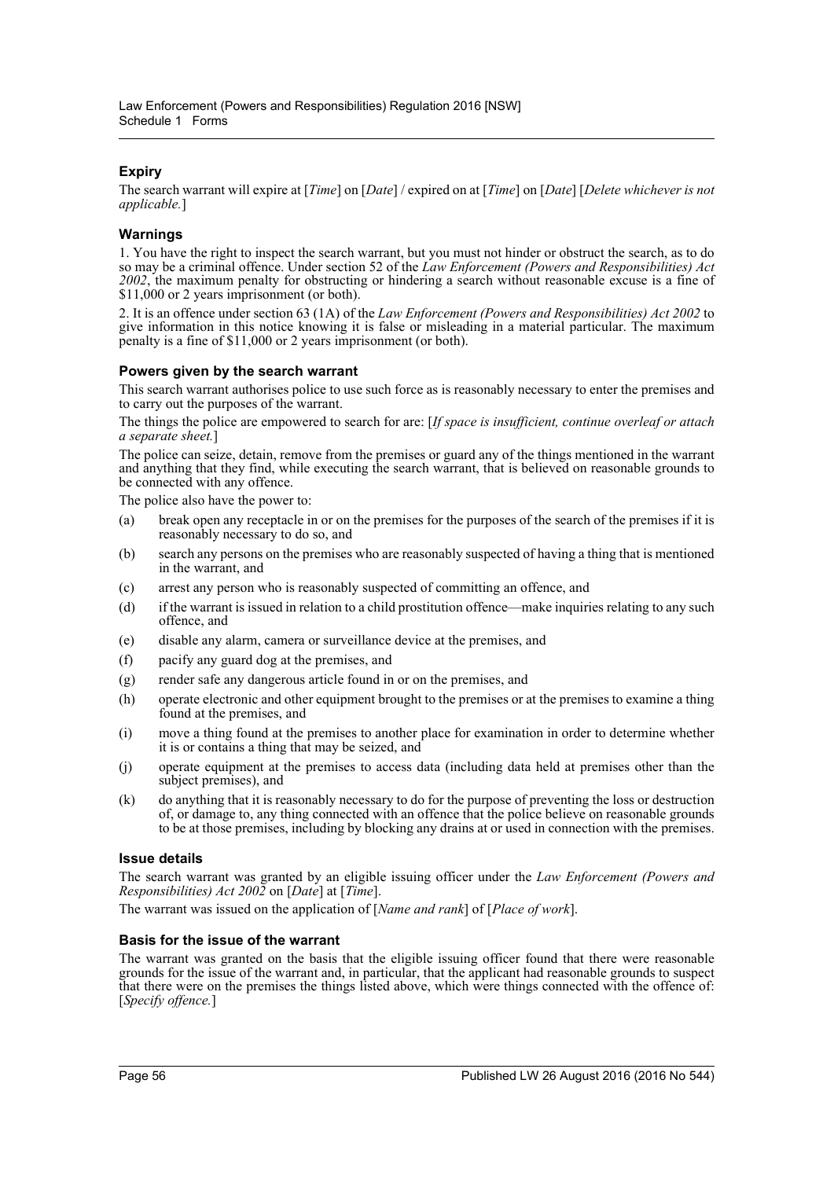### Expiry

The search warrant will expire at [*Time*] on [*Date*] / expired on at [*Time*] on [*Date*] [*Delete whichever is not applicable.*]

### Warnings

1. You have the right to inspect the search warrant, but you must not hinder or obstruct the search, as to do so may be a criminal offence. Under section 52 of the *Law Enforcement (Powers and Responsibilities) Act 2002*, the maximum penalty for obstructing or hindering a search without reasonable excuse is a fine of $11,000 or 2 years imprisonment (or both).

2. It is an offence under section 63 (1A) of the *Law Enforcement (Powers and Responsibilities) Act 2002* to give information in this notice knowing it is false or misleading in a material particular. The maximum penalty is a fine of $11,000 or 2 years imprisonment (or both).

### Powers given by the search warrant

This search warrant authorises police to use such force as is reasonably necessary to enter the premises and to carry out the purposes of the warrant.

The things the police are empowered to search for are: [*If space is insufficient, continue overleaf or attach a separate sheet.*]

The police can seize, detain, remove from the premises or guard any of the things mentioned in the warrant and anything that they find, while executing the search warrant, that is believed on reasonable grounds to be connected with any offence.

The police also have the power to:

(a) break open any receptacle in or on the premises for the purposes of the search of the premises if it is reasonably necessary to do so, and

(b) search any persons on the premises who are reasonably suspected of having a thing that is mentioned in the warrant, and

(c) arrest any person who is reasonably suspected of committing an offence, and

(d) if the warrant is issued in relation to a child prostitution offence—make inquiries relating to any such offence, and

(e) disable any alarm, camera or surveillance device at the premises, and

(f) pacify any guard dog at the premises, and

(g) render safe any dangerous article found in or on the premises, and

(h) operate electronic and other equipment brought to the premises or at the premises to examine a thing found at the premises, and

(i) move a thing found at the premises to another place for examination in order to determine whether it is or contains a thing that may be seized, and

(j) operate equipment at the premises to access data (including data held at premises other than the subject premises), and

(k) do anything that it is reasonably necessary to do for the purpose of preventing the loss or destruction of, or damage to, any thing connected with an offence that the police believe on reasonable grounds to be at those premises, including by blocking any drains at or used in connection with the premises.

### Issue details

The search warrant was granted by an eligible issuing officer under the *Law Enforcement (Powers and Responsibilities) Act 2002* on [*Date*] at [*Time*].

The warrant was issued on the application of [*Name and rank*] of [*Place of work*].

### Basis for the issue of the warrant

The warrant was granted on the basis that the eligible issuing officer found that there were reasonable grounds for the issue of the warrant and, in particular, that the applicant had reasonable grounds to suspect that there were on the premises the things listed above, which were things connected with the offence of: [*Specify offence.*]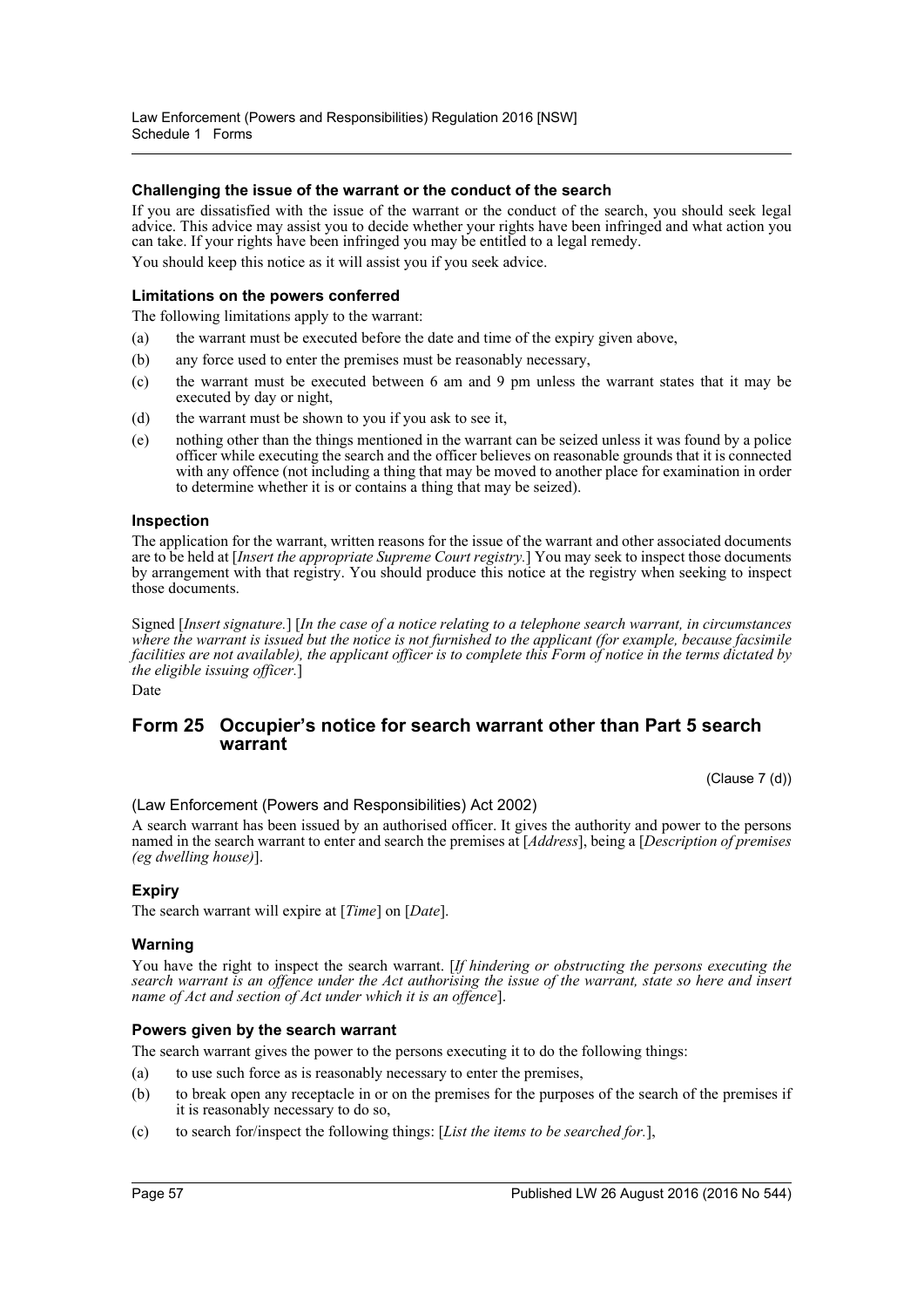### Challenging the issue of the warrant or the conduct of the search

If you are dissatisfied with the issue of the warrant or the conduct of the search, you should seek legal advice. This advice may assist you to decide whether your rights have been infringed and what action you can take. If your rights have been infringed you may be entitled to a legal remedy.

You should keep this notice as it will assist you if you seek advice.

### Limitations on the powers conferred

The following limitations apply to the warrant:

(a) the warrant must be executed before the date and time of the expiry given above,

(b) any force used to enter the premises must be reasonably necessary,

(c) the warrant must be executed between 6 am and 9 pm unless the warrant states that it may be executed by day or night,

(d) the warrant must be shown to you if you ask to see it,

(e) nothing other than the things mentioned in the warrant can be seized unless it was found by a police officer while executing the search and the officer believes on reasonable grounds that it is connected with any offence (not including a thing that may be moved to another place for examination in order to determine whether it is or contains a thing that may be seized).

### Inspection

The application for the warrant, written reasons for the issue of the warrant and other associated documents are to be held at [*Insert the appropriate Supreme Court registry.*] You may seek to inspect those documents by arrangement with that registry. You should produce this notice at the registry when seeking to inspect those documents.

Signed [*Insert signature.*] [*In the case of a notice relating to a telephone search warrant, in circumstances where the warrant is issued but the notice is not furnished to the applicant (for example, because facsimile facilities are not available), the applicant officer is to complete this Form of notice in the terms dictated by the eligible issuing officer.*]

Date

## Form 25 Occupier's notice for search warrant other than Part 5 search warrant

(Clause 7 (d))

(Law Enforcement (Powers and Responsibilities) Act 2002)

A search warrant has been issued by an authorised officer. It gives the authority and power to the persons named in the search warrant to enter and search the premises at [*Address*], being a [*Description of premises (eg dwelling house)*].

### Expiry

The search warrant will expire at [*Time*] on [*Date*].

### Warning

You have the right to inspect the search warrant. [*If hindering or obstructing the persons executing the search warrant is an offence under the Act authorising the issue of the warrant, state so here and insert name of Act and section of Act under which it is an offence*].

### Powers given by the search warrant

The search warrant gives the power to the persons executing it to do the following things:

(a) to use such force as is reasonably necessary to enter the premises,

(b) to break open any receptacle in or on the premises for the purposes of the search of the premises if it is reasonably necessary to do so,

(c) to search for/inspect the following things: [*List the items to be searched for.*],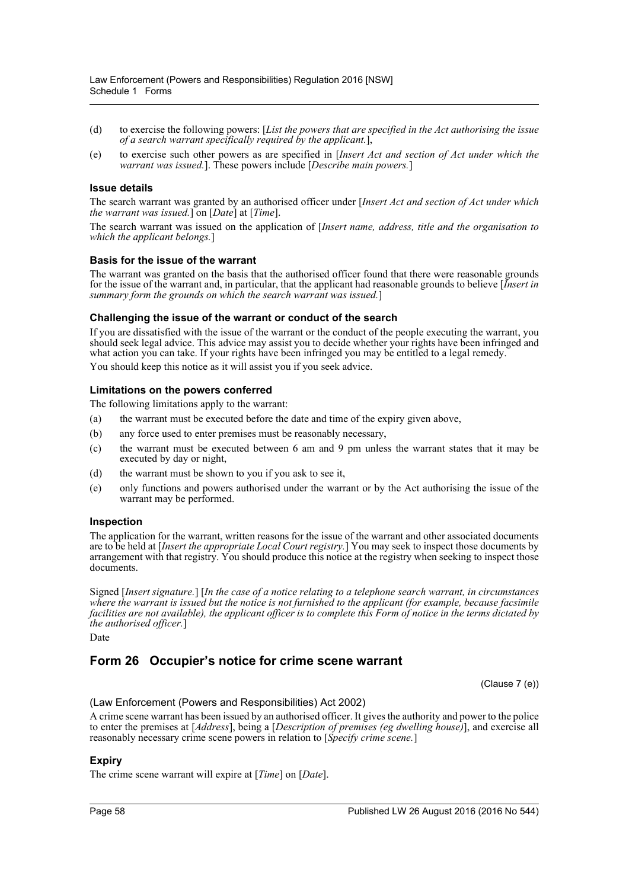(d) to exercise the following powers: [*List the powers that are specified in the Act authorising the issue of a search warrant specifically required by the applicant.*],

(e) to exercise such other powers as are specified in [*Insert Act and section of Act under which the warrant was issued.*]. These powers include [*Describe main powers.*]

### Issue details

The search warrant was granted by an authorised officer under [*Insert Act and section of Act under which the warrant was issued.*] on [*Date*] at [*Time*].

The search warrant was issued on the application of [*Insert name, address, title and the organisation to which the applicant belongs.*]

### Basis for the issue of the warrant

The warrant was granted on the basis that the authorised officer found that there were reasonable grounds for the issue of the warrant and, in particular, that the applicant had reasonable grounds to believe [*Insert in summary form the grounds on which the search warrant was issued.*]

### Challenging the issue of the warrant or conduct of the search

If you are dissatisfied with the issue of the warrant or the conduct of the people executing the warrant, you should seek legal advice. This advice may assist you to decide whether your rights have been infringed and what action you can take. If your rights have been infringed you may be entitled to a legal remedy.

You should keep this notice as it will assist you if you seek advice.

### Limitations on the powers conferred

The following limitations apply to the warrant:

(a) the warrant must be executed before the date and time of the expiry given above,

(b) any force used to enter premises must be reasonably necessary,

(c) the warrant must be executed between 6 am and 9 pm unless the warrant states that it may be executed by day or night,

(d) the warrant must be shown to you if you ask to see it,

(e) only functions and powers authorised under the warrant or by the Act authorising the issue of the warrant may be performed.

### Inspection

The application for the warrant, written reasons for the issue of the warrant and other associated documents are to be held at [*Insert the appropriate Local Court registry.*] You may seek to inspect those documents by arrangement with that registry. You should produce this notice at the registry when seeking to inspect those documents.

Signed [*Insert signature.*] [*In the case of a notice relating to a telephone search warrant, in circumstances where the warrant is issued but the notice is not furnished to the applicant (for example, because facsimile facilities are not available), the applicant officer is to complete this Form of notice in the terms dictated by the authorised officer.*]

Date

## Form 26 Occupier's notice for crime scene warrant

(Clause 7 (e))

(Law Enforcement (Powers and Responsibilities) Act 2002)

A crime scene warrant has been issued by an authorised officer. It gives the authority and power to the police to enter the premises at [*Address*], being a [*Description of premises (eg dwelling house)*], and exercise all reasonably necessary crime scene powers in relation to [*Specify crime scene.*]

### Expiry

The crime scene warrant will expire at [*Time*] on [*Date*].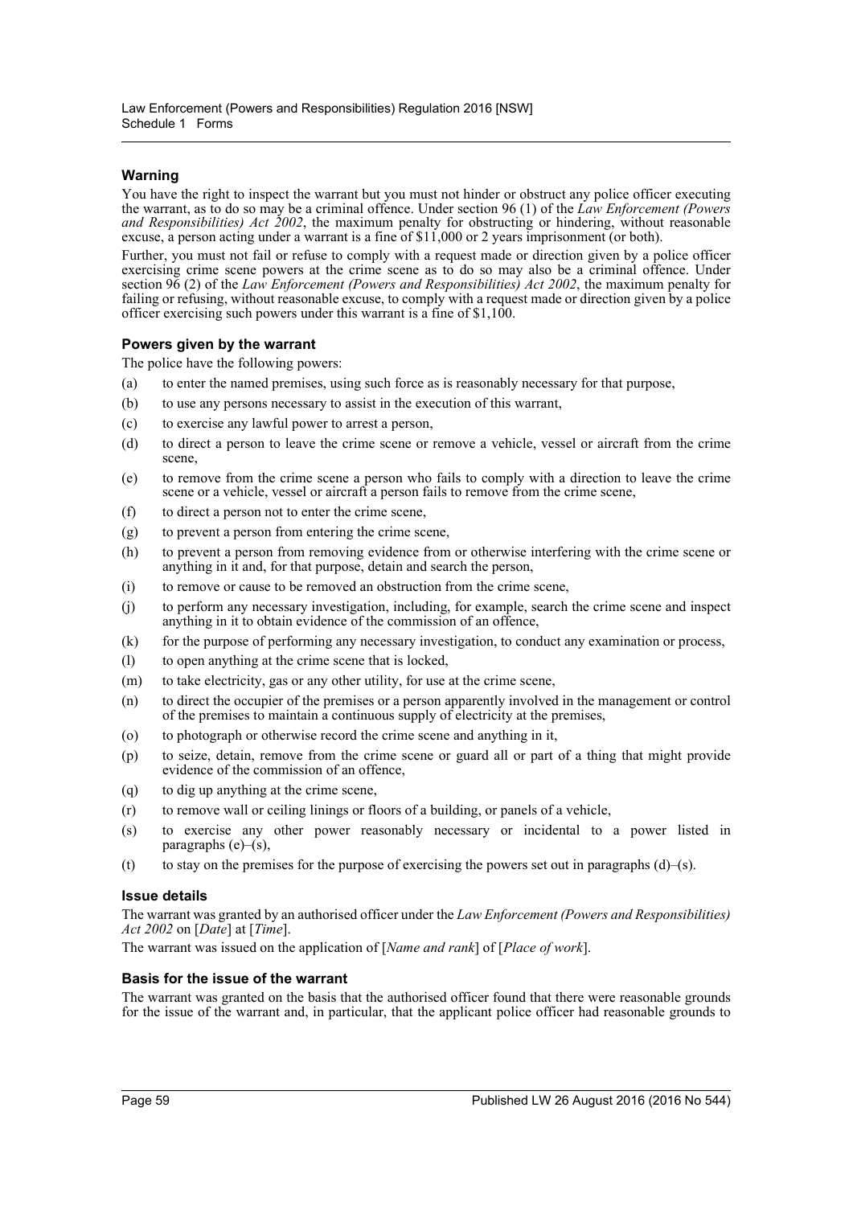### Warning

You have the right to inspect the warrant but you must not hinder or obstruct any police officer executing the warrant, as to do so may be a criminal offence. Under section 96 (1) of the *Law Enforcement (Powers and Responsibilities) Act 2002*, the maximum penalty for obstructing or hindering, without reasonable excuse, a person acting under a warrant is a fine of $11,000 or 2 years imprisonment (or both).

Further, you must not fail or refuse to comply with a request made or direction given by a police officer exercising crime scene powers at the crime scene as to do so may also be a criminal offence. Under section 96 (2) of the *Law Enforcement (Powers and Responsibilities) Act 2002*, the maximum penalty for failing or refusing, without reasonable excuse, to comply with a request made or direction given by a police officer exercising such powers under this warrant is a fine of $1,100.

### Powers given by the warrant

The police have the following powers:

(a) to enter the named premises, using such force as is reasonably necessary for that purpose,

(b) to use any persons necessary to assist in the execution of this warrant,

(c) to exercise any lawful power to arrest a person,

(d) to direct a person to leave the crime scene or remove a vehicle, vessel or aircraft from the crime scene,

(e) to remove from the crime scene a person who fails to comply with a direction to leave the crime scene or a vehicle, vessel or aircraft a person fails to remove from the crime scene,

(f) to direct a person not to enter the crime scene,

(g) to prevent a person from entering the crime scene,

(h) to prevent a person from removing evidence from or otherwise interfering with the crime scene or anything in it and, for that purpose, detain and search the person,

(i) to remove or cause to be removed an obstruction from the crime scene,

(j) to perform any necessary investigation, including, for example, search the crime scene and inspect anything in it to obtain evidence of the commission of an offence,

(k) for the purpose of performing any necessary investigation, to conduct any examination or process,

(l) to open anything at the crime scene that is locked,

(m) to take electricity, gas or any other utility, for use at the crime scene,

(n) to direct the occupier of the premises or a person apparently involved in the management or control of the premises to maintain a continuous supply of electricity at the premises,

(o) to photograph or otherwise record the crime scene and anything in it,

(p) to seize, detain, remove from the crime scene or guard all or part of a thing that might provide evidence of the commission of an offence,

(q) to dig up anything at the crime scene,

(r) to remove wall or ceiling linings or floors of a building, or panels of a vehicle,

(s) to exercise any other power reasonably necessary or incidental to a power listed in paragraphs (e)–(s),

(t) to stay on the premises for the purpose of exercising the powers set out in paragraphs (d)–(s).

### Issue details

The warrant was granted by an authorised officer under the *Law Enforcement (Powers and Responsibilities) Act 2002* on [*Date*] at [*Time*].

The warrant was issued on the application of [*Name and rank*] of [*Place of work*].

### Basis for the issue of the warrant

The warrant was granted on the basis that the authorised officer found that there were reasonable grounds for the issue of the warrant and, in particular, that the applicant police officer had reasonable grounds to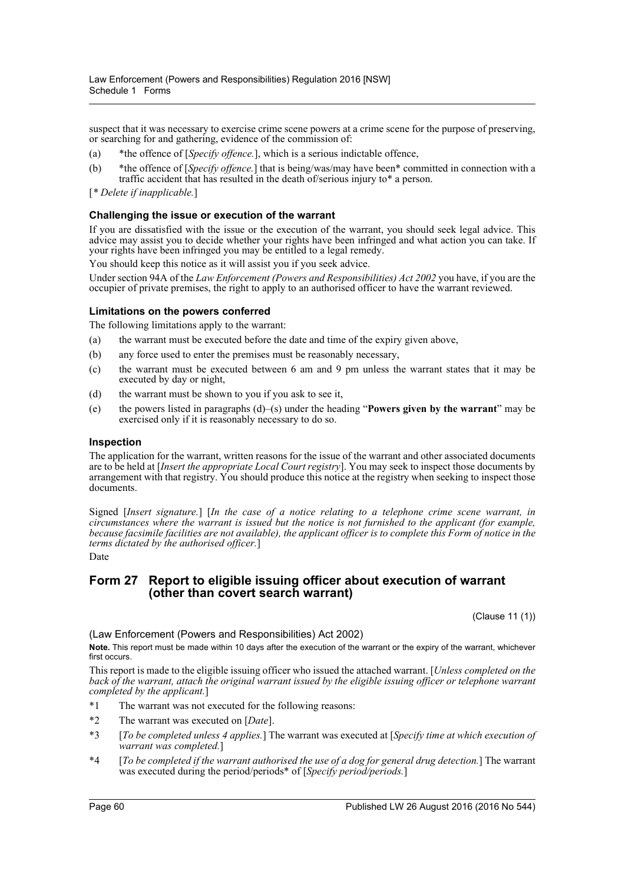suspect that it was necessary to exercise crime scene powers at a crime scene for the purpose of preserving, or searching for and gathering, evidence of the commission of:

(a) *the offence of [*Specify offence.*], which is a serious indictable offence,

(b) *the offence of [*Specify offence.*] that is being/was/may have been* committed in connection with a traffic accident that has resulted in the death of/serious injury to* a person.

[* *Delete if inapplicable.*]

### Challenging the issue or execution of the warrant

If you are dissatisfied with the issue or the execution of the warrant, you should seek legal advice. This advice may assist you to decide whether your rights have been infringed and what action you can take. If your rights have been infringed you may be entitled to a legal remedy.

You should keep this notice as it will assist you if you seek advice.

Under section 94A of the *Law Enforcement (Powers and Responsibilities) Act 2002* you have, if you are the occupier of private premises, the right to apply to an authorised officer to have the warrant reviewed.

### Limitations on the powers conferred

The following limitations apply to the warrant:

(a) the warrant must be executed before the date and time of the expiry given above,

(b) any force used to enter the premises must be reasonably necessary,

(c) the warrant must be executed between 6 am and 9 pm unless the warrant states that it may be executed by day or night,

(d) the warrant must be shown to you if you ask to see it,

(e) the powers listed in paragraphs (d)–(s) under the heading "**Powers given by the warrant**" may be exercised only if it is reasonably necessary to do so.

### Inspection

The application for the warrant, written reasons for the issue of the warrant and other associated documents are to be held at [*Insert the appropriate Local Court registry*]. You may seek to inspect those documents by arrangement with that registry. You should produce this notice at the registry when seeking to inspect those documents.

Signed [*Insert signature.*] [*In the case of a notice relating to a telephone crime scene warrant, in circumstances where the warrant is issued but the notice is not furnished to the applicant (for example, because facsimile facilities are not available), the applicant officer is to complete this Form of notice in the terms dictated by the authorised officer.*]

Date

## Form 27 Report to eligible issuing officer about execution of warrant (other than covert search warrant)

(Clause 11 (1))

(Law Enforcement (Powers and Responsibilities) Act 2002)

**Note.** This report must be made within 10 days after the execution of the warrant or the expiry of the warrant, whichever first occurs.

This report is made to the eligible issuing officer who issued the attached warrant. [*Unless completed on the back of the warrant, attach the original warrant issued by the eligible issuing officer or telephone warrant completed by the applicant.*]

*1 The warrant was not executed for the following reasons:

*2 The warrant was executed on [*Date*].

*3 [*To be completed unless 4 applies.*] The warrant was executed at [*Specify time at which execution of warrant was completed.*]

*4 [*To be completed if the warrant authorised the use of a dog for general drug detection.*] The warrant was executed during the period/periods* of [*Specify period/periods.*]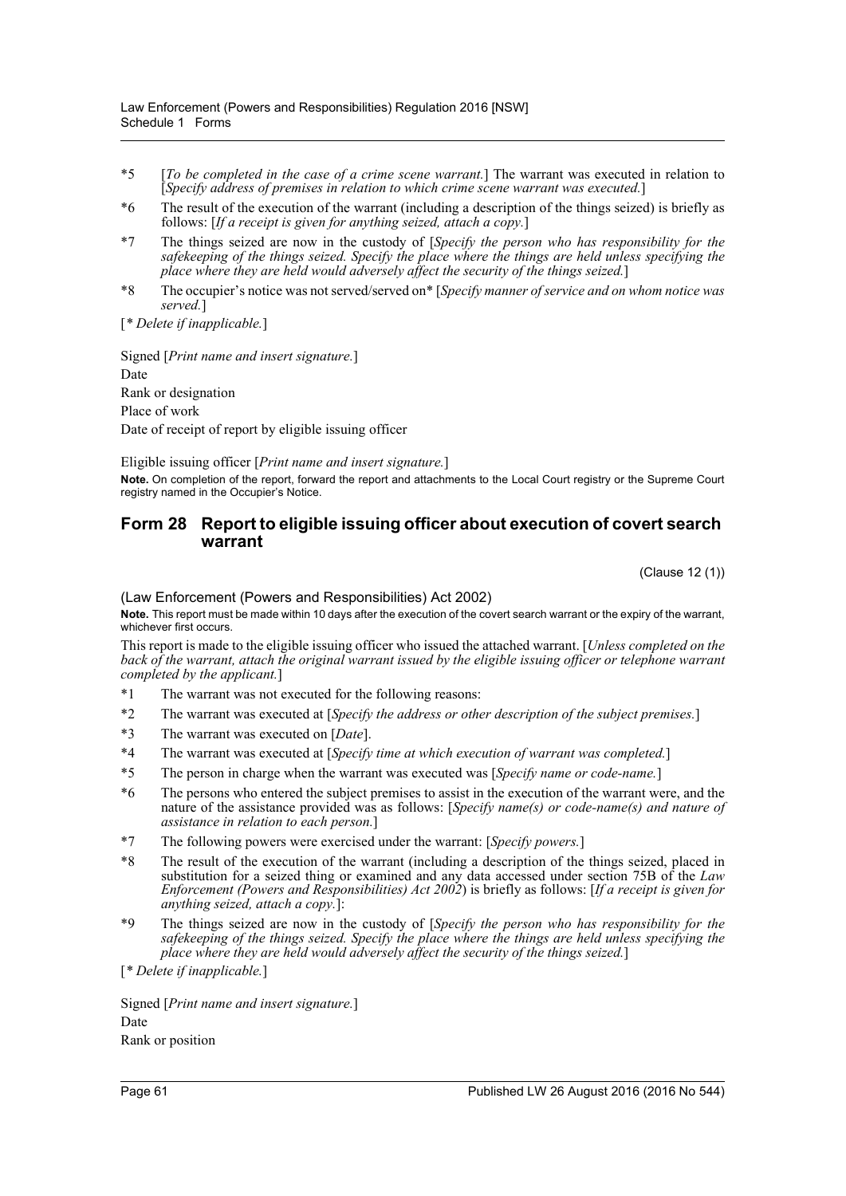*5 [*To be completed in the case of a crime scene warrant.*] The warrant was executed in relation to [*Specify address of premises in relation to which crime scene warrant was executed.*]

*6 The result of the execution of the warrant (including a description of the things seized) is briefly as follows: [*If a receipt is given for anything seized, attach a copy.*]

*7 The things seized are now in the custody of [*Specify the person who has responsibility for the safekeeping of the things seized. Specify the place where the things are held unless specifying the place where they are held would adversely affect the security of the things seized.*]

*8 The occupier's notice was not served/served on* [*Specify manner of service and on whom notice was served.*]

[* *Delete if inapplicable.*]

Signed [*Print name and insert signature.*]

Date

Rank or designation

Place of work

Date of receipt of report by eligible issuing officer

Eligible issuing officer [*Print name and insert signature.*]

**Note.** On completion of the report, forward the report and attachments to the Local Court registry or the Supreme Court registry named in the Occupier's Notice.

## Form 28 Report to eligible issuing officer about execution of covert search warrant

(Clause 12 (1))

(Law Enforcement (Powers and Responsibilities) Act 2002)

**Note.** This report must be made within 10 days after the execution of the covert search warrant or the expiry of the warrant, whichever first occurs.

This report is made to the eligible issuing officer who issued the attached warrant. [*Unless completed on the back of the warrant, attach the original warrant issued by the eligible issuing officer or telephone warrant completed by the applicant.*]

*1 The warrant was not executed for the following reasons:

*2 The warrant was executed at [*Specify the address or other description of the subject premises.*]

*3 The warrant was executed on [*Date*].

*4 The warrant was executed at [*Specify time at which execution of warrant was completed.*]

*5 The person in charge when the warrant was executed was [*Specify name or code-name.*]

*6 The persons who entered the subject premises to assist in the execution of the warrant were, and the nature of the assistance provided was as follows: [*Specify name(s) or code-name(s) and nature of assistance in relation to each person.*]

*7 The following powers were exercised under the warrant: [*Specify powers.*]

*8 The result of the execution of the warrant (including a description of the things seized, placed in substitution for a seized thing or examined and any data accessed under section 75B of the *Law Enforcement (Powers and Responsibilities) Act 2002*) is briefly as follows: [*If a receipt is given for anything seized, attach a copy.*]:

*9 The things seized are now in the custody of [*Specify the person who has responsibility for the safekeeping of the things seized. Specify the place where the things are held unless specifying the place where they are held would adversely affect the security of the things seized.*]

[* *Delete if inapplicable.*]

Signed [*Print name and insert signature.*]

Date

Rank or position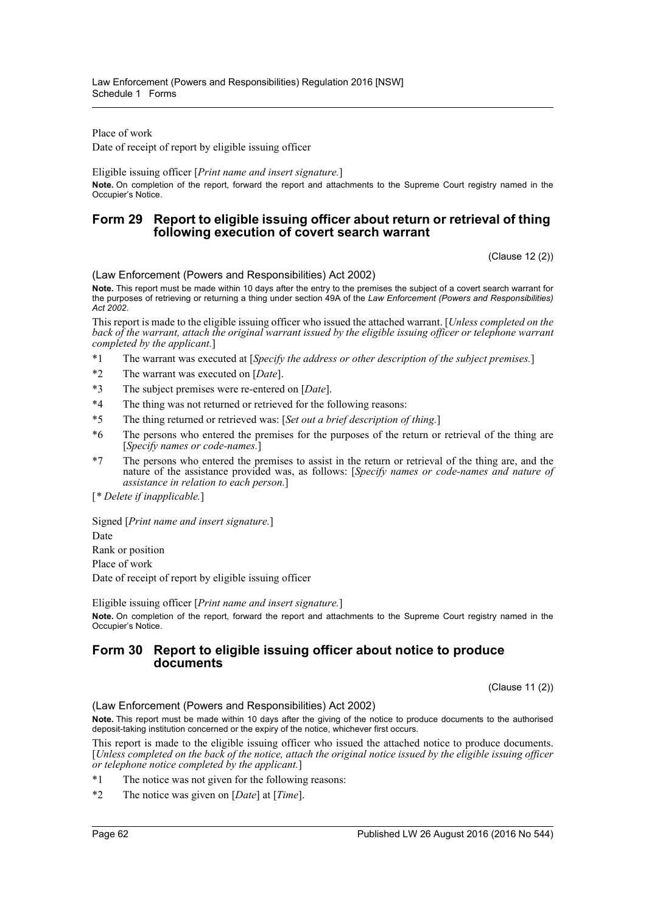Place of work

Date of receipt of report by eligible issuing officer

Eligible issuing officer [*Print name and insert signature.*]

**Note.** On completion of the report, forward the report and attachments to the Supreme Court registry named in the Occupier's Notice.

## Form 29 Report to eligible issuing officer about return or retrieval of thing following execution of covert search warrant

(Clause 12 (2))

(Law Enforcement (Powers and Responsibilities) Act 2002)

**Note.** This report must be made within 10 days after the entry to the premises the subject of a covert search warrant for the purposes of retrieving or returning a thing under section 49A of the *Law Enforcement (Powers and Responsibilities) Act 2002*.

This report is made to the eligible issuing officer who issued the attached warrant. [*Unless completed on the back of the warrant, attach the original warrant issued by the eligible issuing officer or telephone warrant completed by the applicant.*]

*1 The warrant was executed at [*Specify the address or other description of the subject premises.*]

*2 The warrant was executed on [*Date*].

*3 The subject premises were re-entered on [*Date*].

*4 The thing was not returned or retrieved for the following reasons:

*5 The thing returned or retrieved was: [*Set out a brief description of thing.*]

*6 The persons who entered the premises for the purposes of the return or retrieval of the thing are [*Specify names or code-names.*]

*7 The persons who entered the premises to assist in the return or retrieval of the thing are, and the nature of the assistance provided was, as follows: [*Specify names or code-names and nature of assistance in relation to each person.*]

[*\* Delete if inapplicable.*]

Signed [*Print name and insert signature.*]

Date

Rank or position

Place of work

Date of receipt of report by eligible issuing officer

Eligible issuing officer [*Print name and insert signature.*]

**Note.** On completion of the report, forward the report and attachments to the Supreme Court registry named in the Occupier's Notice.

## Form 30 Report to eligible issuing officer about notice to produce documents

(Clause 11 (2))

(Law Enforcement (Powers and Responsibilities) Act 2002)

**Note.** This report must be made within 10 days after the giving of the notice to produce documents to the authorised deposit-taking institution concerned or the expiry of the notice, whichever first occurs.

This report is made to the eligible issuing officer who issued the attached notice to produce documents. [*Unless completed on the back of the notice, attach the original notice issued by the eligible issuing officer or telephone notice completed by the applicant.*]

*1 The notice was not given for the following reasons:

*2 The notice was given on [*Date*] at [*Time*].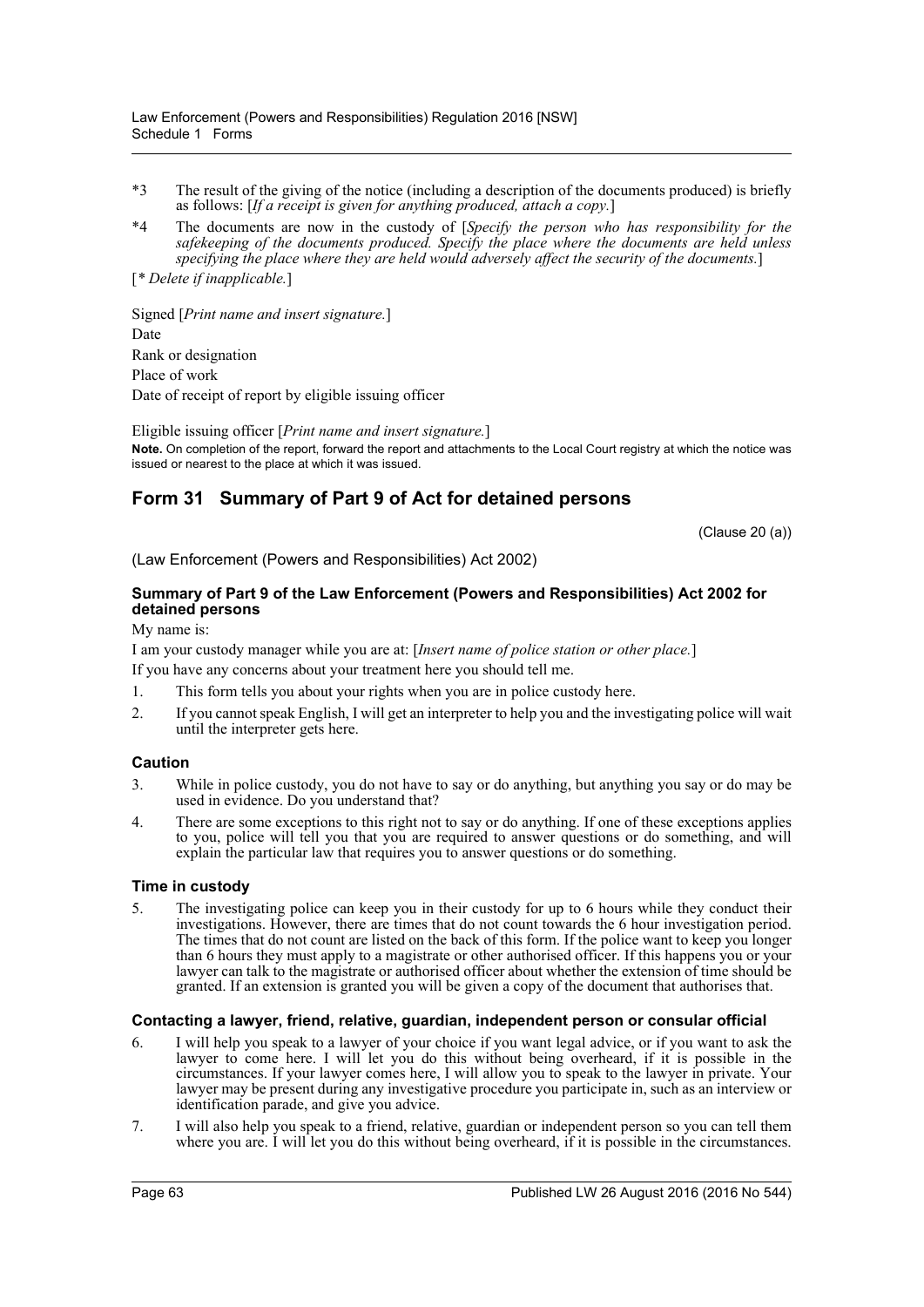*3 The result of the giving of the notice (including a description of the documents produced) is briefly as follows: [*If a receipt is given for anything produced, attach a copy.*]

*4 The documents are now in the custody of [*Specify the person who has responsibility for the safekeeping of the documents produced. Specify the place where the documents are held unless specifying the place where they are held would adversely affect the security of the documents.*]

[* *Delete if inapplicable.*]

Signed [*Print name and insert signature.*]

Date

Rank or designation

Place of work

Date of receipt of report by eligible issuing officer

Eligible issuing officer [*Print name and insert signature.*]

**Note.** On completion of the report, forward the report and attachments to the Local Court registry at which the notice was issued or nearest to the place at which it was issued.

## Form 31 Summary of Part 9 of Act for detained persons

(Clause 20 (a))

(Law Enforcement (Powers and Responsibilities) Act 2002)

#### Summary of Part 9 of the Law Enforcement (Powers and Responsibilities) Act 2002 for detained persons

My name is:

I am your custody manager while you are at: [*Insert name of police station or other place.*]

If you have any concerns about your treatment here you should tell me.

1. This form tells you about your rights when you are in police custody here.
2. If you cannot speak English, I will get an interpreter to help you and the investigating police will wait until the interpreter gets here.

#### Caution

3. While in police custody, you do not have to say or do anything, but anything you say or do may be used in evidence. Do you understand that?
4. There are some exceptions to this right not to say or do anything. If one of these exceptions applies to you, police will tell you that you are required to answer questions or do something, and will explain the particular law that requires you to answer questions or do something.

#### Time in custody

5. The investigating police can keep you in their custody for up to 6 hours while they conduct their investigations. However, there are times that do not count towards the 6 hour investigation period. The times that do not count are listed on the back of this form. If the police want to keep you longer than 6 hours they must apply to a magistrate or other authorised officer. If this happens you or your lawyer can talk to the magistrate or authorised officer about whether the extension of time should be granted. If an extension is granted you will be given a copy of the document that authorises that.

#### Contacting a lawyer, friend, relative, guardian, independent person or consular official

6. I will help you speak to a lawyer of your choice if you want legal advice, or if you want to ask the lawyer to come here. I will let you do this without being overheard, if it is possible in the circumstances. If your lawyer comes here, I will allow you to speak to the lawyer in private. Your lawyer may be present during any investigative procedure you participate in, such as an interview or identification parade, and give you advice.
7. I will also help you speak to a friend, relative, guardian or independent person so you can tell them where you are. I will let you do this without being overheard, if it is possible in the circumstances.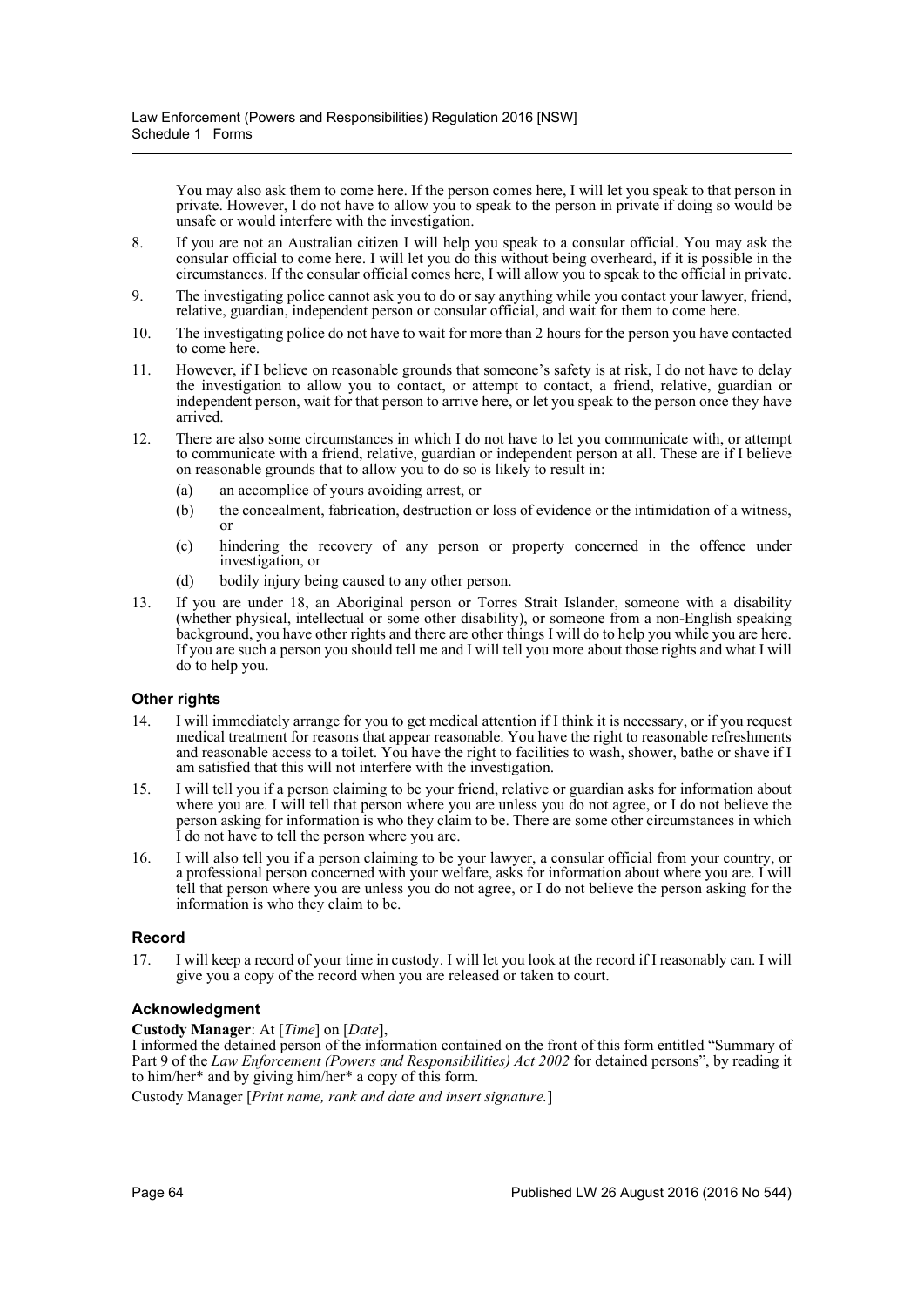You may also ask them to come here. If the person comes here, I will let you speak to that person in private. However, I do not have to allow you to speak to the person in private if doing so would be unsafe or would interfere with the investigation.

8. If you are not an Australian citizen I will help you speak to a consular official. You may ask the consular official to come here. I will let you do this without being overheard, if it is possible in the circumstances. If the consular official comes here, I will allow you to speak to the official in private.
9. The investigating police cannot ask you to do or say anything while you contact your lawyer, friend, relative, guardian, independent person or consular official, and wait for them to come here.
10. The investigating police do not have to wait for more than 2 hours for the person you have contacted to come here.
11. However, if I believe on reasonable grounds that someone's safety is at risk, I do not have to delay the investigation to allow you to contact, or attempt to contact, a friend, relative, guardian or independent person, wait for that person to arrive here, or let you speak to the person once they have arrived.
12. There are also some circumstances in which I do not have to let you communicate with, or attempt to communicate with a friend, relative, guardian or independent person at all. These are if I believe on reasonable grounds that to allow you to do so is likely to result in:
    - (a) an accomplice of yours avoiding arrest, or
    - (b) the concealment, fabrication, destruction or loss of evidence or the intimidation of a witness, or
    - (c) hindering the recovery of any person or property concerned in the offence under investigation, or
    - (d) bodily injury being caused to any other person.
13. If you are under 18, an Aboriginal person or Torres Strait Islander, someone with a disability (whether physical, intellectual or some other disability), or someone from a non-English speaking background, you have other rights and there are other things I will do to help you while you are here. If you are such a person you should tell me and I will tell you more about those rights and what I will do to help you.

### Other rights

14. I will immediately arrange for you to get medical attention if I think it is necessary, or if you request medical treatment for reasons that appear reasonable. You have the right to reasonable refreshments and reasonable access to a toilet. You have the right to facilities to wash, shower, bathe or shave if I am satisfied that this will not interfere with the investigation.
15. I will tell you if a person claiming to be your friend, relative or guardian asks for information about where you are. I will tell that person where you are unless you do not agree, or I do not believe the person asking for information is who they claim to be. There are some other circumstances in which I do not have to tell the person where you are.
16. I will also tell you if a person claiming to be your lawyer, a consular official from your country, or a professional person concerned with your welfare, asks for information about where you are. I will tell that person where you are unless you do not agree, or I do not believe the person asking for the information is who they claim to be.

### Record

17. I will keep a record of your time in custody. I will let you look at the record if I reasonably can. I will give you a copy of the record when you are released or taken to court.

### Acknowledgment

**Custody Manager**: At [*Time*] on [*Date*],

I informed the detained person of the information contained on the front of this form entitled "Summary of Part 9 of the *Law Enforcement (Powers and Responsibilities) Act 2002* for detained persons", by reading it to him/her* and by giving him/her* a copy of this form.

Custody Manager [*Print name, rank and date and insert signature.*]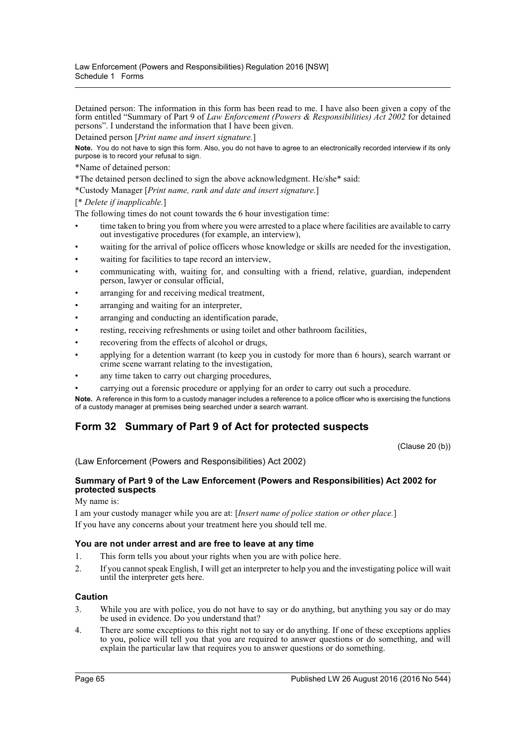Detained person: The information in this form has been read to me. I have also been given a copy of the form entitled "Summary of Part 9 of *Law Enforcement (Powers & Responsibilities) Act 2002* for detained persons". I understand the information that I have been given.

Detained person [*Print name and insert signature.*]

**Note.** You do not have to sign this form. Also, you do not have to agree to an electronically recorded interview if its only purpose is to record your refusal to sign.

*Name of detained person:

*The detained person declined to sign the above acknowledgment. He/she* said:

*Custody Manager [*Print name, rank and date and insert signature.*]

[* *Delete if inapplicable.*]

The following times do not count towards the 6 hour investigation time:

- time taken to bring you from where you were arrested to a place where facilities are available to carry out investigative procedures (for example, an interview),
- waiting for the arrival of police officers whose knowledge or skills are needed for the investigation,
- waiting for facilities to tape record an interview,
- communicating with, waiting for, and consulting with a friend, relative, guardian, independent person, lawyer or consular official,
- arranging for and receiving medical treatment,
- arranging and waiting for an interpreter,
- arranging and conducting an identification parade,
- resting, receiving refreshments or using toilet and other bathroom facilities,
- recovering from the effects of alcohol or drugs,
- applying for a detention warrant (to keep you in custody for more than 6 hours), search warrant or crime scene warrant relating to the investigation,
- any time taken to carry out charging procedures,
- carrying out a forensic procedure or applying for an order to carry out such a procedure.

**Note.** A reference in this form to a custody manager includes a reference to a police officer who is exercising the functions of a custody manager at premises being searched under a search warrant.

## Form 32 Summary of Part 9 of Act for protected suspects

(Clause 20 (b))

(Law Enforcement (Powers and Responsibilities) Act 2002)

### Summary of Part 9 of the Law Enforcement (Powers and Responsibilities) Act 2002 for protected suspects

My name is:

I am your custody manager while you are at: [*Insert name of police station or other place.*]

If you have any concerns about your treatment here you should tell me.

### You are not under arrest and are free to leave at any time

1. This form tells you about your rights when you are with police here.
2. If you cannot speak English, I will get an interpreter to help you and the investigating police will wait until the interpreter gets here.

### Caution

3. While you are with police, you do not have to say or do anything, but anything you say or do may be used in evidence. Do you understand that?
4. There are some exceptions to this right not to say or do anything. If one of these exceptions applies to you, police will tell you that you are required to answer questions or do something, and will explain the particular law that requires you to answer questions or do something.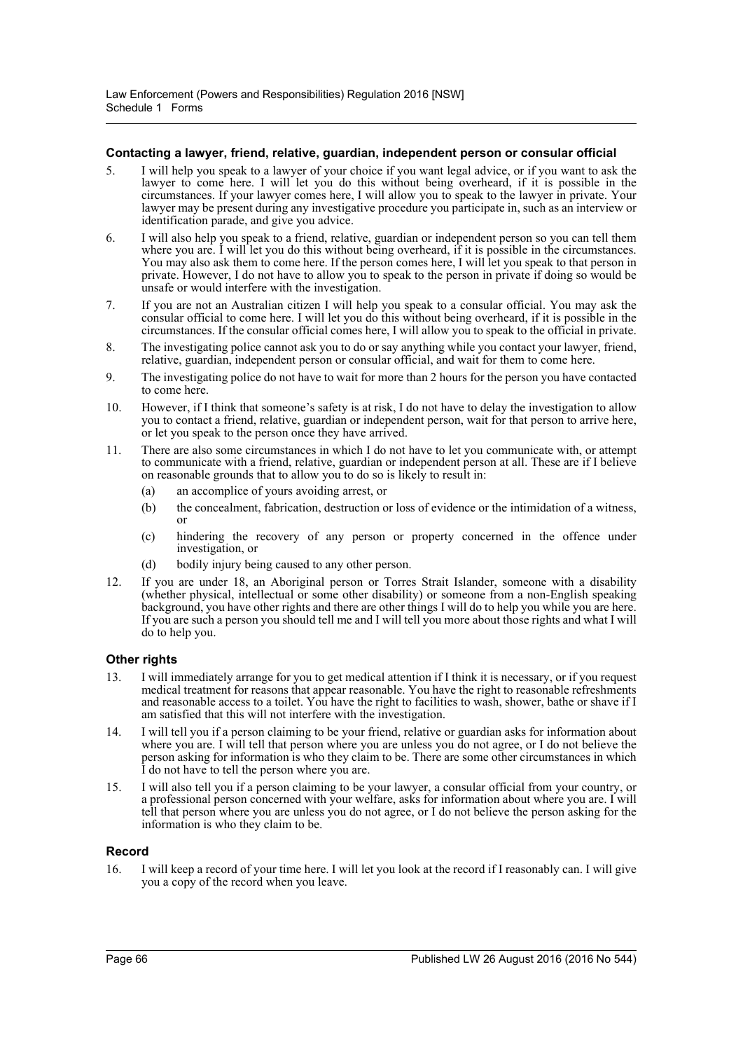### Contacting a lawyer, friend, relative, guardian, independent person or consular official

5. I will help you speak to a lawyer of your choice if you want legal advice, or if you want to ask the lawyer to come here. I will let you do this without being overheard, if it is possible in the circumstances. If your lawyer comes here, I will allow you to speak to the lawyer in private. Your lawyer may be present during any investigative procedure you participate in, such as an interview or identification parade, and give you advice.
6. I will also help you speak to a friend, relative, guardian or independent person so you can tell them where you are. I will let you do this without being overheard, if it is possible in the circumstances. You may also ask them to come here. If the person comes here, I will let you speak to that person in private. However, I do not have to allow you to speak to the person in private if doing so would be unsafe or would interfere with the investigation.
7. If you are not an Australian citizen I will help you speak to a consular official. You may ask the consular official to come here. I will let you do this without being overheard, if it is possible in the circumstances. If the consular official comes here, I will allow you to speak to the official in private.
8. The investigating police cannot ask you to do or say anything while you contact your lawyer, friend, relative, guardian, independent person or consular official, and wait for them to come here.
9. The investigating police do not have to wait for more than 2 hours for the person you have contacted to come here.
10. However, if I think that someone's safety is at risk, I do not have to delay the investigation to allow you to contact a friend, relative, guardian or independent person, wait for that person to arrive here, or let you speak to the person once they have arrived.
11. There are also some circumstances in which I do not have to let you communicate with, or attempt to communicate with a friend, relative, guardian or independent person at all. These are if I believe on reasonable grounds that to allow you to do so is likely to result in:
    (a) an accomplice of yours avoiding arrest, or
    (b) the concealment, fabrication, destruction or loss of evidence or the intimidation of a witness, or
    (c) hindering the recovery of any person or property concerned in the offence under investigation, or
    (d) bodily injury being caused to any other person.
12. If you are under 18, an Aboriginal person or Torres Strait Islander, someone with a disability (whether physical, intellectual or some other disability) or someone from a non-English speaking background, you have other rights and there are other things I will do to help you while you are here. If you are such a person you should tell me and I will tell you more about those rights and what I will do to help you.

### Other rights

13. I will immediately arrange for you to get medical attention if I think it is necessary, or if you request medical treatment for reasons that appear reasonable. You have the right to reasonable refreshments and reasonable access to a toilet. You have the right to facilities to wash, shower, bathe or shave if I am satisfied that this will not interfere with the investigation.
14. I will tell you if a person claiming to be your friend, relative or guardian asks for information about where you are. I will tell that person where you are unless you do not agree, or I do not believe the person asking for information is who they claim to be. There are some other circumstances in which I do not have to tell the person where you are.
15. I will also tell you if a person claiming to be your lawyer, a consular official from your country, or a professional person concerned with your welfare, asks for information about where you are. I will tell that person where you are unless you do not agree, or I do not believe the person asking for the information is who they claim to be.

### Record

16. I will keep a record of your time here. I will let you look at the record if I reasonably can. I will give you a copy of the record when you leave.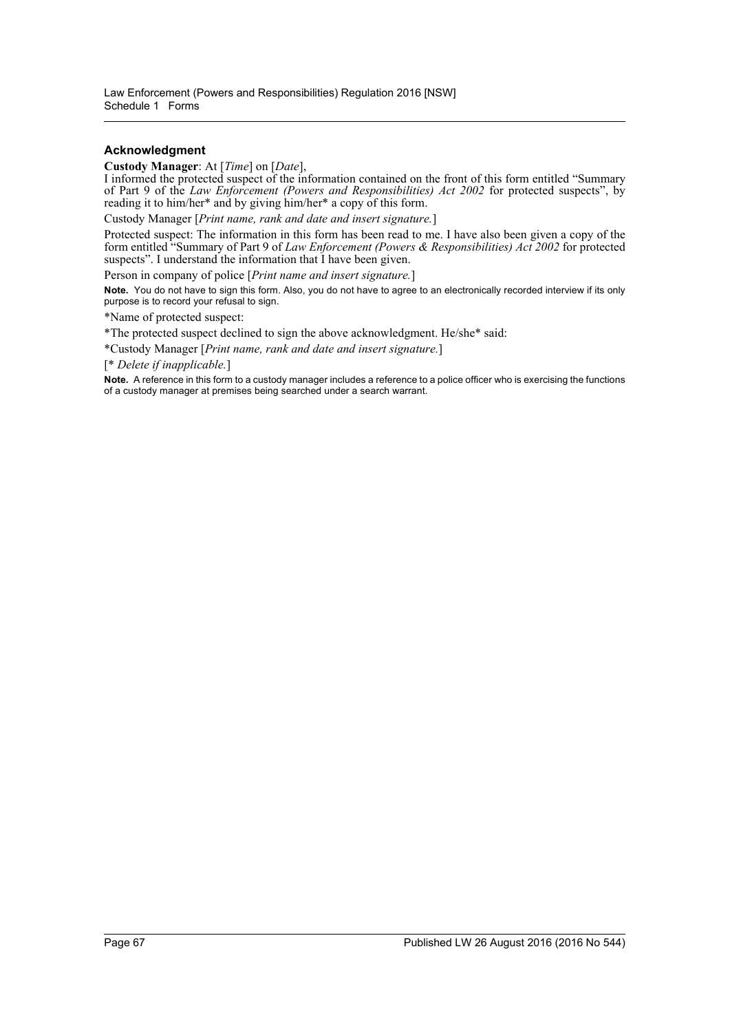### Acknowledgment

**Custody Manager**: At [*Time*] on [*Date*],

I informed the protected suspect of the information contained on the front of this form entitled "Summary of Part 9 of the *Law Enforcement (Powers and Responsibilities) Act 2002* for protected suspects", by reading it to him/her* and by giving him/her* a copy of this form.

Custody Manager [*Print name, rank and date and insert signature.*]

Protected suspect: The information in this form has been read to me. I have also been given a copy of the form entitled "Summary of Part 9 of *Law Enforcement (Powers & Responsibilities) Act 2002* for protected suspects". I understand the information that I have been given.

Person in company of police [*Print name and insert signature.*]

**Note.** You do not have to sign this form. Also, you do not have to agree to an electronically recorded interview if its only purpose is to record your refusal to sign.

*Name of protected suspect:

*The protected suspect declined to sign the above acknowledgment. He/she* said:

*Custody Manager [*Print name, rank and date and insert signature.*]

[* *Delete if inapplicable.*]

**Note.** A reference in this form to a custody manager includes a reference to a police officer who is exercising the functions of a custody manager at premises being searched under a search warrant.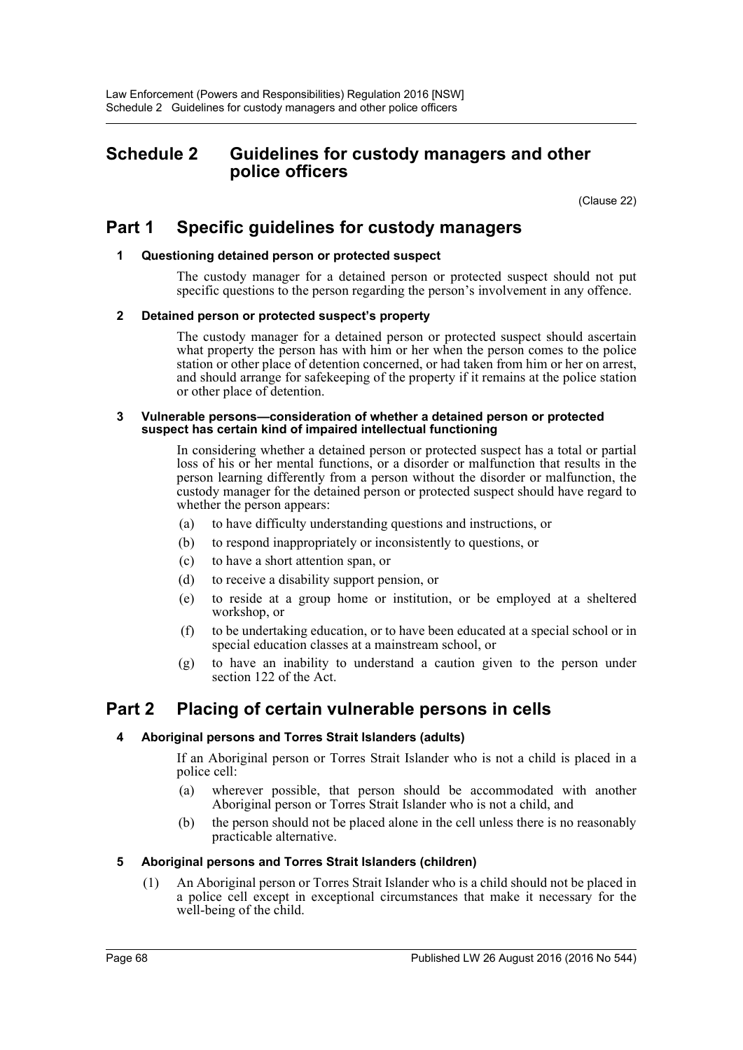# Schedule 2 Guidelines for custody managers and other police officers

(Clause 22)

## Part 1 Specific guidelines for custody managers

### 1 Questioning detained person or protected suspect

The custody manager for a detained person or protected suspect should not put specific questions to the person regarding the person's involvement in any offence.

### 2 Detained person or protected suspect's property

The custody manager for a detained person or protected suspect should ascertain what property the person has with him or her when the person comes to the police station or other place of detention concerned, or had taken from him or her on arrest, and should arrange for safekeeping of the property if it remains at the police station or other place of detention.

### 3 Vulnerable persons—consideration of whether a detained person or protected suspect has certain kind of impaired intellectual functioning

In considering whether a detained person or protected suspect has a total or partial loss of his or her mental functions, or a disorder or malfunction that results in the person learning differently from a person without the disorder or malfunction, the custody manager for the detained person or protected suspect should have regard to whether the person appears:

- (a) to have difficulty understanding questions and instructions, or
- (b) to respond inappropriately or inconsistently to questions, or
- (c) to have a short attention span, or
- (d) to receive a disability support pension, or
- (e) to reside at a group home or institution, or be employed at a sheltered workshop, or
- (f) to be undertaking education, or to have been educated at a special school or in special education classes at a mainstream school, or
- (g) to have an inability to understand a caution given to the person under section 122 of the Act.

## Part 2 Placing of certain vulnerable persons in cells

### 4 Aboriginal persons and Torres Strait Islanders (adults)

If an Aboriginal person or Torres Strait Islander who is not a child is placed in a police cell:

- (a) wherever possible, that person should be accommodated with another Aboriginal person or Torres Strait Islander who is not a child, and
- (b) the person should not be placed alone in the cell unless there is no reasonably practicable alternative.

### 5 Aboriginal persons and Torres Strait Islanders (children)

(1) An Aboriginal person or Torres Strait Islander who is a child should not be placed in a police cell except in exceptional circumstances that make it necessary for the well-being of the child.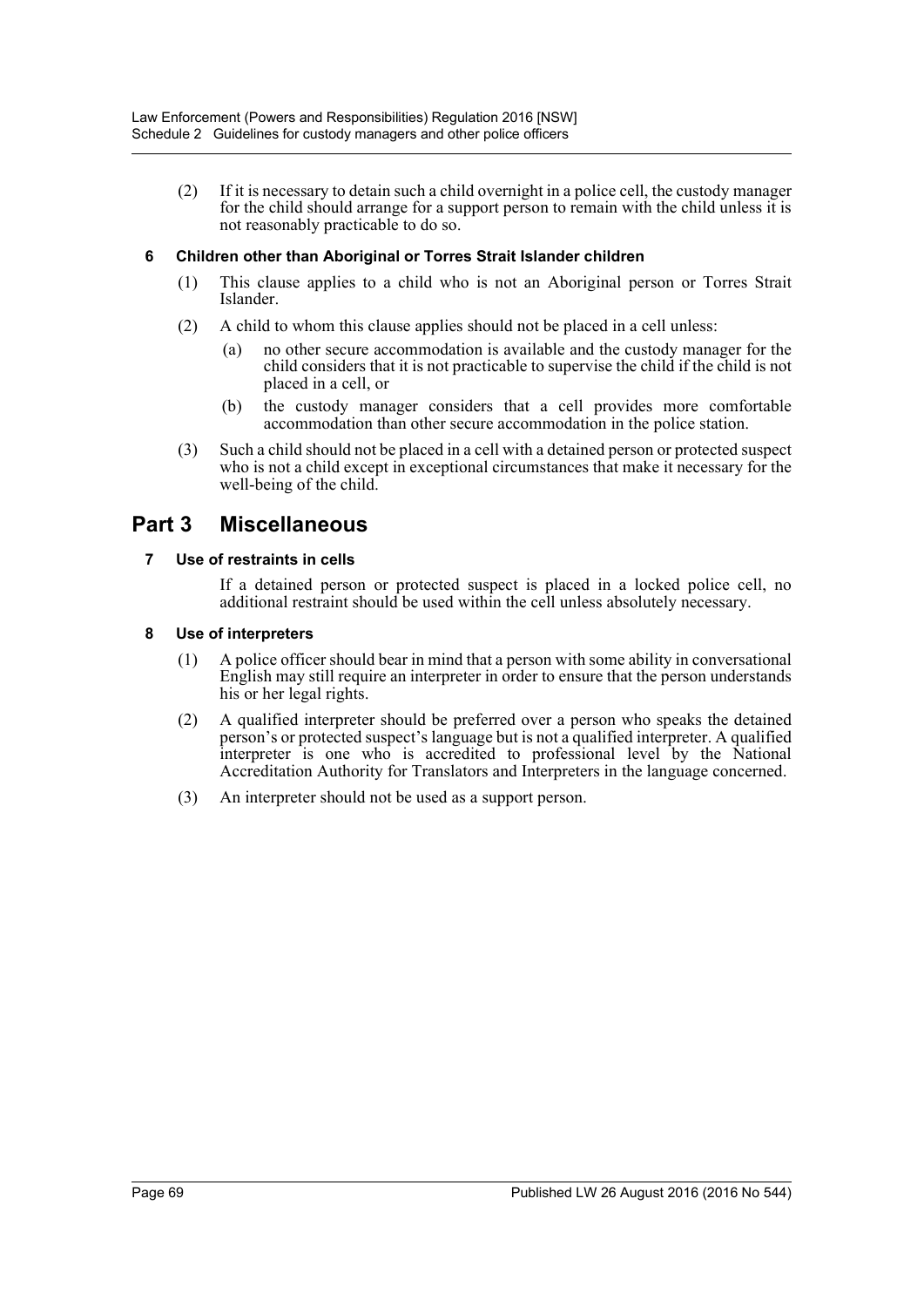(2) If it is necessary to detain such a child overnight in a police cell, the custody manager for the child should arrange for a support person to remain with the child unless it is not reasonably practicable to do so.

### 6 Children other than Aboriginal or Torres Strait Islander children

(1) This clause applies to a child who is not an Aboriginal person or Torres Strait Islander.

(2) A child to whom this clause applies should not be placed in a cell unless:

(a) no other secure accommodation is available and the custody manager for the child considers that it is not practicable to supervise the child if the child is not placed in a cell, or

(b) the custody manager considers that a cell provides more comfortable accommodation than other secure accommodation in the police station.

(3) Such a child should not be placed in a cell with a detained person or protected suspect who is not a child except in exceptional circumstances that make it necessary for the well-being of the child.

## Part 3 Miscellaneous

### 7 Use of restraints in cells

If a detained person or protected suspect is placed in a locked police cell, no additional restraint should be used within the cell unless absolutely necessary.

### 8 Use of interpreters

(1) A police officer should bear in mind that a person with some ability in conversational English may still require an interpreter in order to ensure that the person understands his or her legal rights.

(2) A qualified interpreter should be preferred over a person who speaks the detained person's or protected suspect's language but is not a qualified interpreter. A qualified interpreter is one who is accredited to professional level by the National Accreditation Authority for Translators and Interpreters in the language concerned.

(3) An interpreter should not be used as a support person.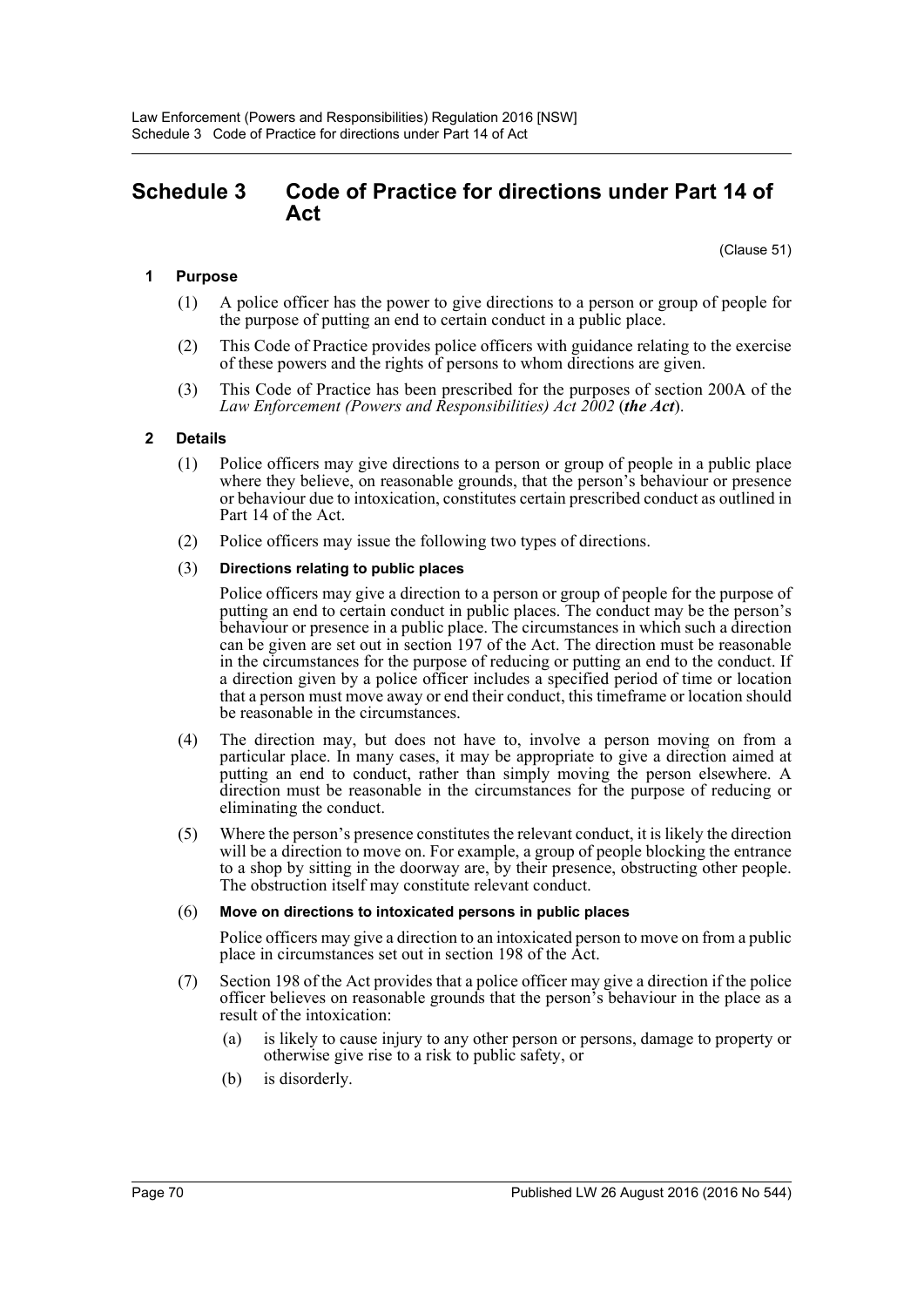# Schedule 3 Code of Practice for directions under Part 14 of Act

(Clause 51)

## 1 Purpose

(1) A police officer has the power to give directions to a person or group of people for the purpose of putting an end to certain conduct in a public place.

(2) This Code of Practice provides police officers with guidance relating to the exercise of these powers and the rights of persons to whom directions are given.

(3) This Code of Practice has been prescribed for the purposes of section 200A of the *Law Enforcement (Powers and Responsibilities) Act 2002* (***the Act***).

## 2 Details

(1) Police officers may give directions to a person or group of people in a public place where they believe, on reasonable grounds, that the person's behaviour or presence or behaviour due to intoxication, constitutes certain prescribed conduct as outlined in Part 14 of the Act.

(2) Police officers may issue the following two types of directions.

(3) **Directions relating to public places**

Police officers may give a direction to a person or group of people for the purpose of putting an end to certain conduct in public places. The conduct may be the person's behaviour or presence in a public place. The circumstances in which such a direction can be given are set out in section 197 of the Act. The direction must be reasonable in the circumstances for the purpose of reducing or putting an end to the conduct. If a direction given by a police officer includes a specified period of time or location that a person must move away or end their conduct, this timeframe or location should be reasonable in the circumstances.

(4) The direction may, but does not have to, involve a person moving on from a particular place. In many cases, it may be appropriate to give a direction aimed at putting an end to conduct, rather than simply moving the person elsewhere. A direction must be reasonable in the circumstances for the purpose of reducing or eliminating the conduct.

(5) Where the person's presence constitutes the relevant conduct, it is likely the direction will be a direction to move on. For example, a group of people blocking the entrance to a shop by sitting in the doorway are, by their presence, obstructing other people. The obstruction itself may constitute relevant conduct.

(6) **Move on directions to intoxicated persons in public places**

Police officers may give a direction to an intoxicated person to move on from a public place in circumstances set out in section 198 of the Act.

(7) Section 198 of the Act provides that a police officer may give a direction if the police officer believes on reasonable grounds that the person's behaviour in the place as a result of the intoxication:

(a) is likely to cause injury to any other person or persons, damage to property or otherwise give rise to a risk to public safety, or

(b) is disorderly.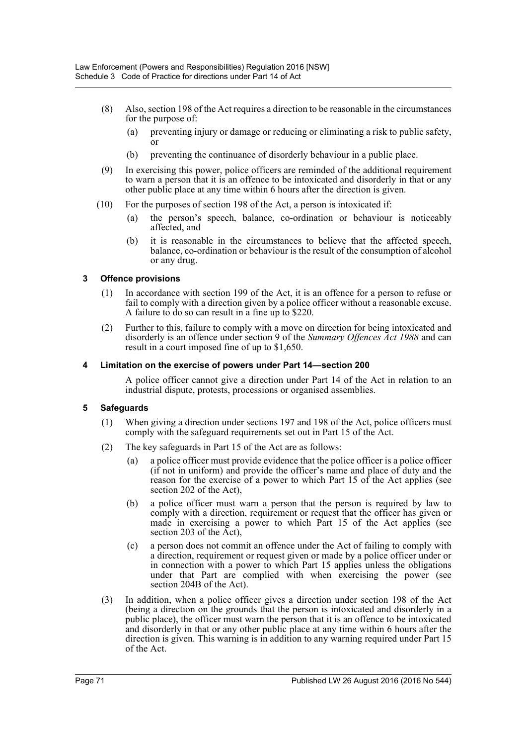(8) Also, section 198 of the Act requires a direction to be reasonable in the circumstances for the purpose of:

(a) preventing injury or damage or reducing or eliminating a risk to public safety, or

(b) preventing the continuance of disorderly behaviour in a public place.

(9) In exercising this power, police officers are reminded of the additional requirement to warn a person that it is an offence to be intoxicated and disorderly in that or any other public place at any time within 6 hours after the direction is given.

(10) For the purposes of section 198 of the Act, a person is intoxicated if:

(a) the person's speech, balance, co-ordination or behaviour is noticeably affected, and

(b) it is reasonable in the circumstances to believe that the affected speech, balance, co-ordination or behaviour is the result of the consumption of alcohol or any drug.

### 3 Offence provisions

(1) In accordance with section 199 of the Act, it is an offence for a person to refuse or fail to comply with a direction given by a police officer without a reasonable excuse. A failure to do so can result in a fine up to $220.

(2) Further to this, failure to comply with a move on direction for being intoxicated and disorderly is an offence under section 9 of the *Summary Offences Act 1988* and can result in a court imposed fine of up to $1,650.

### 4 Limitation on the exercise of powers under Part 14—section 200

A police officer cannot give a direction under Part 14 of the Act in relation to an industrial dispute, protests, processions or organised assemblies.

### 5 Safeguards

(1) When giving a direction under sections 197 and 198 of the Act, police officers must comply with the safeguard requirements set out in Part 15 of the Act.

(2) The key safeguards in Part 15 of the Act are as follows:

(a) a police officer must provide evidence that the police officer is a police officer (if not in uniform) and provide the officer's name and place of duty and the reason for the exercise of a power to which Part 15 of the Act applies (see section 202 of the Act),

(b) a police officer must warn a person that the person is required by law to comply with a direction, requirement or request that the officer has given or made in exercising a power to which Part 15 of the Act applies (see section 203 of the Act),

(c) a person does not commit an offence under the Act of failing to comply with a direction, requirement or request given or made by a police officer under or in connection with a power to which Part 15 applies unless the obligations under that Part are complied with when exercising the power (see section 204B of the Act).

(3) In addition, when a police officer gives a direction under section 198 of the Act (being a direction on the grounds that the person is intoxicated and disorderly in a public place), the officer must warn the person that it is an offence to be intoxicated and disorderly in that or any other public place at any time within 6 hours after the direction is given. This warning is in addition to any warning required under Part 15 of the Act.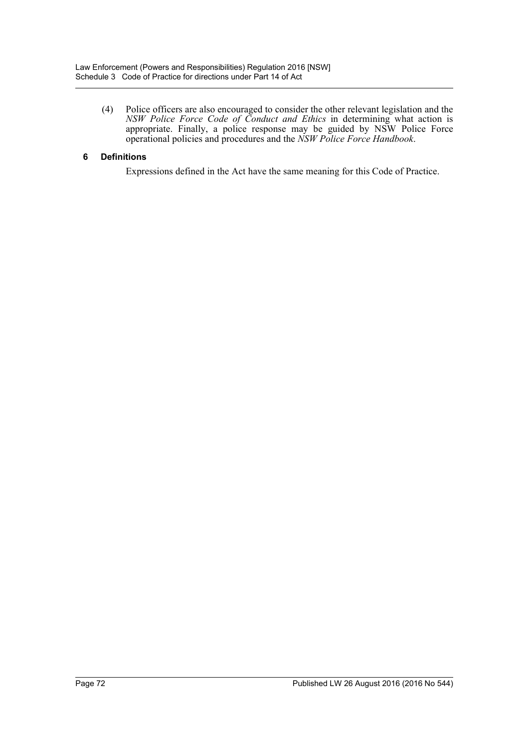(4) Police officers are also encouraged to consider the other relevant legislation and the *NSW Police Force Code of Conduct and Ethics* in determining what action is appropriate. Finally, a police response may be guided by NSW Police Force operational policies and procedures and the *NSW Police Force Handbook*.

**6 Definitions**

Expressions defined in the Act have the same meaning for this Code of Practice.